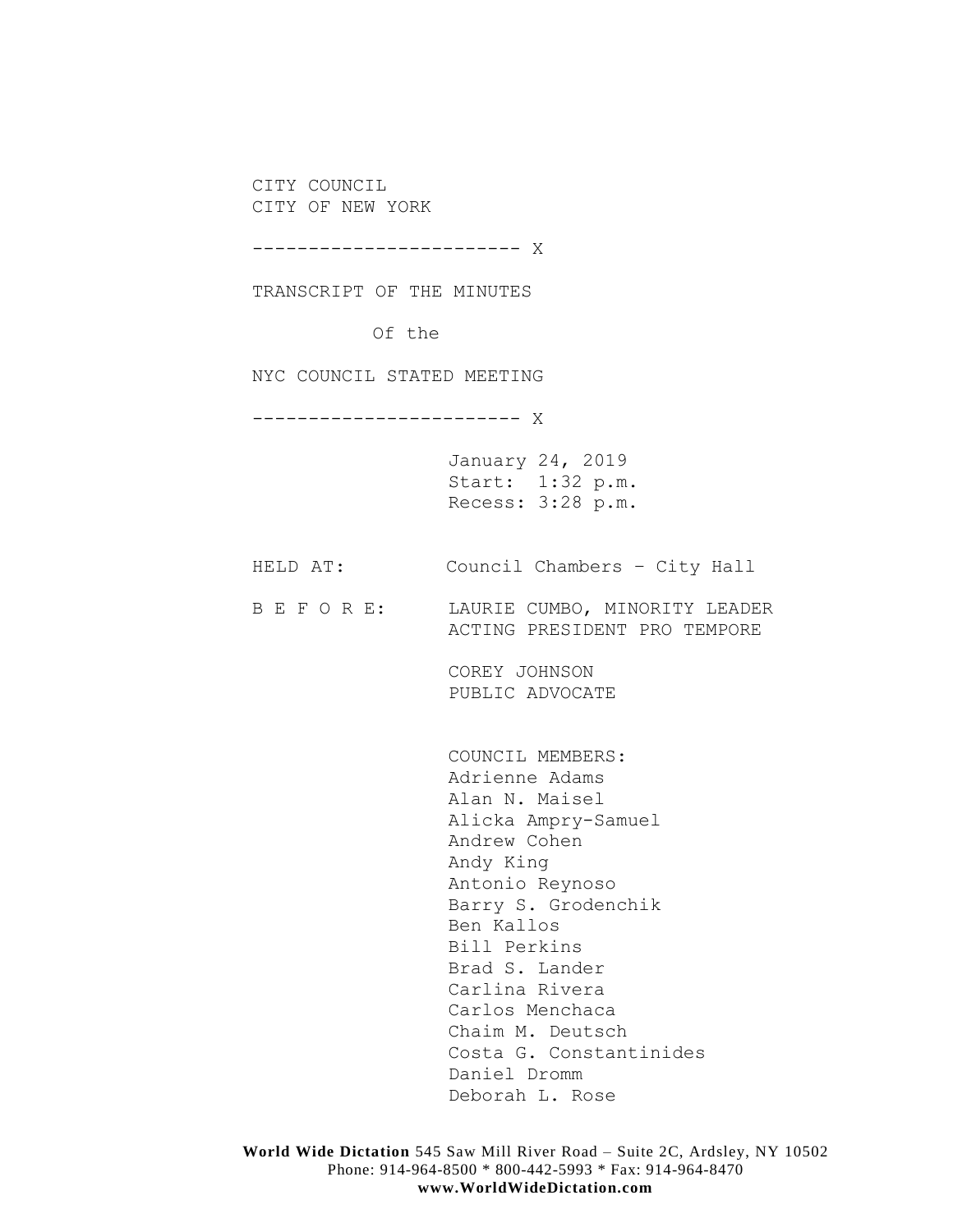CITY COUNCIL
CITY OF NEW YORK

------------------------ X

TRANSCRIPT OF THE MINUTES

Of the

NYC COUNCIL STATED MEETING

------------------------ X

January 24, 2019
Start: 1:32 p.m.
Recess: 3:28 p.m.

HELD AT: Council Chambers – City Hall

B E F O R E: LAURIE CUMBO, MINORITY LEADER
ACTING PRESIDENT PRO TEMPORE

COREY JOHNSON
PUBLIC ADVOCATE

COUNCIL MEMBERS:
Adrienne Adams
Alan N. Maisel
Alicka Ampry-Samuel
Andrew Cohen
Andy King
Antonio Reynoso
Barry S. Grodenchik
Ben Kallos
Bill Perkins
Brad S. Lander
Carlina Rivera
Carlos Menchaca
Chaim M. Deutsch
Costa G. Constantinides
Daniel Dromm
Deborah L. Rose

**World Wide Dictation** 545 Saw Mill River Road – Suite 2C, Ardsley, NY 10502
Phone: 914-964-8500 * 800-442-5993 * Fax: 914-964-8470
**www.WorldWideDictation.com**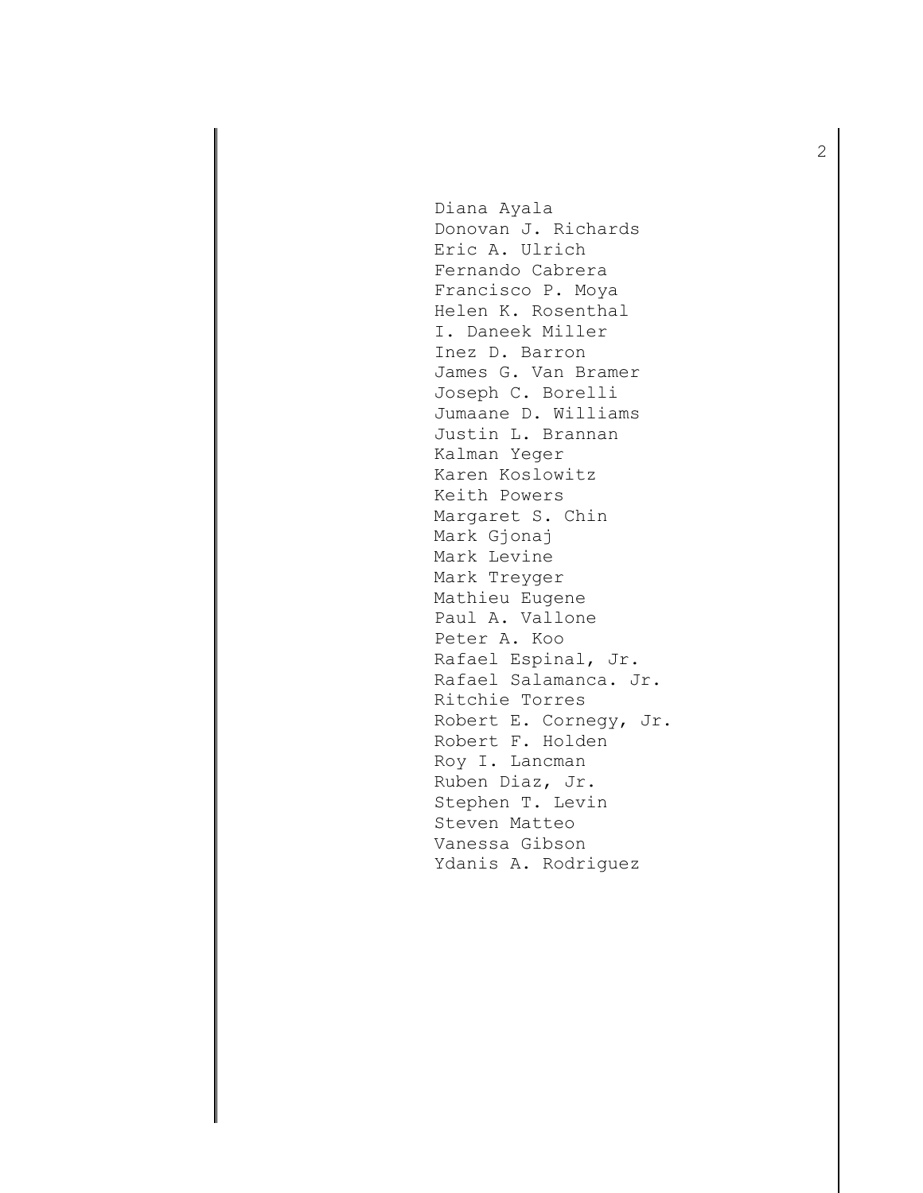Diana Ayala
Donovan J. Richards
Eric A. Ulrich
Fernando Cabrera
Francisco P. Moya
Helen K. Rosenthal
I. Daneek Miller
Inez D. Barron
James G. Van Bramer
Joseph C. Borelli
Jumaane D. Williams
Justin L. Brannan
Kalman Yeger
Karen Koslowitz
Keith Powers
Margaret S. Chin
Mark Gjonaj
Mark Levine
Mark Treyger
Mathieu Eugene
Paul A. Vallone
Peter A. Koo
Rafael Espinal, Jr.
Rafael Salamanca. Jr.
Ritchie Torres
Robert E. Cornegy, Jr.
Robert F. Holden
Roy I. Lancman
Ruben Diaz, Jr.
Stephen T. Levin
Steven Matteo
Vanessa Gibson
Ydanis A. Rodriguez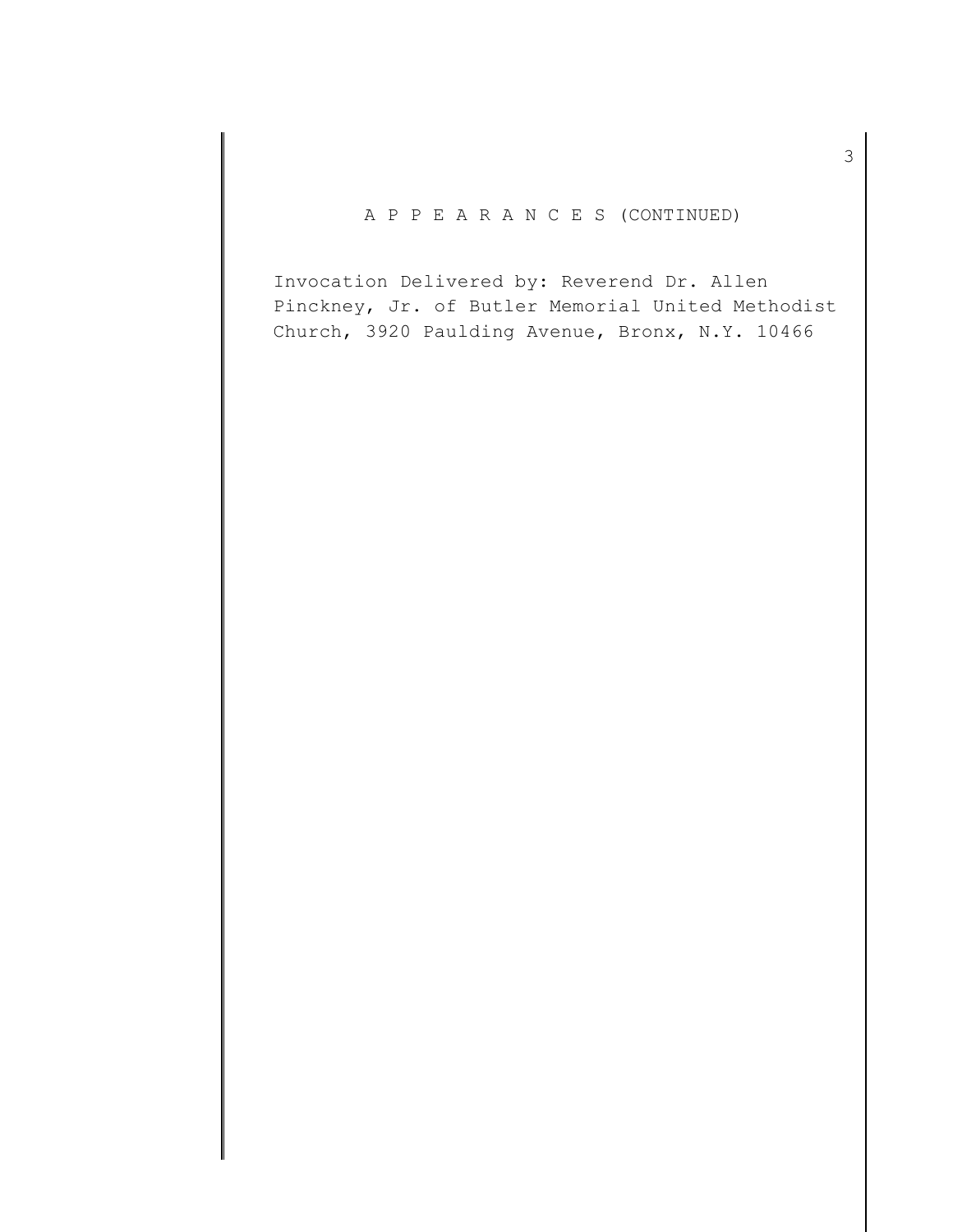## A P P E A R A N C E S (CONTINUED)

Invocation Delivered by: Reverend Dr. Allen Pinckney, Jr. of Butler Memorial United Methodist Church, 3920 Paulding Avenue, Bronx, N.Y. 10466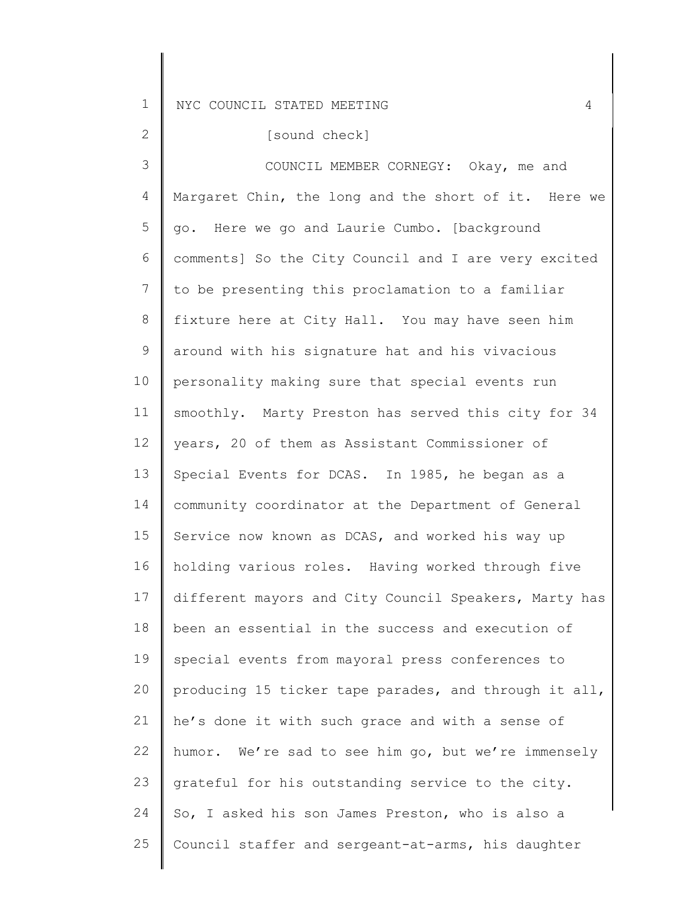[sound check]

COUNCIL MEMBER CORNEGY: Okay, me and Margaret Chin, the long and the short of it. Here we go. Here we go and Laurie Cumbo. [background comments] So the City Council and I are very excited to be presenting this proclamation to a familiar fixture here at City Hall. You may have seen him around with his signature hat and his vivacious personality making sure that special events run smoothly. Marty Preston has served this city for 34 years, 20 of them as Assistant Commissioner of Special Events for DCAS. In 1985, he began as a community coordinator at the Department of General Service now known as DCAS, and worked his way up holding various roles. Having worked through five different mayors and City Council Speakers, Marty has been an essential in the success and execution of special events from mayoral press conferences to producing 15 ticker tape parades, and through it all, he's done it with such grace and with a sense of humor. We're sad to see him go, but we're immensely grateful for his outstanding service to the city. So, I asked his son James Preston, who is also a Council staffer and sergeant-at-arms, his daughter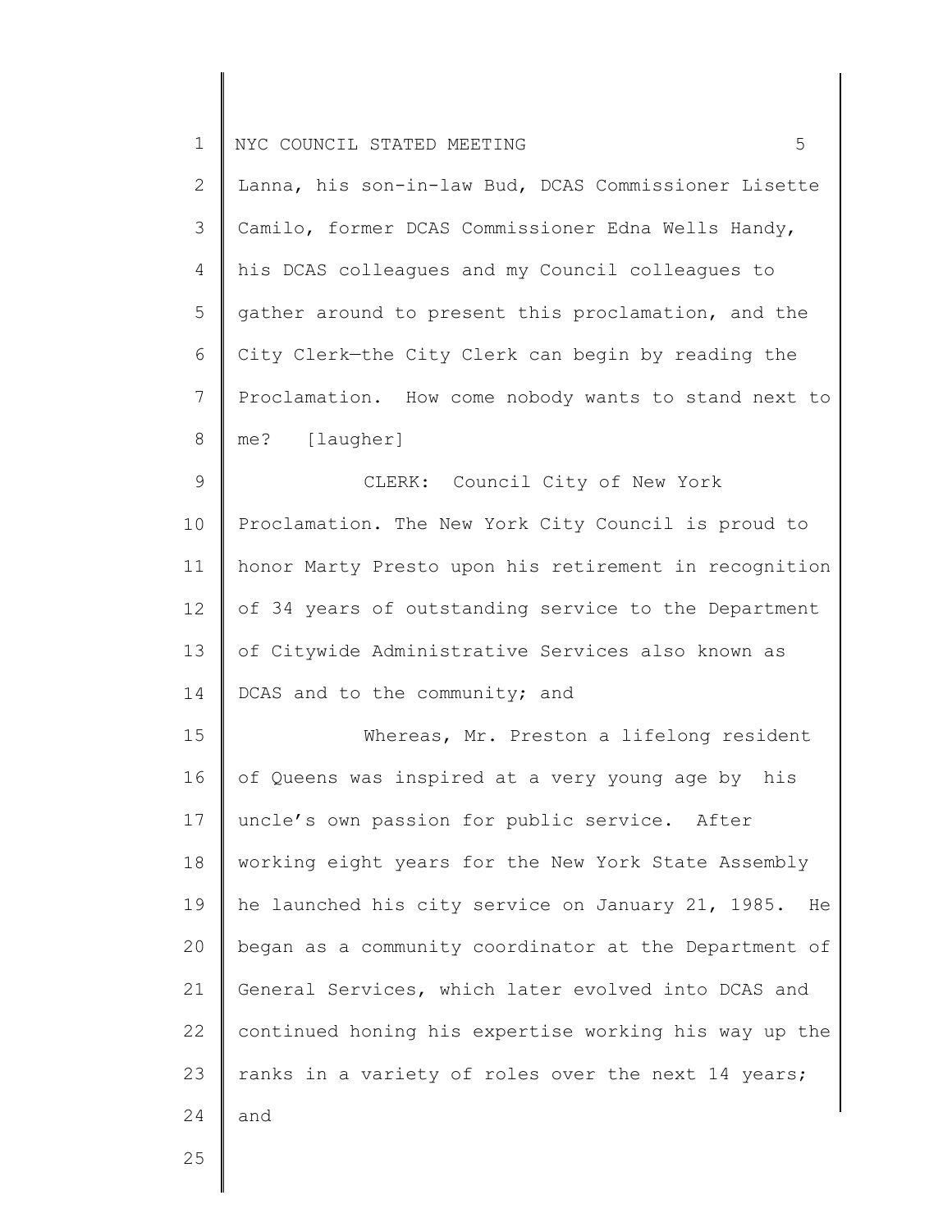Lanna, his son-in-law Bud, DCAS Commissioner Lisette Camilo, former DCAS Commissioner Edna Wells Handy, his DCAS colleagues and my Council colleagues to gather around to present this proclamation, and the City Clerk—the City Clerk can begin by reading the Proclamation. How come nobody wants to stand next to me? [laugher]

CLERK: Council City of New York Proclamation. The New York City Council is proud to honor Marty Presto upon his retirement in recognition of 34 years of outstanding service to the Department of Citywide Administrative Services also known as DCAS and to the community; and

Whereas, Mr. Preston a lifelong resident of Queens was inspired at a very young age by his uncle's own passion for public service. After working eight years for the New York State Assembly he launched his city service on January 21, 1985. He began as a community coordinator at the Department of General Services, which later evolved into DCAS and continued honing his expertise working his way up the ranks in a variety of roles over the next 14 years; and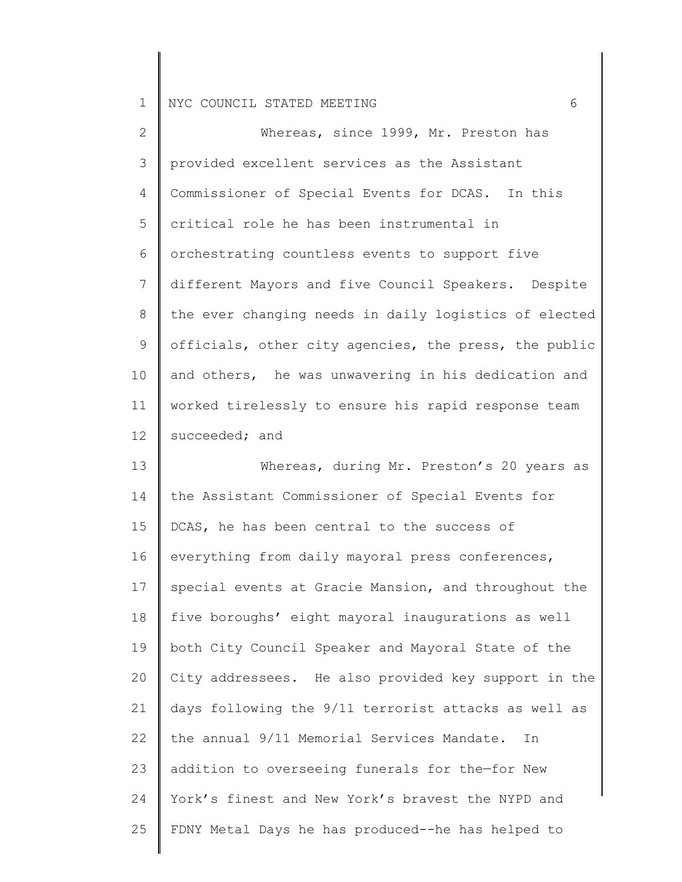Whereas, since 1999, Mr. Preston has provided excellent services as the Assistant Commissioner of Special Events for DCAS. In this critical role he has been instrumental in orchestrating countless events to support five different Mayors and five Council Speakers. Despite the ever changing needs in daily logistics of elected officials, other city agencies, the press, the public and others, he was unwavering in his dedication and worked tirelessly to ensure his rapid response team succeeded; and

Whereas, during Mr. Preston's 20 years as the Assistant Commissioner of Special Events for DCAS, he has been central to the success of everything from daily mayoral press conferences, special events at Gracie Mansion, and throughout the five boroughs' eight mayoral inaugurations as well both City Council Speaker and Mayoral State of the City addressees. He also provided key support in the days following the 9/11 terrorist attacks as well as the annual 9/11 Memorial Services Mandate. In addition to overseeing funerals for the—for New York's finest and New York's bravest the NYPD and FDNY Metal Days he has produced--he has helped to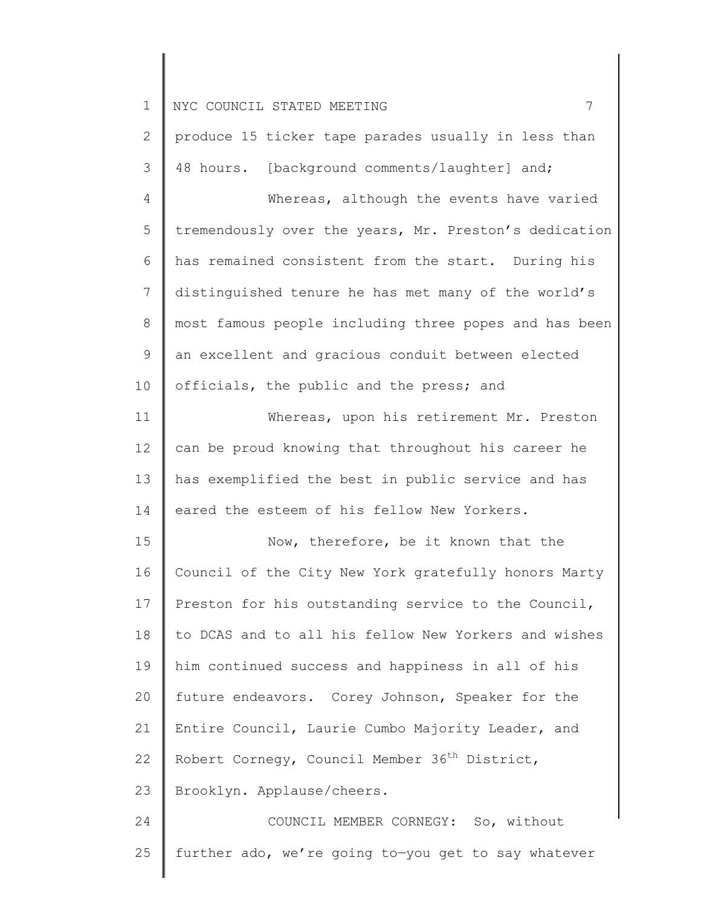produce 15 ticker tape parades usually in less than 48 hours. [background comments/laughter] and;

Whereas, although the events have varied tremendously over the years, Mr. Preston's dedication has remained consistent from the start. During his distinguished tenure he has met many of the world's most famous people including three popes and has been an excellent and gracious conduit between elected officials, the public and the press; and

Whereas, upon his retirement Mr. Preston can be proud knowing that throughout his career he has exemplified the best in public service and has eared the esteem of his fellow New Yorkers.

Now, therefore, be it known that the Council of the City New York gratefully honors Marty Preston for his outstanding service to the Council, to DCAS and to all his fellow New Yorkers and wishes him continued success and happiness in all of his future endeavors. Corey Johnson, Speaker for the Entire Council, Laurie Cumbo Majority Leader, and Robert Cornegy, Council Member 36th District, Brooklyn. Applause/cheers.

COUNCIL MEMBER CORNEGY: So, without further ado, we're going to—you get to say whatever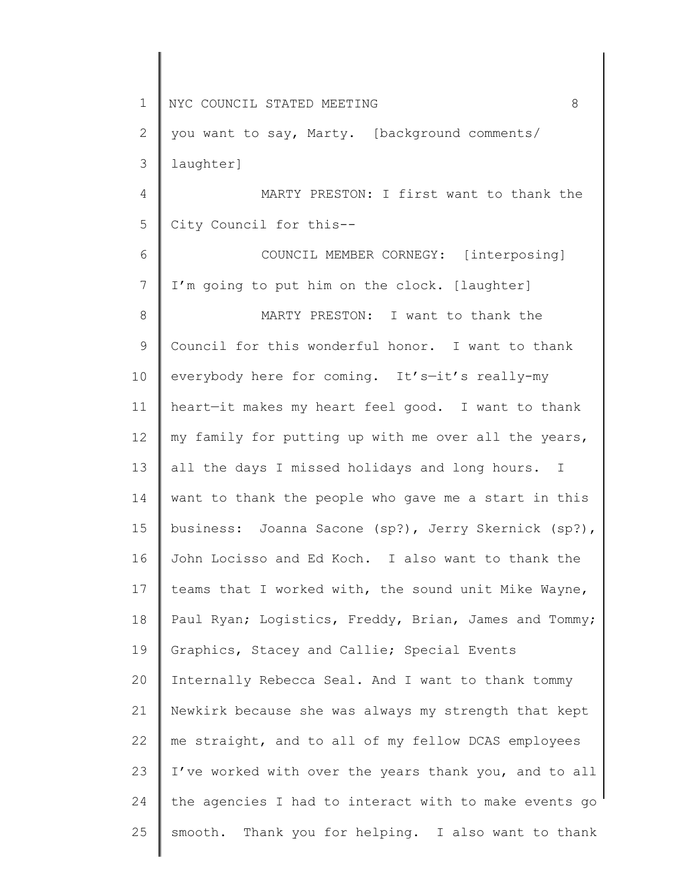you want to say, Marty. [background comments/ laughter]

MARTY PRESTON: I first want to thank the City Council for this--

COUNCIL MEMBER CORNEGY: [interposing] I'm going to put him on the clock. [laughter]

MARTY PRESTON: I want to thank the Council for this wonderful honor. I want to thank everybody here for coming. It's—it's really-my heart—it makes my heart feel good. I want to thank my family for putting up with me over all the years, all the days I missed holidays and long hours. I want to thank the people who gave me a start in this business: Joanna Sacone (sp?), Jerry Skernick (sp?), John Locisso and Ed Koch. I also want to thank the teams that I worked with, the sound unit Mike Wayne, Paul Ryan; Logistics, Freddy, Brian, James and Tommy; Graphics, Stacey and Callie; Special Events Internally Rebecca Seal. And I want to thank tommy Newkirk because she was always my strength that kept me straight, and to all of my fellow DCAS employees I've worked with over the years thank you, and to all the agencies I had to interact with to make events go smooth. Thank you for helping. I also want to thank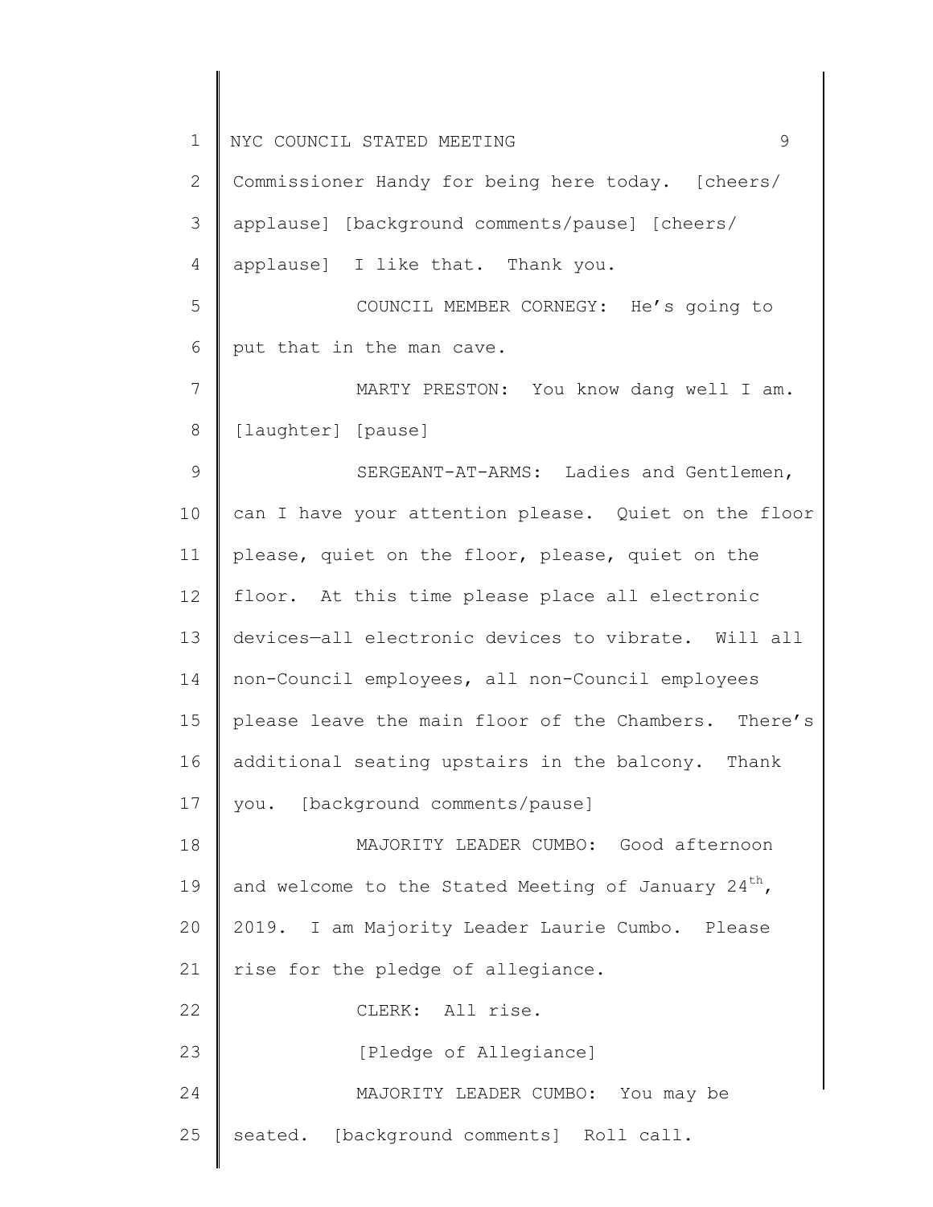Commissioner Handy for being here today. [cheers/ applause] [background comments/pause] [cheers/ applause] I like that. Thank you.

COUNCIL MEMBER CORNEGY: He's going to put that in the man cave.

MARTY PRESTON: You know dang well I am. [laughter] [pause]

SERGEANT-AT-ARMS: Ladies and Gentlemen, can I have your attention please. Quiet on the floor please, quiet on the floor, please, quiet on the floor. At this time please place all electronic devices—all electronic devices to vibrate. Will all non-Council employees, all non-Council employees please leave the main floor of the Chambers. There's additional seating upstairs in the balcony. Thank you. [background comments/pause]

MAJORITY LEADER CUMBO: Good afternoon and welcome to the Stated Meeting of January 24th, 2019. I am Majority Leader Laurie Cumbo. Please rise for the pledge of allegiance.

CLERK: All rise.

[Pledge of Allegiance]

MAJORITY LEADER CUMBO: You may be seated. [background comments] Roll call.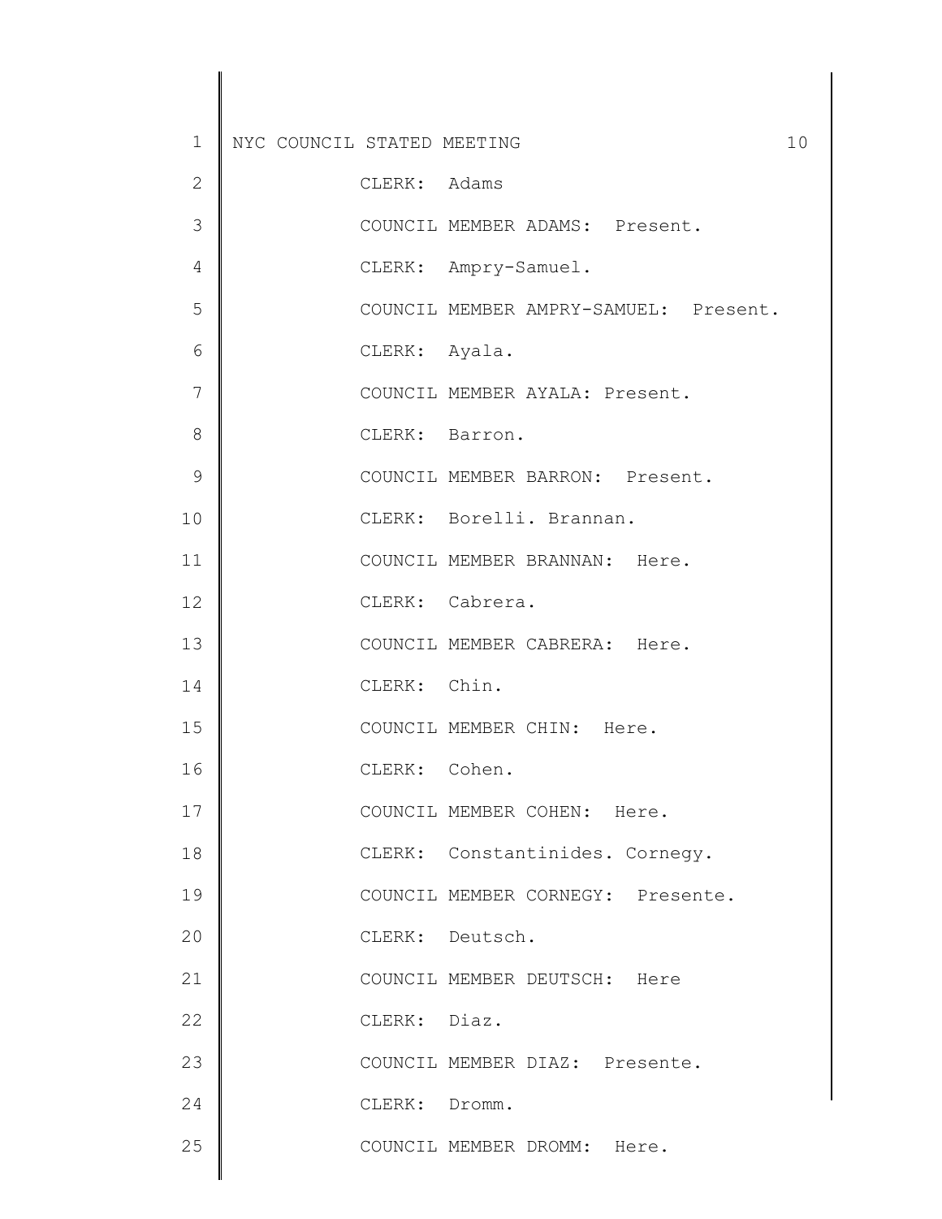CLERK: Adams

COUNCIL MEMBER ADAMS: Present.

CLERK: Ampry-Samuel.

COUNCIL MEMBER AMPRY-SAMUEL: Present.

CLERK: Ayala.

COUNCIL MEMBER AYALA: Present.

CLERK: Barron.

COUNCIL MEMBER BARRON: Present.

CLERK: Borelli. Brannan.

COUNCIL MEMBER BRANNAN: Here.

CLERK: Cabrera.

COUNCIL MEMBER CABRERA: Here.

CLERK: Chin.

COUNCIL MEMBER CHIN: Here.

CLERK: Cohen.

COUNCIL MEMBER COHEN: Here.

CLERK: Constantinides. Cornegy.

COUNCIL MEMBER CORNEGY: Presente.

CLERK: Deutsch.

COUNCIL MEMBER DEUTSCH: Here

CLERK: Diaz.

COUNCIL MEMBER DIAZ: Presente.

CLERK: Dromm.

COUNCIL MEMBER DROMM: Here.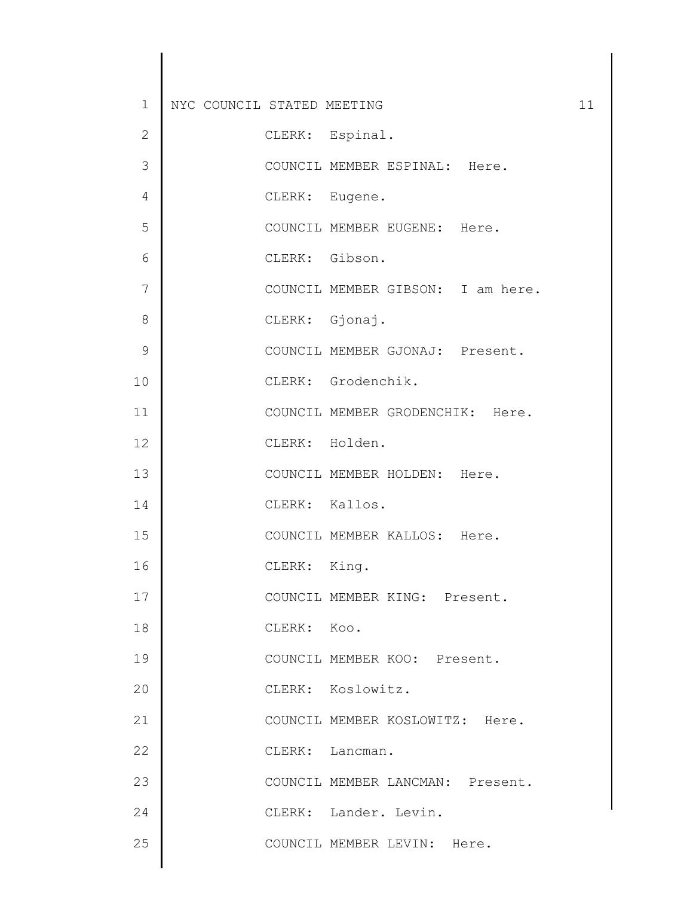CLERK: Espinal.

COUNCIL MEMBER ESPINAL: Here.

CLERK: Eugene.

COUNCIL MEMBER EUGENE: Here.

CLERK: Gibson.

COUNCIL MEMBER GIBSON: I am here.

CLERK: Gjonaj.

COUNCIL MEMBER GJONAJ: Present.

CLERK: Grodenchik.

COUNCIL MEMBER GRODENCHIK: Here.

CLERK: Holden.

COUNCIL MEMBER HOLDEN: Here.

CLERK: Kallos.

COUNCIL MEMBER KALLOS: Here.

CLERK: King.

COUNCIL MEMBER KING: Present.

CLERK: Koo.

COUNCIL MEMBER KOO: Present.

CLERK: Koslowitz.

COUNCIL MEMBER KOSLOWITZ: Here.

CLERK: Lancman.

COUNCIL MEMBER LANCMAN: Present.

CLERK: Lander. Levin.

COUNCIL MEMBER LEVIN: Here.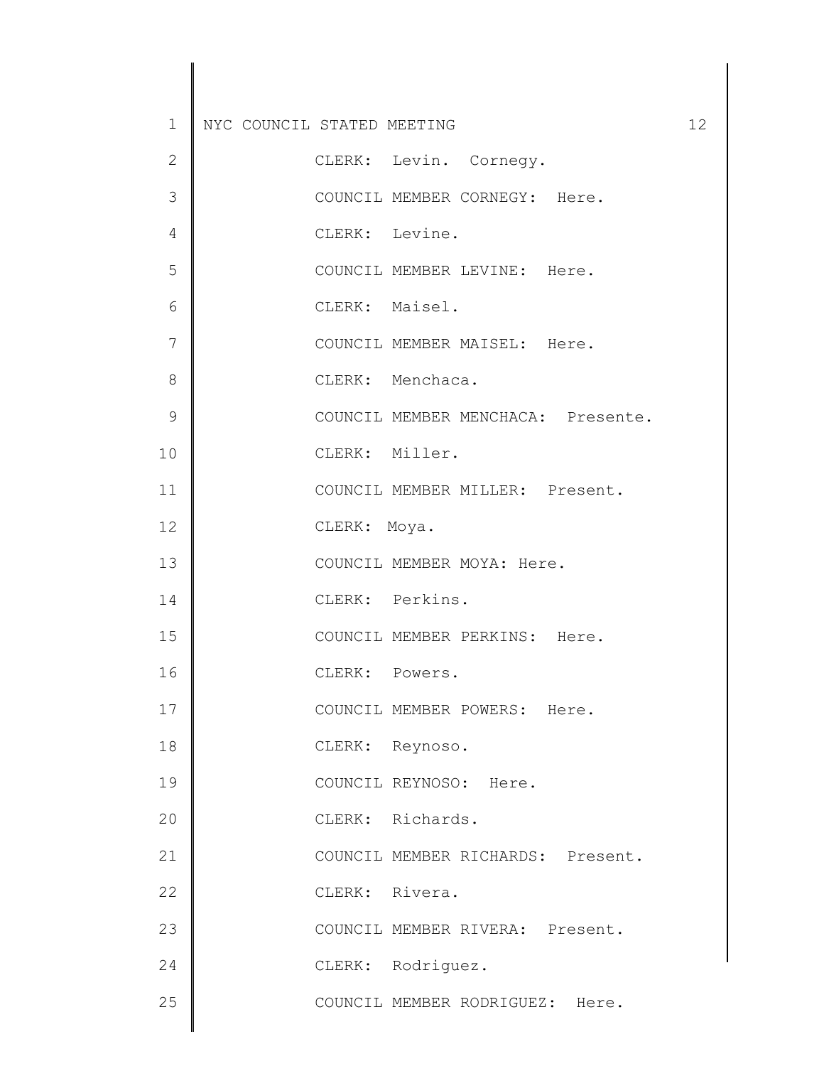CLERK: Levin. Cornegy.

COUNCIL MEMBER CORNEGY: Here.

CLERK: Levine.

COUNCIL MEMBER LEVINE: Here.

CLERK: Maisel.

COUNCIL MEMBER MAISEL: Here.

CLERK: Menchaca.

COUNCIL MEMBER MENCHACA: Presente.

CLERK: Miller.

COUNCIL MEMBER MILLER: Present.

CLERK: Moya.

COUNCIL MEMBER MOYA: Here.

CLERK: Perkins.

COUNCIL MEMBER PERKINS: Here.

CLERK: Powers.

COUNCIL MEMBER POWERS: Here.

CLERK: Reynoso.

COUNCIL REYNOSO: Here.

CLERK: Richards.

COUNCIL MEMBER RICHARDS: Present.

CLERK: Rivera.

COUNCIL MEMBER RIVERA: Present.

CLERK: Rodriguez.

COUNCIL MEMBER RODRIGUEZ: Here.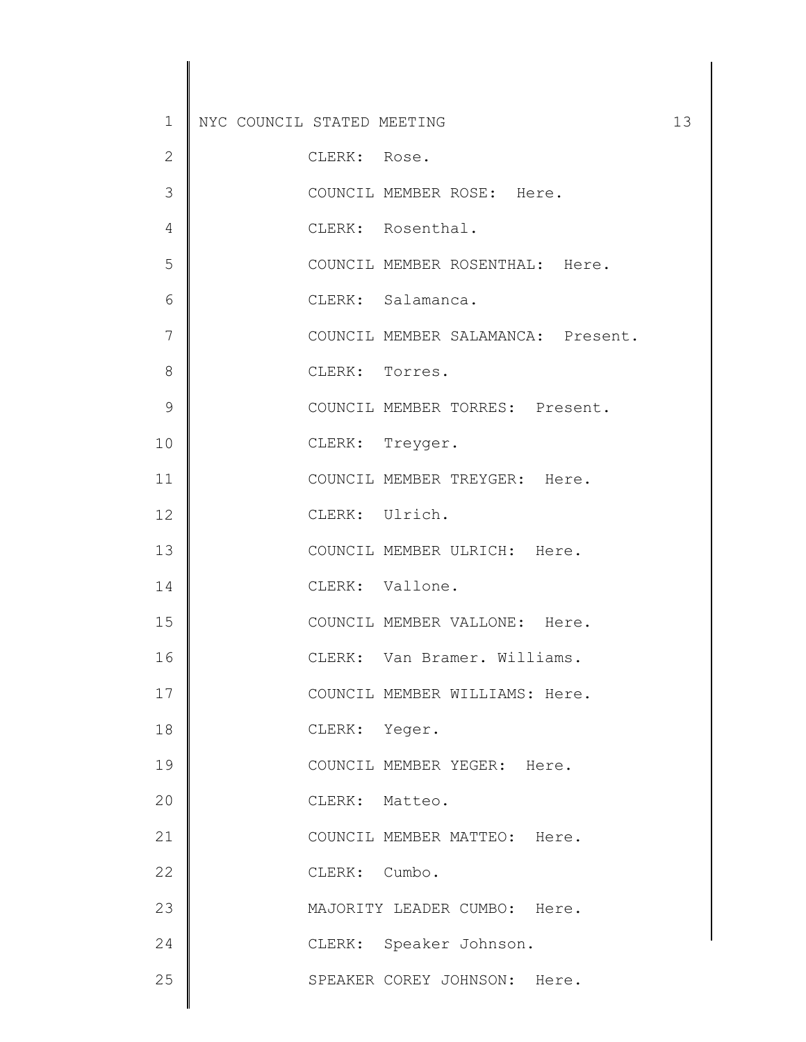CLERK: Rose.

COUNCIL MEMBER ROSE: Here.

CLERK: Rosenthal.

COUNCIL MEMBER ROSENTHAL: Here.

CLERK: Salamanca.

COUNCIL MEMBER SALAMANCA: Present.

CLERK: Torres.

COUNCIL MEMBER TORRES: Present.

CLERK: Treyger.

COUNCIL MEMBER TREYGER: Here.

CLERK: Ulrich.

COUNCIL MEMBER ULRICH: Here.

CLERK: Vallone.

COUNCIL MEMBER VALLONE: Here.

CLERK: Van Bramer. Williams.

COUNCIL MEMBER WILLIAMS: Here.

CLERK: Yeger.

COUNCIL MEMBER YEGER: Here.

CLERK: Matteo.

COUNCIL MEMBER MATTEO: Here.

CLERK: Cumbo.

MAJORITY LEADER CUMBO: Here.

CLERK: Speaker Johnson.

SPEAKER COREY JOHNSON: Here.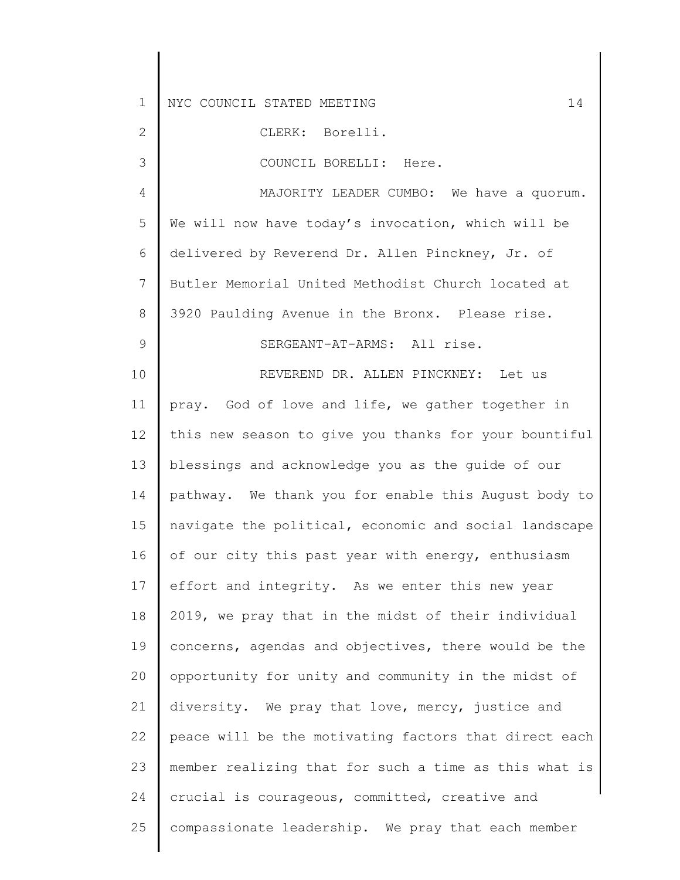CLERK: Borelli.

COUNCIL BORELLI: Here.

MAJORITY LEADER CUMBO: We have a quorum. We will now have today's invocation, which will be delivered by Reverend Dr. Allen Pinckney, Jr. of Butler Memorial United Methodist Church located at 3920 Paulding Avenue in the Bronx. Please rise.

SERGEANT-AT-ARMS: All rise.

REVEREND DR. ALLEN PINCKNEY: Let us pray. God of love and life, we gather together in this new season to give you thanks for your bountiful blessings and acknowledge you as the guide of our pathway. We thank you for enable this August body to navigate the political, economic and social landscape of our city this past year with energy, enthusiasm effort and integrity. As we enter this new year 2019, we pray that in the midst of their individual concerns, agendas and objectives, there would be the opportunity for unity and community in the midst of diversity. We pray that love, mercy, justice and peace will be the motivating factors that direct each member realizing that for such a time as this what is crucial is courageous, committed, creative and compassionate leadership. We pray that each member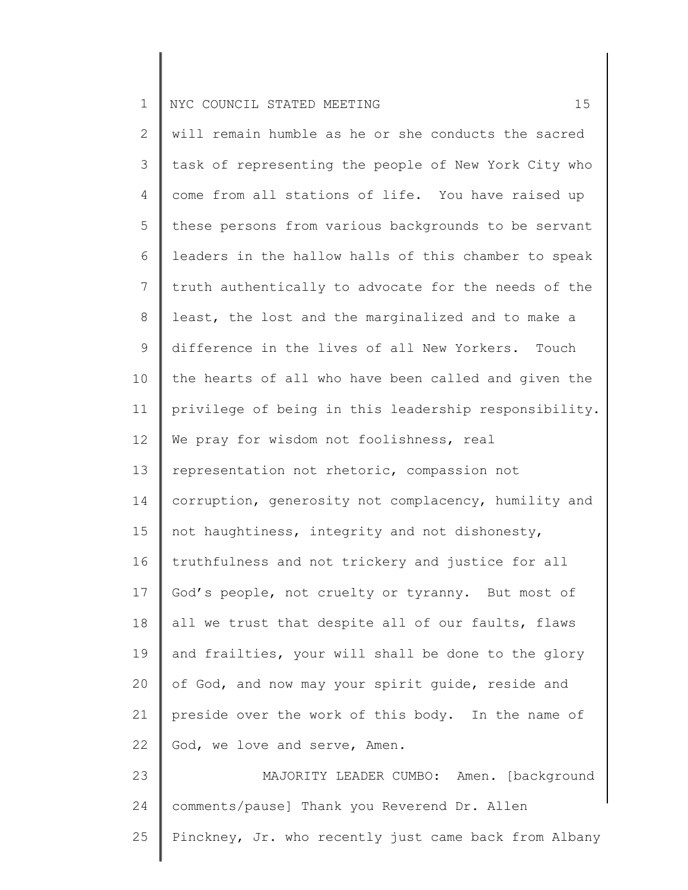will remain humble as he or she conducts the sacred task of representing the people of New York City who come from all stations of life. You have raised up these persons from various backgrounds to be servant leaders in the hallow halls of this chamber to speak truth authentically to advocate for the needs of the least, the lost and the marginalized and to make a difference in the lives of all New Yorkers. Touch the hearts of all who have been called and given the privilege of being in this leadership responsibility. We pray for wisdom not foolishness, real representation not rhetoric, compassion not corruption, generosity not complacency, humility and not haughtiness, integrity and not dishonesty, truthfulness and not trickery and justice for all God's people, not cruelty or tyranny. But most of all we trust that despite all of our faults, flaws and frailties, your will shall be done to the glory of God, and now may your spirit guide, reside and preside over the work of this body. In the name of God, we love and serve, Amen.

MAJORITY LEADER CUMBO: Amen. [background comments/pause] Thank you Reverend Dr. Allen Pinckney, Jr. who recently just came back from Albany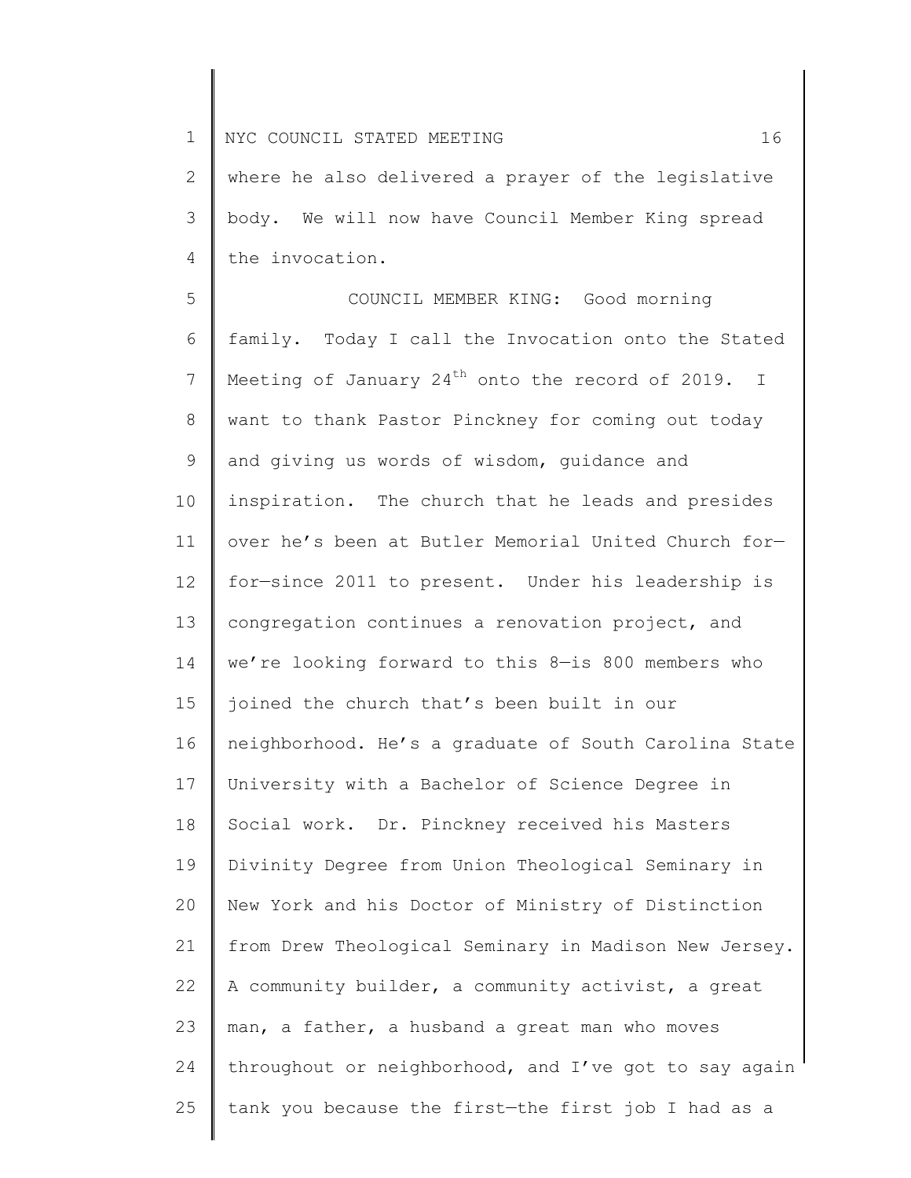where he also delivered a prayer of the legislative body. We will now have Council Member King spread the invocation.

COUNCIL MEMBER KING: Good morning family. Today I call the Invocation onto the Stated Meeting of January 24th onto the record of 2019. I want to thank Pastor Pinckney for coming out today and giving us words of wisdom, guidance and inspiration. The church that he leads and presides over he's been at Butler Memorial United Church for—for—since 2011 to present. Under his leadership is congregation continues a renovation project, and we're looking forward to this 8—is 800 members who joined the church that's been built in our neighborhood. He's a graduate of South Carolina State University with a Bachelor of Science Degree in Social work. Dr. Pinckney received his Masters Divinity Degree from Union Theological Seminary in New York and his Doctor of Ministry of Distinction from Drew Theological Seminary in Madison New Jersey. A community builder, a community activist, a great man, a father, a husband a great man who moves throughout or neighborhood, and I've got to say again tank you because the first—the first job I had as a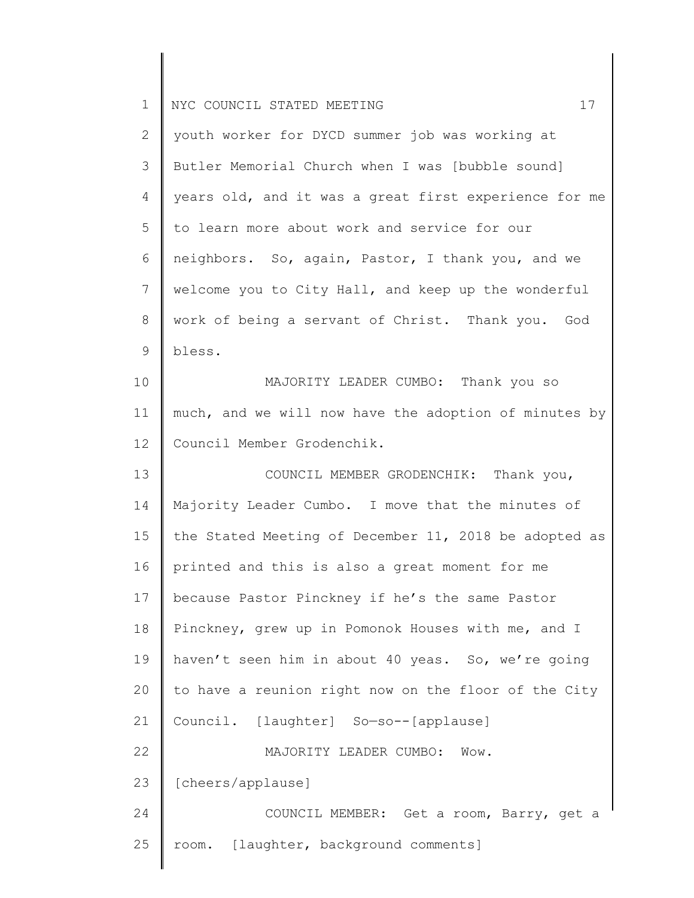youth worker for DYCD summer job was working at Butler Memorial Church when I was [bubble sound] years old, and it was a great first experience for me to learn more about work and service for our neighbors. So, again, Pastor, I thank you, and we welcome you to City Hall, and keep up the wonderful work of being a servant of Christ. Thank you. God bless.

MAJORITY LEADER CUMBO: Thank you so much, and we will now have the adoption of minutes by Council Member Grodenchik.

COUNCIL MEMBER GRODENCHIK: Thank you, Majority Leader Cumbo. I move that the minutes of the Stated Meeting of December 11, 2018 be adopted as printed and this is also a great moment for me because Pastor Pinckney if he's the same Pastor Pinckney, grew up in Pomonok Houses with me, and I haven't seen him in about 40 yeas. So, we're going to have a reunion right now on the floor of the City Council. [laughter] So—so--[applause]

MAJORITY LEADER CUMBO: Wow. [cheers/applause]

COUNCIL MEMBER: Get a room, Barry, get a room. [laughter, background comments]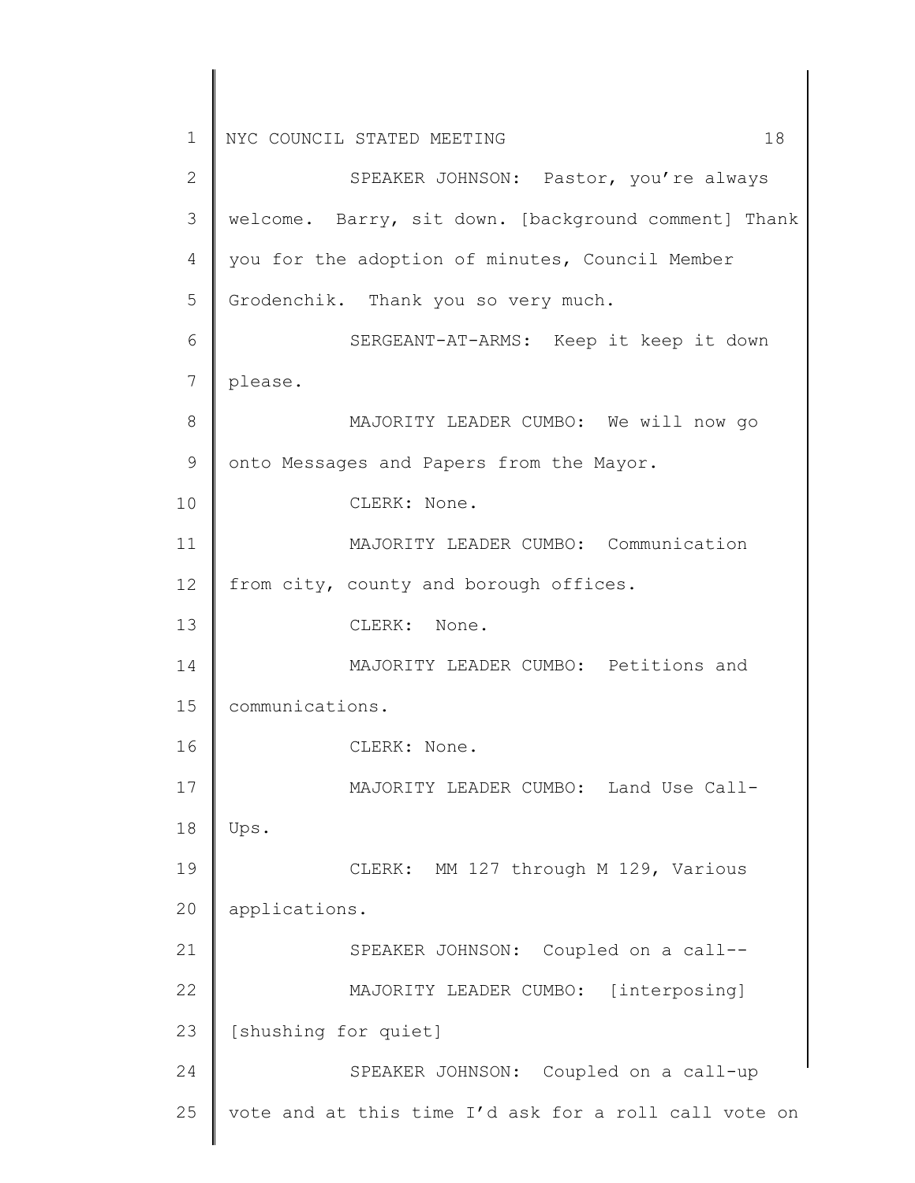SPEAKER JOHNSON: Pastor, you're always welcome. Barry, sit down. [background comment] Thank you for the adoption of minutes, Council Member Grodenchik. Thank you so very much.

SERGEANT-AT-ARMS: Keep it keep it down please.

MAJORITY LEADER CUMBO: We will now go onto Messages and Papers from the Mayor.

CLERK: None.

MAJORITY LEADER CUMBO: Communication from city, county and borough offices.

CLERK: None.

MAJORITY LEADER CUMBO: Petitions and communications.

CLERK: None.

MAJORITY LEADER CUMBO: Land Use Call-Ups.

CLERK: MM 127 through M 129, Various applications.

SPEAKER JOHNSON: Coupled on a call--

MAJORITY LEADER CUMBO: [interposing] [shushing for quiet]

SPEAKER JOHNSON: Coupled on a call-up vote and at this time I'd ask for a roll call vote on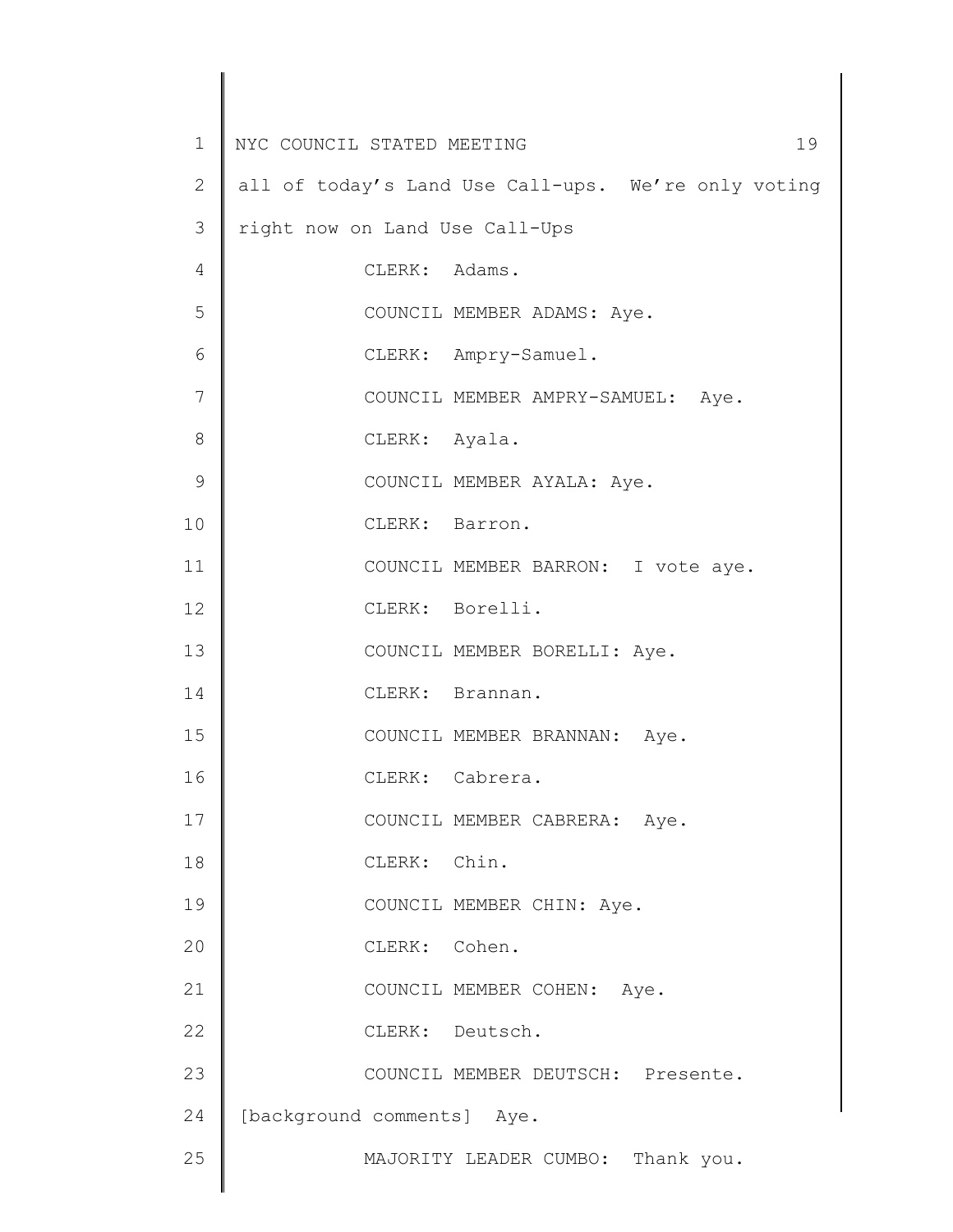all of today's Land Use Call-ups. We're only voting right now on Land Use Call-Ups

CLERK: Adams.

COUNCIL MEMBER ADAMS: Aye.

CLERK: Ampry-Samuel.

COUNCIL MEMBER AMPRY-SAMUEL: Aye.

CLERK: Ayala.

COUNCIL MEMBER AYALA: Aye.

CLERK: Barron.

COUNCIL MEMBER BARRON: I vote aye.

CLERK: Borelli.

COUNCIL MEMBER BORELLI: Aye.

CLERK: Brannan.

COUNCIL MEMBER BRANNAN: Aye.

CLERK: Cabrera.

COUNCIL MEMBER CABRERA: Aye.

CLERK: Chin.

COUNCIL MEMBER CHIN: Aye.

CLERK: Cohen.

COUNCIL MEMBER COHEN: Aye.

CLERK: Deutsch.

COUNCIL MEMBER DEUTSCH: Presente.

[background comments] Aye.

MAJORITY LEADER CUMBO: Thank you.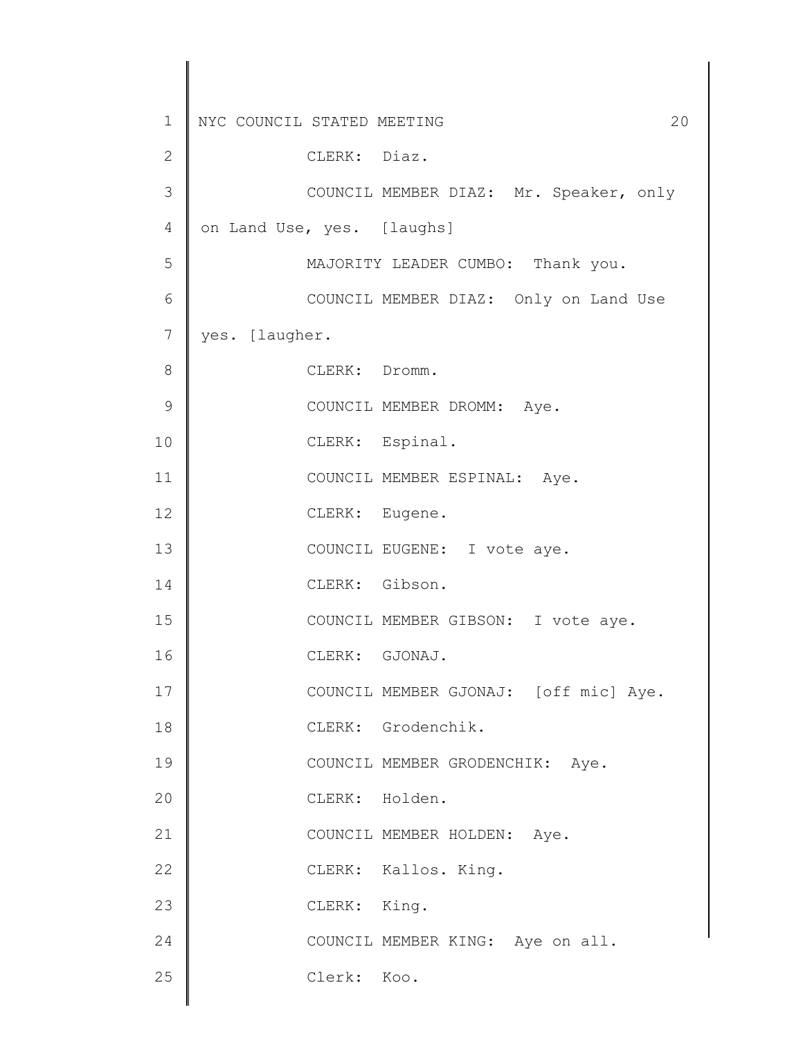CLERK: Diaz.

COUNCIL MEMBER DIAZ: Mr. Speaker, only on Land Use, yes. [laughs]

MAJORITY LEADER CUMBO: Thank you.

COUNCIL MEMBER DIAZ: Only on Land Use yes. [laugher.

CLERK: Dromm.

COUNCIL MEMBER DROMM: Aye.

CLERK: Espinal.

COUNCIL MEMBER ESPINAL: Aye.

CLERK: Eugene.

COUNCIL EUGENE: I vote aye.

CLERK: Gibson.

COUNCIL MEMBER GIBSON: I vote aye.

CLERK: GJONAJ.

COUNCIL MEMBER GJONAJ: [off mic] Aye.

CLERK: Grodenchik.

COUNCIL MEMBER GRODENCHIK: Aye.

CLERK: Holden.

COUNCIL MEMBER HOLDEN: Aye.

CLERK: Kallos. King.

CLERK: King.

COUNCIL MEMBER KING: Aye on all.

Clerk: Koo.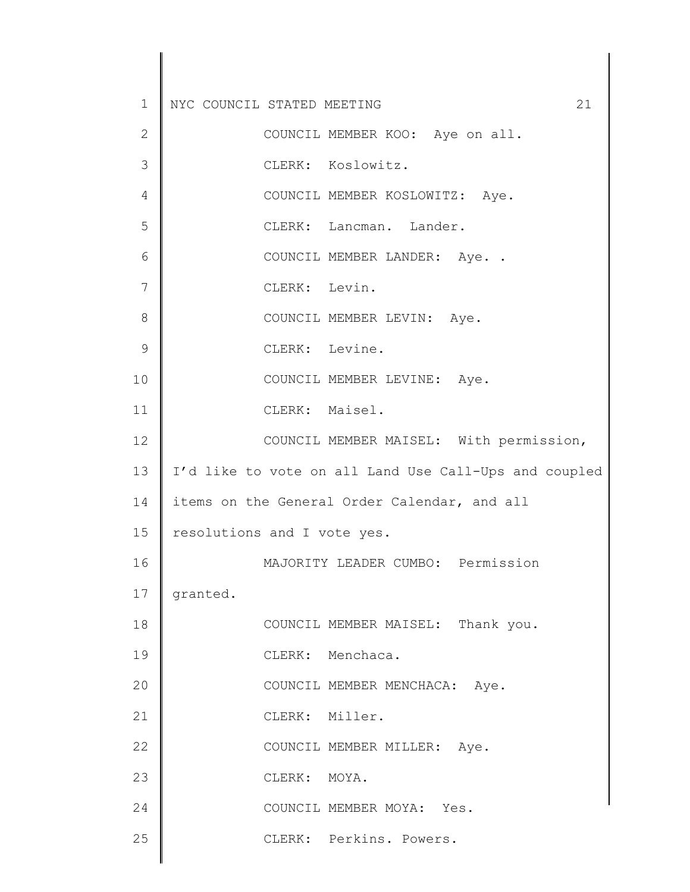COUNCIL MEMBER KOO: Aye on all.

CLERK: Koslowitz.

COUNCIL MEMBER KOSLOWITZ: Aye.

CLERK: Lancman. Lander.

COUNCIL MEMBER LANDER: Aye. .

CLERK: Levin.

COUNCIL MEMBER LEVIN: Aye.

CLERK: Levine.

COUNCIL MEMBER LEVINE: Aye.

CLERK: Maisel.

COUNCIL MEMBER MAISEL: With permission, I'd like to vote on all Land Use Call-Ups and coupled items on the General Order Calendar, and all resolutions and I vote yes.

MAJORITY LEADER CUMBO: Permission granted.

COUNCIL MEMBER MAISEL: Thank you.

CLERK: Menchaca.

COUNCIL MEMBER MENCHACA: Aye.

CLERK: Miller.

COUNCIL MEMBER MILLER: Aye.

CLERK: MOYA.

COUNCIL MEMBER MOYA: Yes.

CLERK: Perkins. Powers.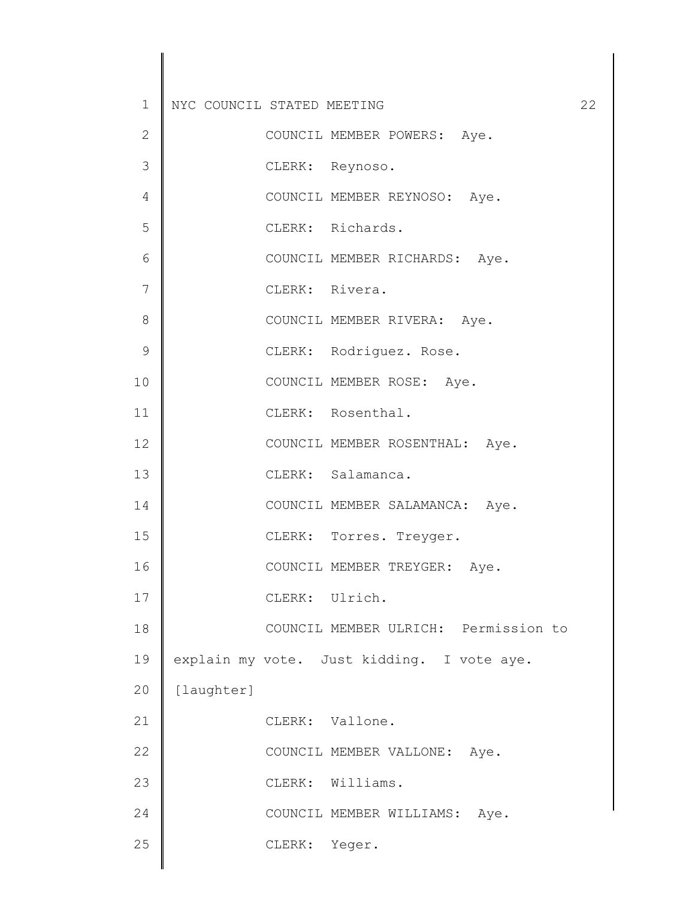COUNCIL MEMBER POWERS: Aye.

CLERK: Reynoso.

COUNCIL MEMBER REYNOSO: Aye.

CLERK: Richards.

COUNCIL MEMBER RICHARDS: Aye.

CLERK: Rivera.

COUNCIL MEMBER RIVERA: Aye.

CLERK: Rodriguez. Rose.

COUNCIL MEMBER ROSE: Aye.

CLERK: Rosenthal.

COUNCIL MEMBER ROSENTHAL: Aye.

CLERK: Salamanca.

COUNCIL MEMBER SALAMANCA: Aye.

CLERK: Torres. Treyger.

COUNCIL MEMBER TREYGER: Aye.

CLERK: Ulrich.

COUNCIL MEMBER ULRICH: Permission to explain my vote. Just kidding. I vote aye. [laughter]

CLERK: Vallone.

COUNCIL MEMBER VALLONE: Aye.

CLERK: Williams.

COUNCIL MEMBER WILLIAMS: Aye.

CLERK: Yeger.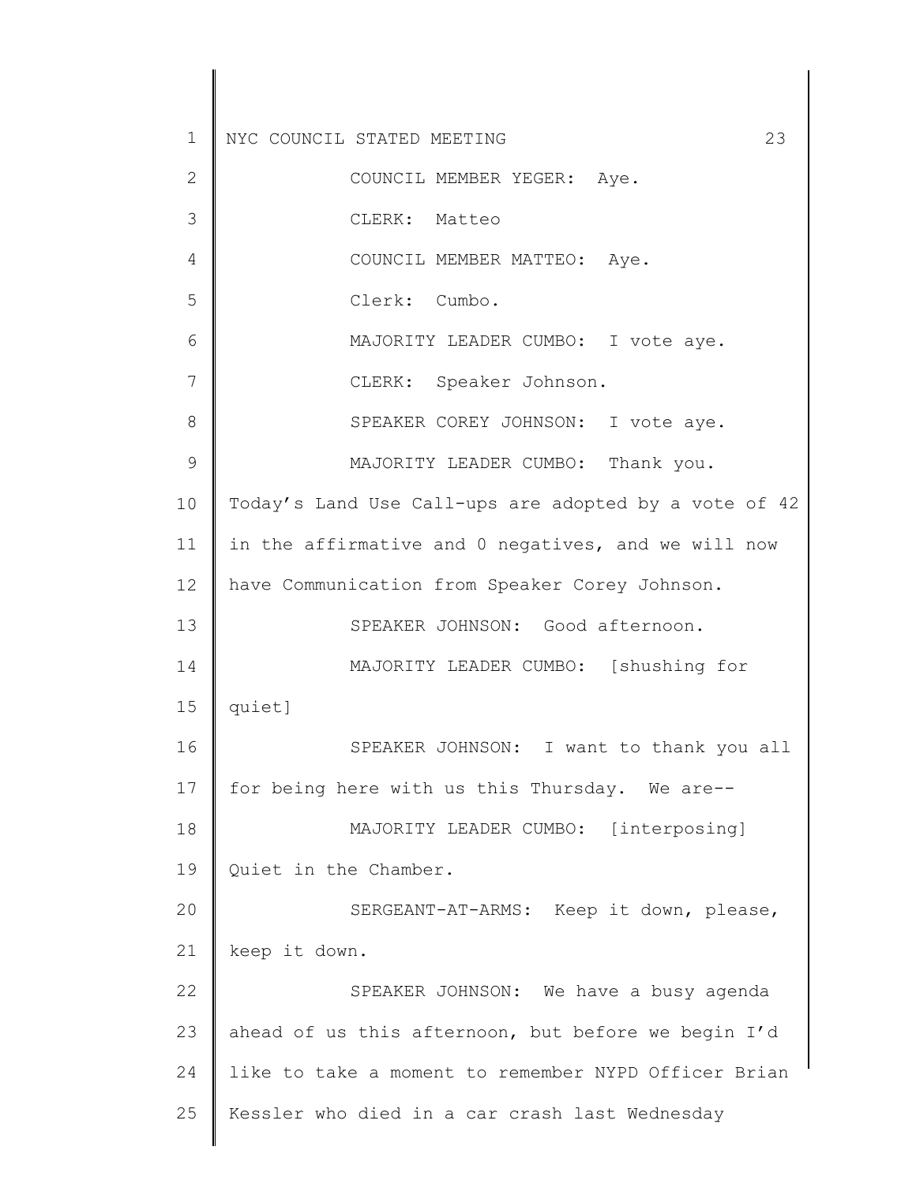COUNCIL MEMBER YEGER: Aye.

CLERK: Matteo

COUNCIL MEMBER MATTEO: Aye.

Clerk: Cumbo.

MAJORITY LEADER CUMBO: I vote aye.

CLERK: Speaker Johnson.

SPEAKER COREY JOHNSON: I vote aye.

MAJORITY LEADER CUMBO: Thank you. Today's Land Use Call-ups are adopted by a vote of 42 in the affirmative and 0 negatives, and we will now have Communication from Speaker Corey Johnson.

SPEAKER JOHNSON: Good afternoon.

MAJORITY LEADER CUMBO: [shushing for quiet]

SPEAKER JOHNSON: I want to thank you all for being here with us this Thursday. We are--

MAJORITY LEADER CUMBO: [interposing] Quiet in the Chamber.

SERGEANT-AT-ARMS: Keep it down, please, keep it down.

SPEAKER JOHNSON: We have a busy agenda ahead of us this afternoon, but before we begin I'd like to take a moment to remember NYPD Officer Brian Kessler who died in a car crash last Wednesday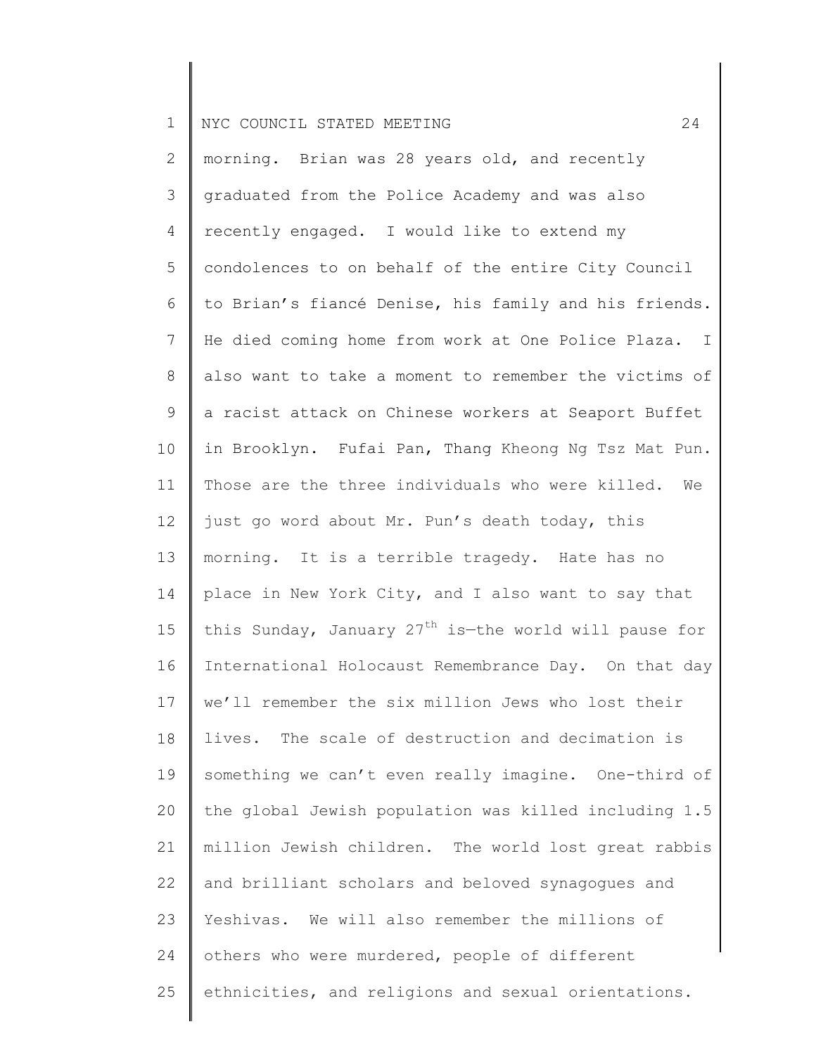morning. Brian was 28 years old, and recently graduated from the Police Academy and was also recently engaged. I would like to extend my condolences to on behalf of the entire City Council to Brian's fiancé Denise, his family and his friends. He died coming home from work at One Police Plaza. I also want to take a moment to remember the victims of a racist attack on Chinese workers at Seaport Buffet in Brooklyn. Fufai Pan, Thang Kheong Ng Tsz Mat Pun. Those are the three individuals who were killed. We just go word about Mr. Pun's death today, this morning. It is a terrible tragedy. Hate has no place in New York City, and I also want to say that this Sunday, January 27th is—the world will pause for International Holocaust Remembrance Day. On that day we'll remember the six million Jews who lost their lives. The scale of destruction and decimation is something we can't even really imagine. One-third of the global Jewish population was killed including 1.5 million Jewish children. The world lost great rabbis and brilliant scholars and beloved synagogues and Yeshivas. We will also remember the millions of others who were murdered, people of different ethnicities, and religions and sexual orientations.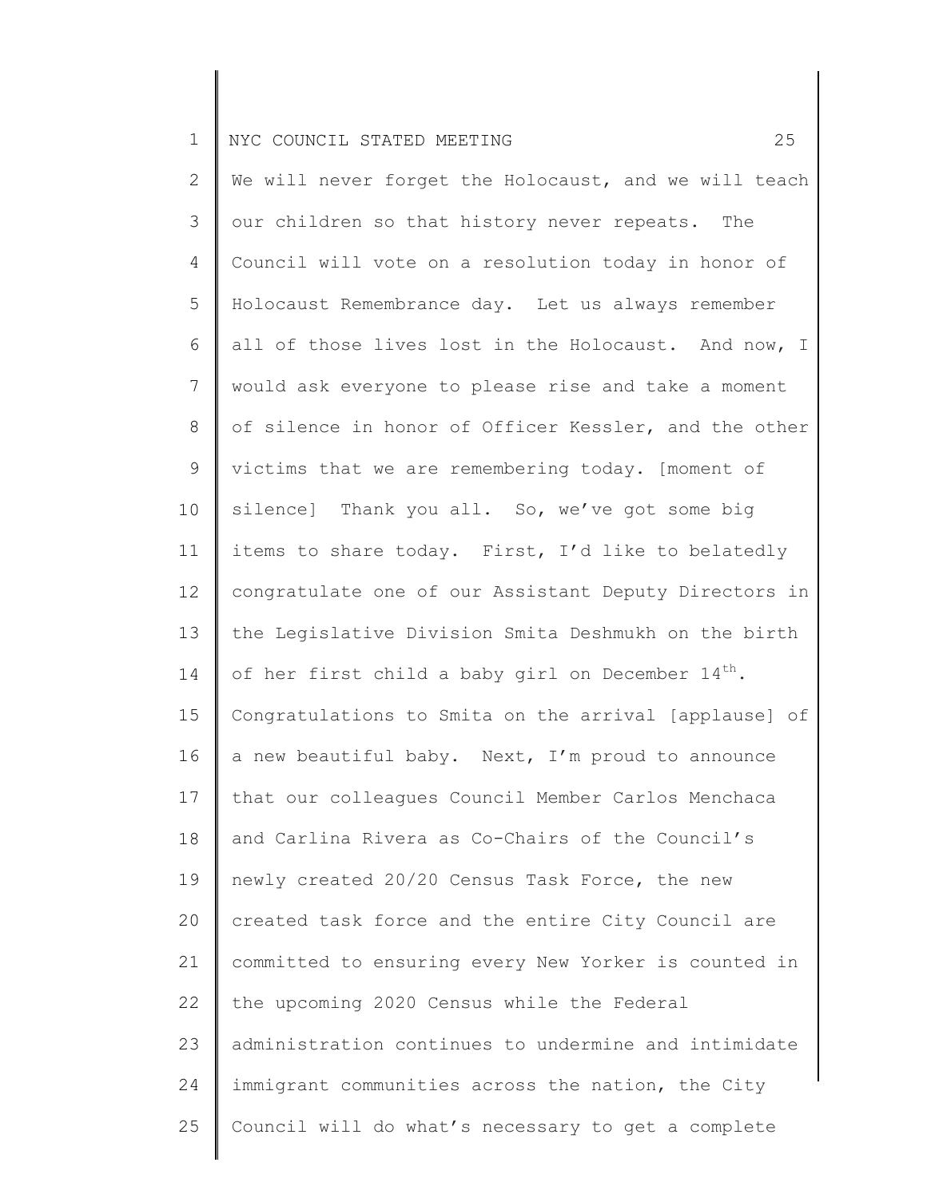We will never forget the Holocaust, and we will teach our children so that history never repeats. The Council will vote on a resolution today in honor of Holocaust Remembrance day. Let us always remember all of those lives lost in the Holocaust. And now, I would ask everyone to please rise and take a moment of silence in honor of Officer Kessler, and the other victims that we are remembering today. [moment of silence] Thank you all. So, we've got some big items to share today. First, I'd like to belatedly congratulate one of our Assistant Deputy Directors in the Legislative Division Smita Deshmukh on the birth of her first child a baby girl on December 14th. Congratulations to Smita on the arrival [applause] of a new beautiful baby. Next, I'm proud to announce that our colleagues Council Member Carlos Menchaca and Carlina Rivera as Co-Chairs of the Council's newly created 20/20 Census Task Force, the new created task force and the entire City Council are committed to ensuring every New Yorker is counted in the upcoming 2020 Census while the Federal administration continues to undermine and intimidate immigrant communities across the nation, the City Council will do what's necessary to get a complete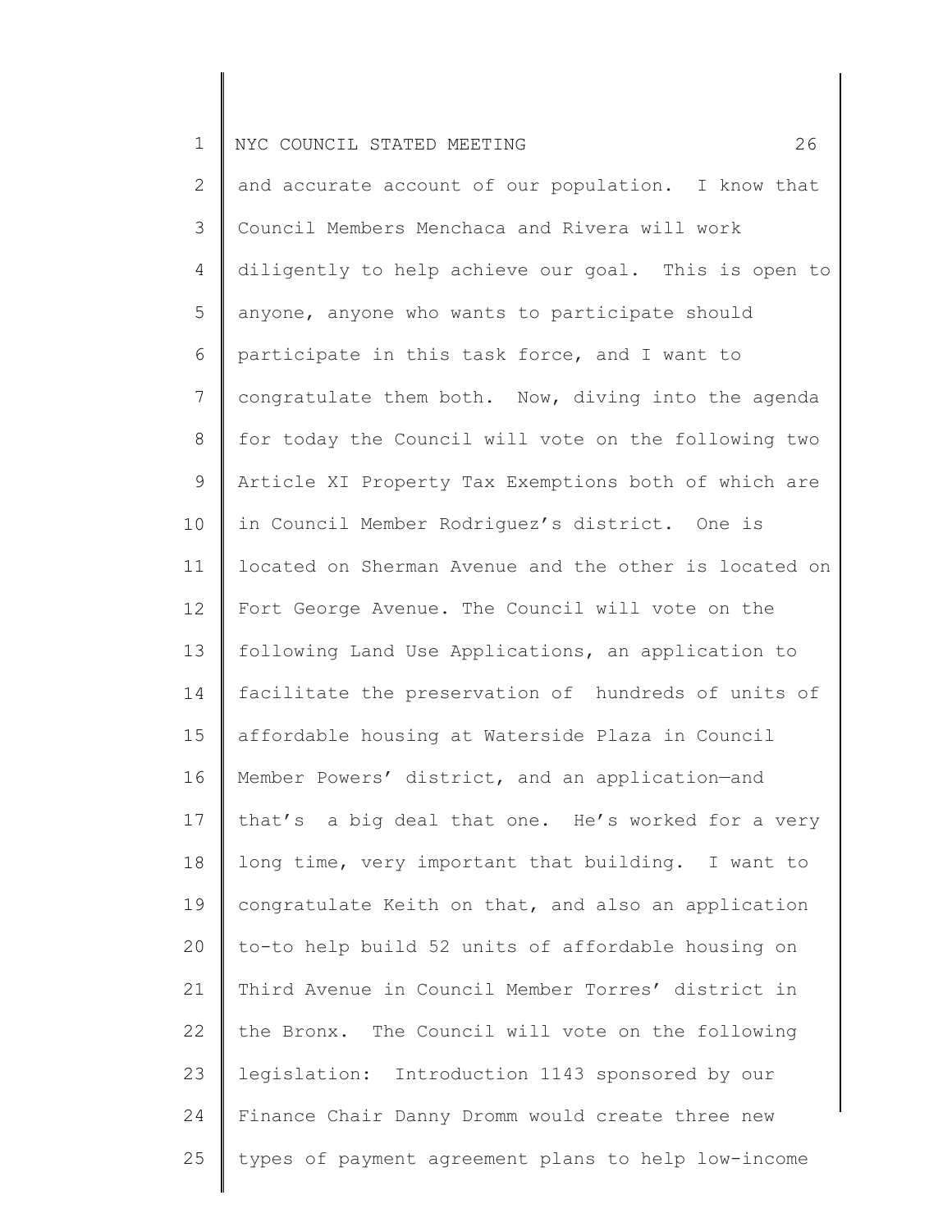and accurate account of our population. I know that Council Members Menchaca and Rivera will work diligently to help achieve our goal. This is open to anyone, anyone who wants to participate should participate in this task force, and I want to congratulate them both. Now, diving into the agenda for today the Council will vote on the following two Article XI Property Tax Exemptions both of which are in Council Member Rodriguez's district. One is located on Sherman Avenue and the other is located on Fort George Avenue. The Council will vote on the following Land Use Applications, an application to facilitate the preservation of hundreds of units of affordable housing at Waterside Plaza in Council Member Powers' district, and an application—and that's a big deal that one. He's worked for a very long time, very important that building. I want to congratulate Keith on that, and also an application to-to help build 52 units of affordable housing on Third Avenue in Council Member Torres' district in the Bronx. The Council will vote on the following legislation: Introduction 1143 sponsored by our Finance Chair Danny Dromm would create three new types of payment agreement plans to help low-income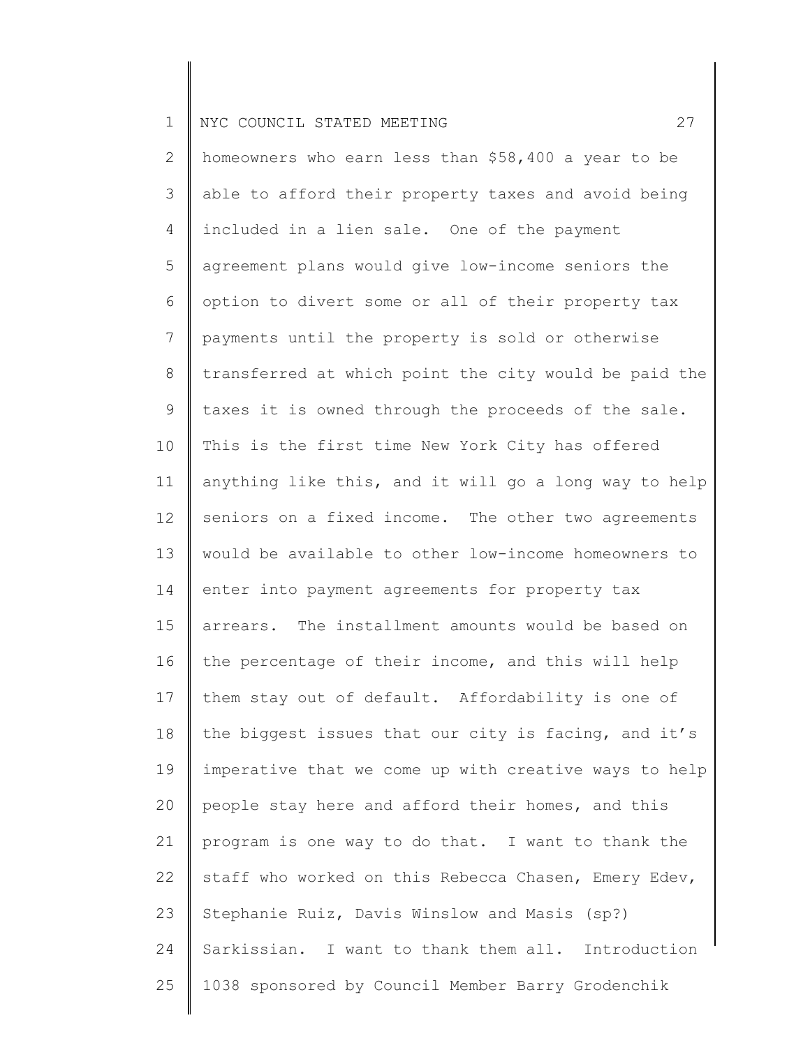homeowners who earn less than $58,400 a year to be able to afford their property taxes and avoid being included in a lien sale. One of the payment agreement plans would give low-income seniors the option to divert some or all of their property tax payments until the property is sold or otherwise transferred at which point the city would be paid the taxes it is owned through the proceeds of the sale. This is the first time New York City has offered anything like this, and it will go a long way to help seniors on a fixed income. The other two agreements would be available to other low-income homeowners to enter into payment agreements for property tax arrears. The installment amounts would be based on the percentage of their income, and this will help them stay out of default. Affordability is one of the biggest issues that our city is facing, and it's imperative that we come up with creative ways to help people stay here and afford their homes, and this program is one way to do that. I want to thank the staff who worked on this Rebecca Chasen, Emery Edev, Stephanie Ruiz, Davis Winslow and Masis (sp?) Sarkissian. I want to thank them all. Introduction 1038 sponsored by Council Member Barry Grodenchik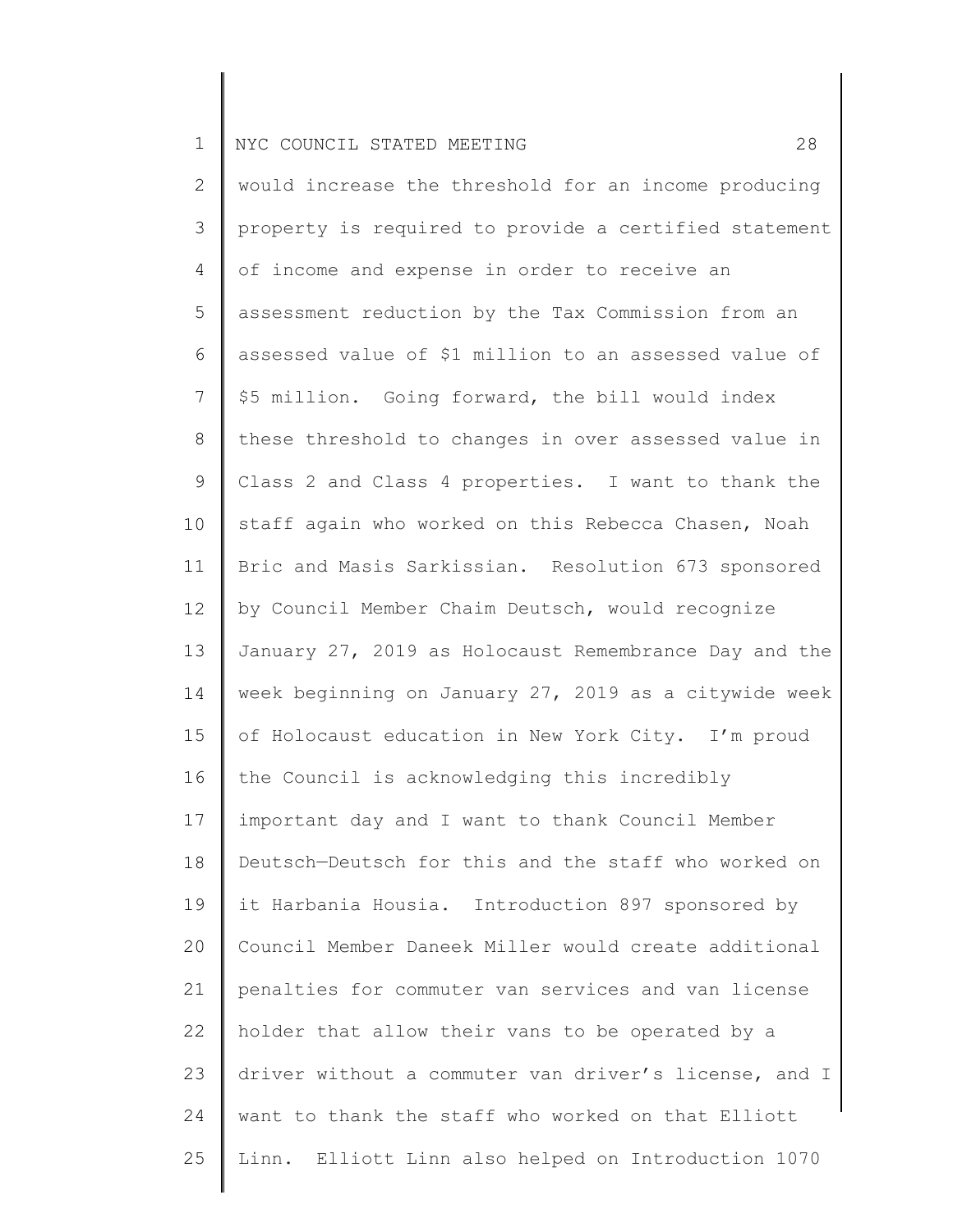would increase the threshold for an income producing property is required to provide a certified statement of income and expense in order to receive an assessment reduction by the Tax Commission from an assessed value of $1 million to an assessed value of $5 million. Going forward, the bill would index these threshold to changes in over assessed value in Class 2 and Class 4 properties. I want to thank the staff again who worked on this Rebecca Chasen, Noah Bric and Masis Sarkissian. Resolution 673 sponsored by Council Member Chaim Deutsch, would recognize January 27, 2019 as Holocaust Remembrance Day and the week beginning on January 27, 2019 as a citywide week of Holocaust education in New York City. I'm proud the Council is acknowledging this incredibly important day and I want to thank Council Member Deutsch—Deutsch for this and the staff who worked on it Harbania Housia. Introduction 897 sponsored by Council Member Daneek Miller would create additional penalties for commuter van services and van license holder that allow their vans to be operated by a driver without a commuter van driver's license, and I want to thank the staff who worked on that Elliott Linn. Elliott Linn also helped on Introduction 1070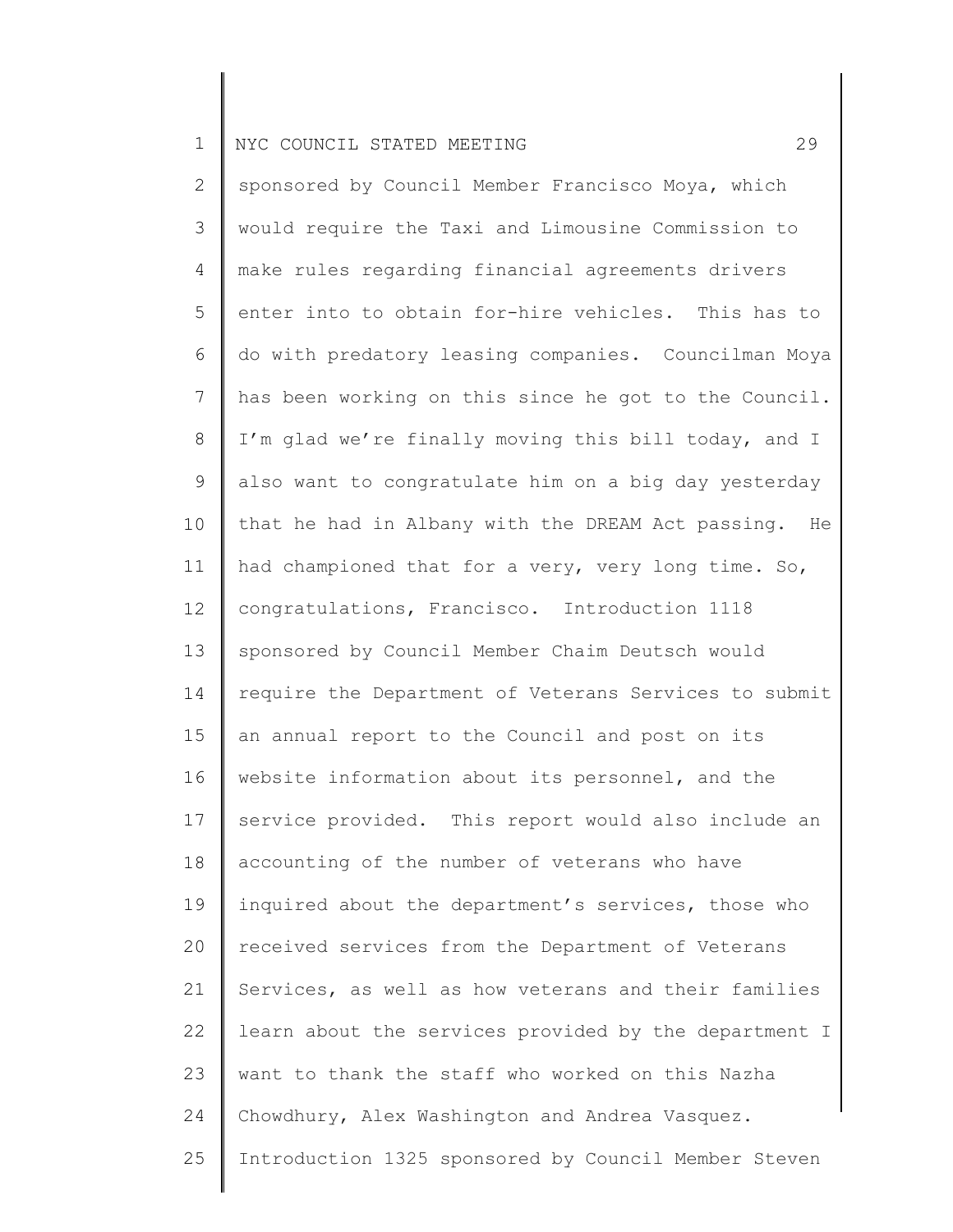sponsored by Council Member Francisco Moya, which would require the Taxi and Limousine Commission to make rules regarding financial agreements drivers enter into to obtain for-hire vehicles. This has to do with predatory leasing companies. Councilman Moya has been working on this since he got to the Council. I'm glad we're finally moving this bill today, and I also want to congratulate him on a big day yesterday that he had in Albany with the DREAM Act passing. He had championed that for a very, very long time. So, congratulations, Francisco. Introduction 1118 sponsored by Council Member Chaim Deutsch would require the Department of Veterans Services to submit an annual report to the Council and post on its website information about its personnel, and the service provided. This report would also include an accounting of the number of veterans who have inquired about the department's services, those who received services from the Department of Veterans Services, as well as how veterans and their families learn about the services provided by the department I want to thank the staff who worked on this Nazha Chowdhury, Alex Washington and Andrea Vasquez. Introduction 1325 sponsored by Council Member Steven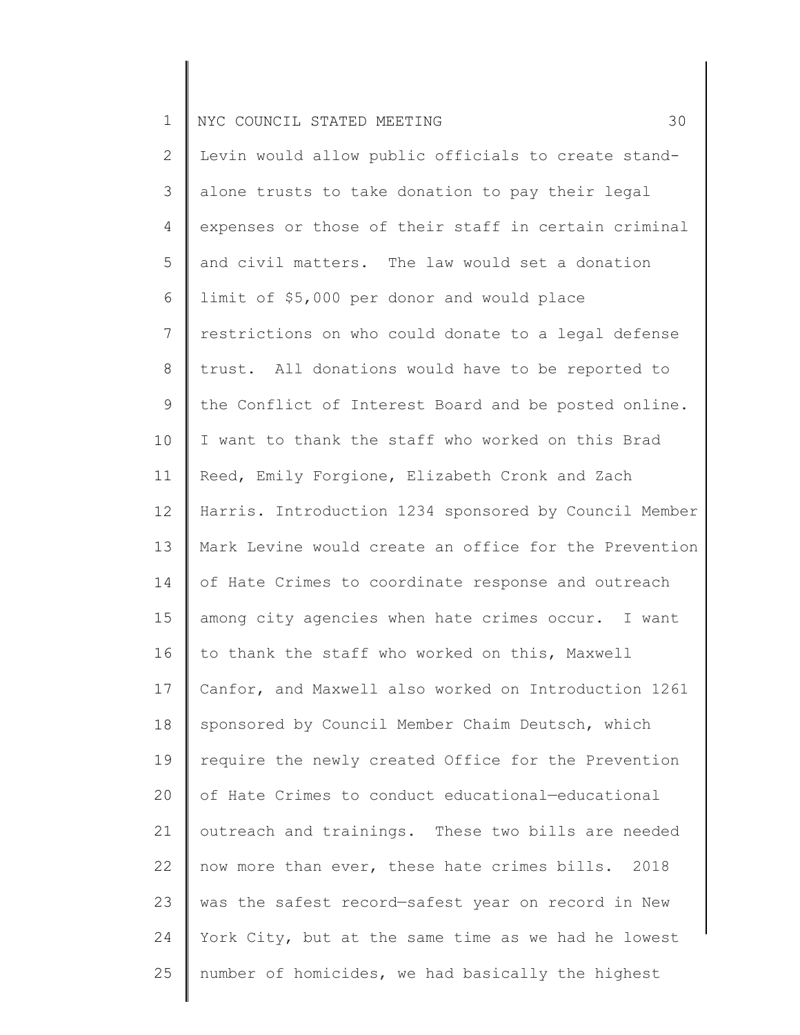Levin would allow public officials to create stand-alone trusts to take donation to pay their legal expenses or those of their staff in certain criminal and civil matters. The law would set a donation limit of $5,000 per donor and would place restrictions on who could donate to a legal defense trust. All donations would have to be reported to the Conflict of Interest Board and be posted online. I want to thank the staff who worked on this Brad Reed, Emily Forgione, Elizabeth Cronk and Zach Harris. Introduction 1234 sponsored by Council Member Mark Levine would create an office for the Prevention of Hate Crimes to coordinate response and outreach among city agencies when hate crimes occur. I want to thank the staff who worked on this, Maxwell Canfor, and Maxwell also worked on Introduction 1261 sponsored by Council Member Chaim Deutsch, which require the newly created Office for the Prevention of Hate Crimes to conduct educational—educational outreach and trainings. These two bills are needed now more than ever, these hate crimes bills. 2018 was the safest record—safest year on record in New York City, but at the same time as we had he lowest number of homicides, we had basically the highest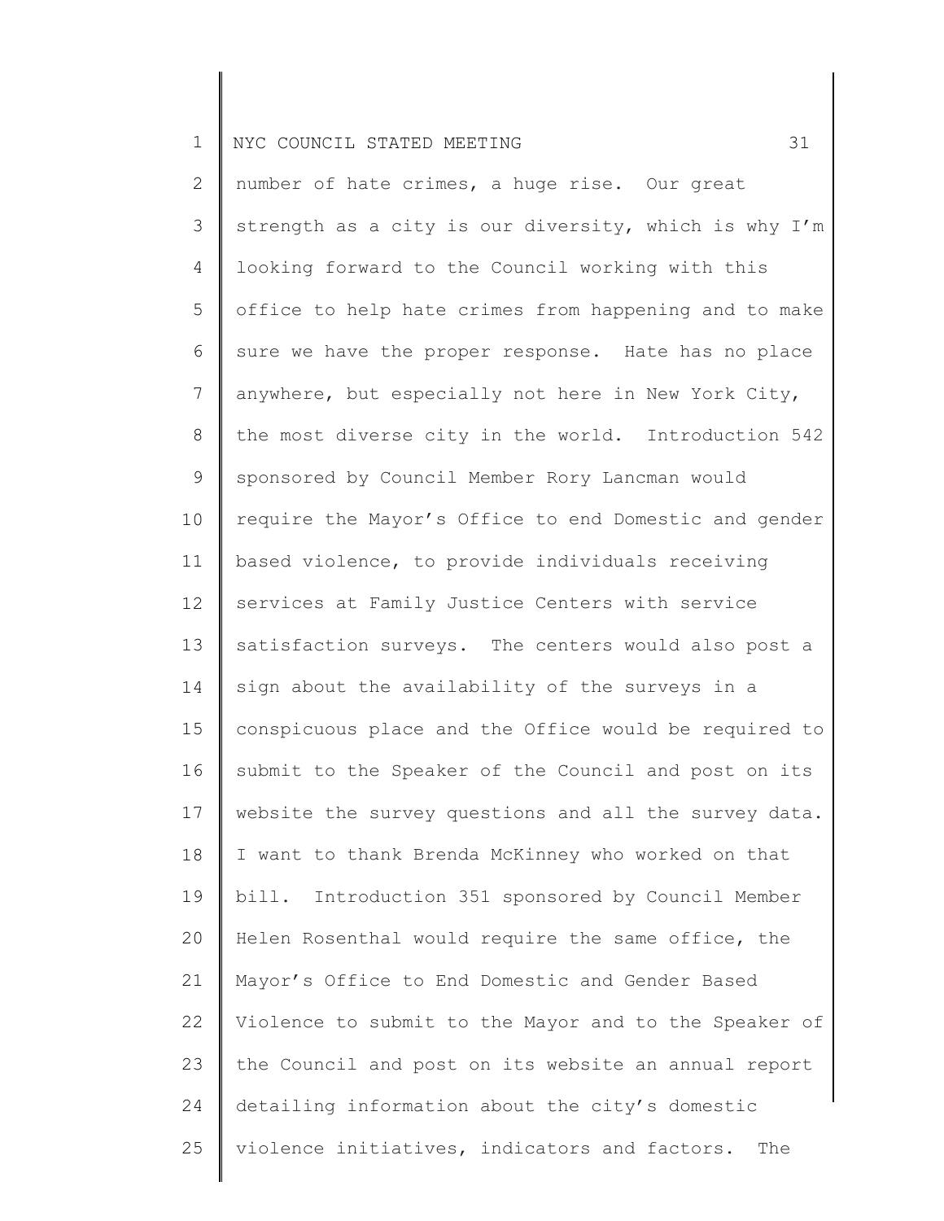number of hate crimes, a huge rise. Our great strength as a city is our diversity, which is why I'm looking forward to the Council working with this office to help hate crimes from happening and to make sure we have the proper response. Hate has no place anywhere, but especially not here in New York City, the most diverse city in the world. Introduction 542 sponsored by Council Member Rory Lancman would require the Mayor's Office to end Domestic and gender based violence, to provide individuals receiving services at Family Justice Centers with service satisfaction surveys. The centers would also post a sign about the availability of the surveys in a conspicuous place and the Office would be required to submit to the Speaker of the Council and post on its website the survey questions and all the survey data. I want to thank Brenda McKinney who worked on that bill. Introduction 351 sponsored by Council Member Helen Rosenthal would require the same office, the Mayor's Office to End Domestic and Gender Based Violence to submit to the Mayor and to the Speaker of the Council and post on its website an annual report detailing information about the city's domestic violence initiatives, indicators and factors. The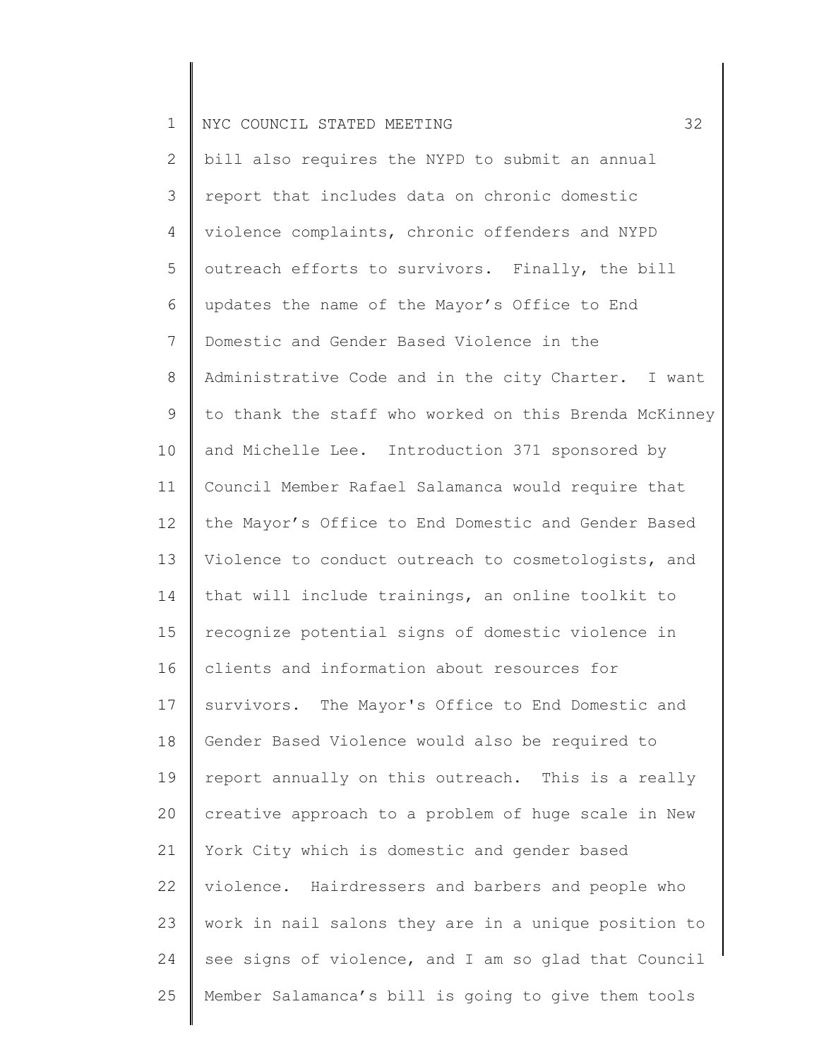bill also requires the NYPD to submit an annual report that includes data on chronic domestic violence complaints, chronic offenders and NYPD outreach efforts to survivors. Finally, the bill updates the name of the Mayor's Office to End Domestic and Gender Based Violence in the Administrative Code and in the city Charter. I want to thank the staff who worked on this Brenda McKinney and Michelle Lee. Introduction 371 sponsored by Council Member Rafael Salamanca would require that the Mayor's Office to End Domestic and Gender Based Violence to conduct outreach to cosmetologists, and that will include trainings, an online toolkit to recognize potential signs of domestic violence in clients and information about resources for survivors. The Mayor's Office to End Domestic and Gender Based Violence would also be required to report annually on this outreach. This is a really creative approach to a problem of huge scale in New York City which is domestic and gender based violence. Hairdressers and barbers and people who work in nail salons they are in a unique position to see signs of violence, and I am so glad that Council Member Salamanca's bill is going to give them tools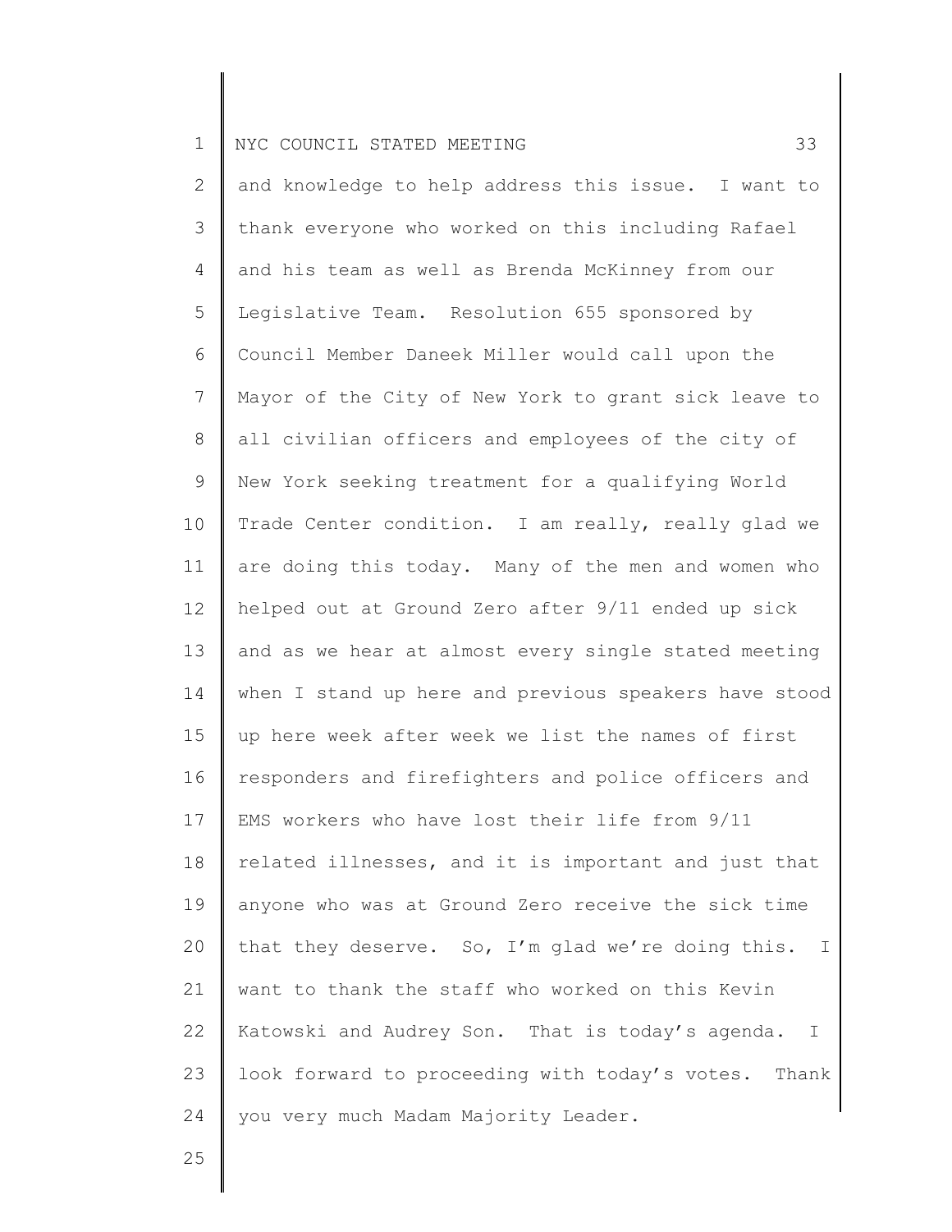and knowledge to help address this issue. I want to thank everyone who worked on this including Rafael and his team as well as Brenda McKinney from our Legislative Team. Resolution 655 sponsored by Council Member Daneek Miller would call upon the Mayor of the City of New York to grant sick leave to all civilian officers and employees of the city of New York seeking treatment for a qualifying World Trade Center condition. I am really, really glad we are doing this today. Many of the men and women who helped out at Ground Zero after 9/11 ended up sick and as we hear at almost every single stated meeting when I stand up here and previous speakers have stood up here week after week we list the names of first responders and firefighters and police officers and EMS workers who have lost their life from 9/11 related illnesses, and it is important and just that anyone who was at Ground Zero receive the sick time that they deserve. So, I'm glad we're doing this. I want to thank the staff who worked on this Kevin Katowski and Audrey Son. That is today's agenda. I look forward to proceeding with today's votes. Thank you very much Madam Majority Leader.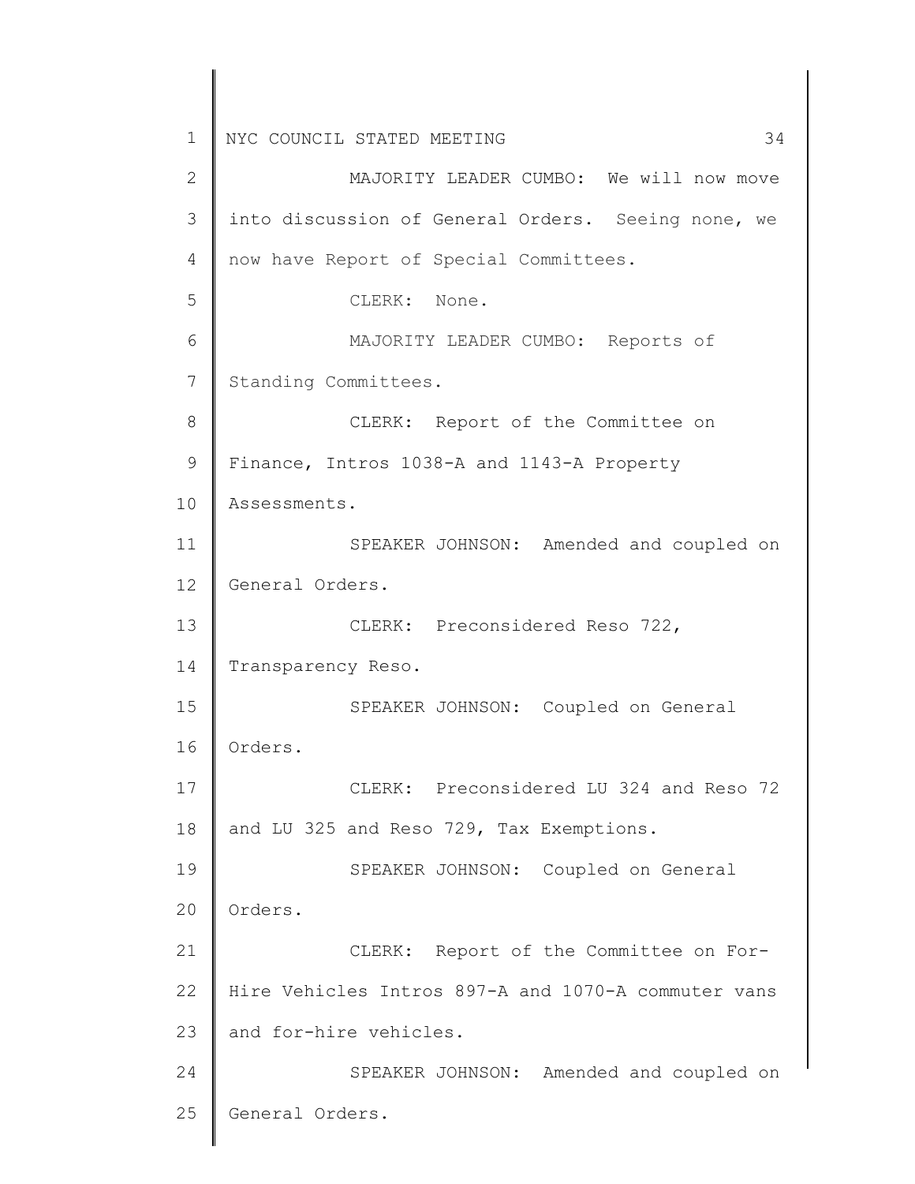MAJORITY LEADER CUMBO: We will now move into discussion of General Orders. Seeing none, we now have Report of Special Committees.

CLERK: None.

MAJORITY LEADER CUMBO: Reports of Standing Committees.

CLERK: Report of the Committee on Finance, Intros 1038-A and 1143-A Property Assessments.

SPEAKER JOHNSON: Amended and coupled on General Orders.

CLERK: Preconsidered Reso 722, Transparency Reso.

SPEAKER JOHNSON: Coupled on General Orders.

CLERK: Preconsidered LU 324 and Reso 72 and LU 325 and Reso 729, Tax Exemptions.

SPEAKER JOHNSON: Coupled on General Orders.

CLERK: Report of the Committee on For-Hire Vehicles Intros 897-A and 1070-A commuter vans and for-hire vehicles.

SPEAKER JOHNSON: Amended and coupled on General Orders.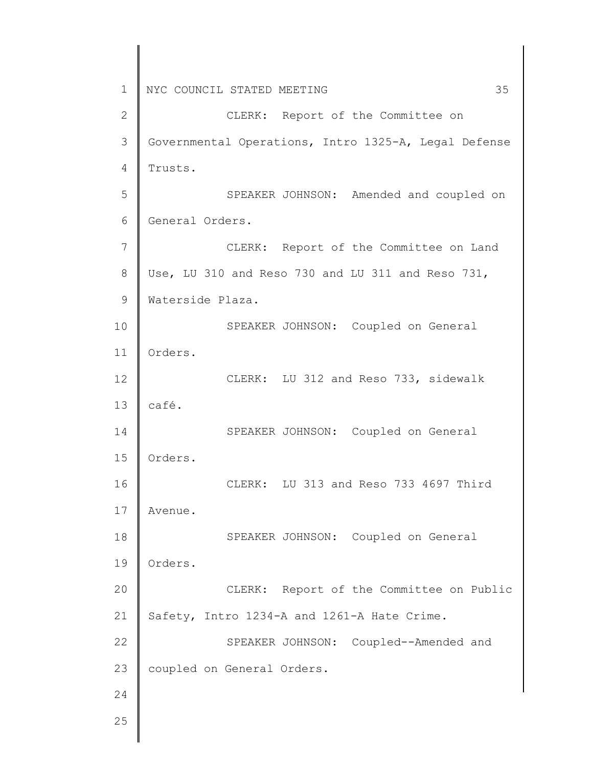CLERK: Report of the Committee on Governmental Operations, Intro 1325-A, Legal Defense Trusts.

SPEAKER JOHNSON: Amended and coupled on General Orders.

CLERK: Report of the Committee on Land Use, LU 310 and Reso 730 and LU 311 and Reso 731, Waterside Plaza.

SPEAKER JOHNSON: Coupled on General Orders.

CLERK: LU 312 and Reso 733, sidewalk café.

SPEAKER JOHNSON: Coupled on General Orders.

CLERK: LU 313 and Reso 733 4697 Third Avenue.

SPEAKER JOHNSON: Coupled on General Orders.

CLERK: Report of the Committee on Public Safety, Intro 1234-A and 1261-A Hate Crime.

SPEAKER JOHNSON: Coupled--Amended and coupled on General Orders.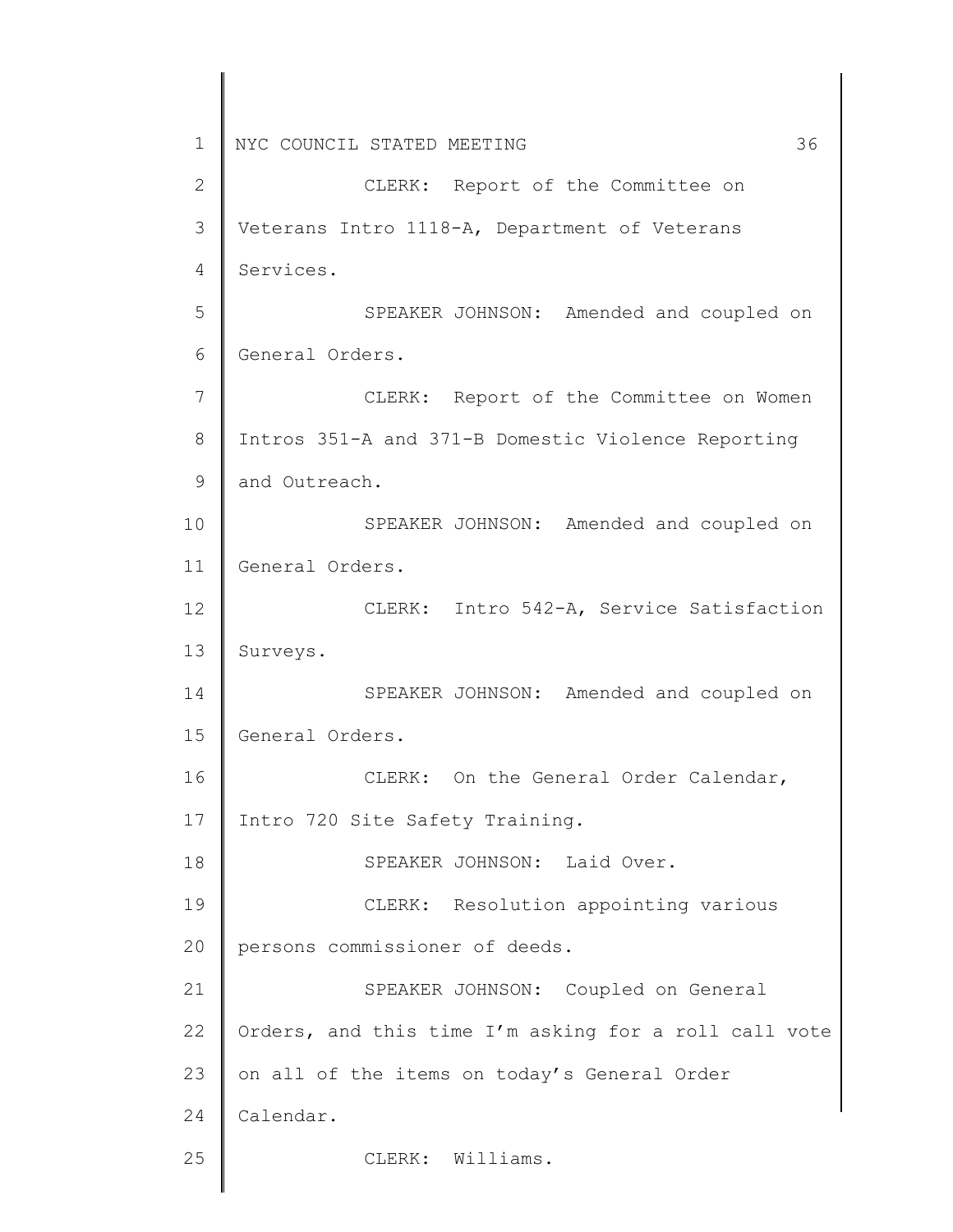CLERK: Report of the Committee on Veterans Intro 1118-A, Department of Veterans Services.

SPEAKER JOHNSON: Amended and coupled on General Orders.

CLERK: Report of the Committee on Women Intros 351-A and 371-B Domestic Violence Reporting and Outreach.

SPEAKER JOHNSON: Amended and coupled on General Orders.

CLERK: Intro 542-A, Service Satisfaction Surveys.

SPEAKER JOHNSON: Amended and coupled on General Orders.

CLERK: On the General Order Calendar, Intro 720 Site Safety Training.

SPEAKER JOHNSON: Laid Over.

CLERK: Resolution appointing various persons commissioner of deeds.

SPEAKER JOHNSON: Coupled on General Orders, and this time I'm asking for a roll call vote on all of the items on today's General Order Calendar.

CLERK: Williams.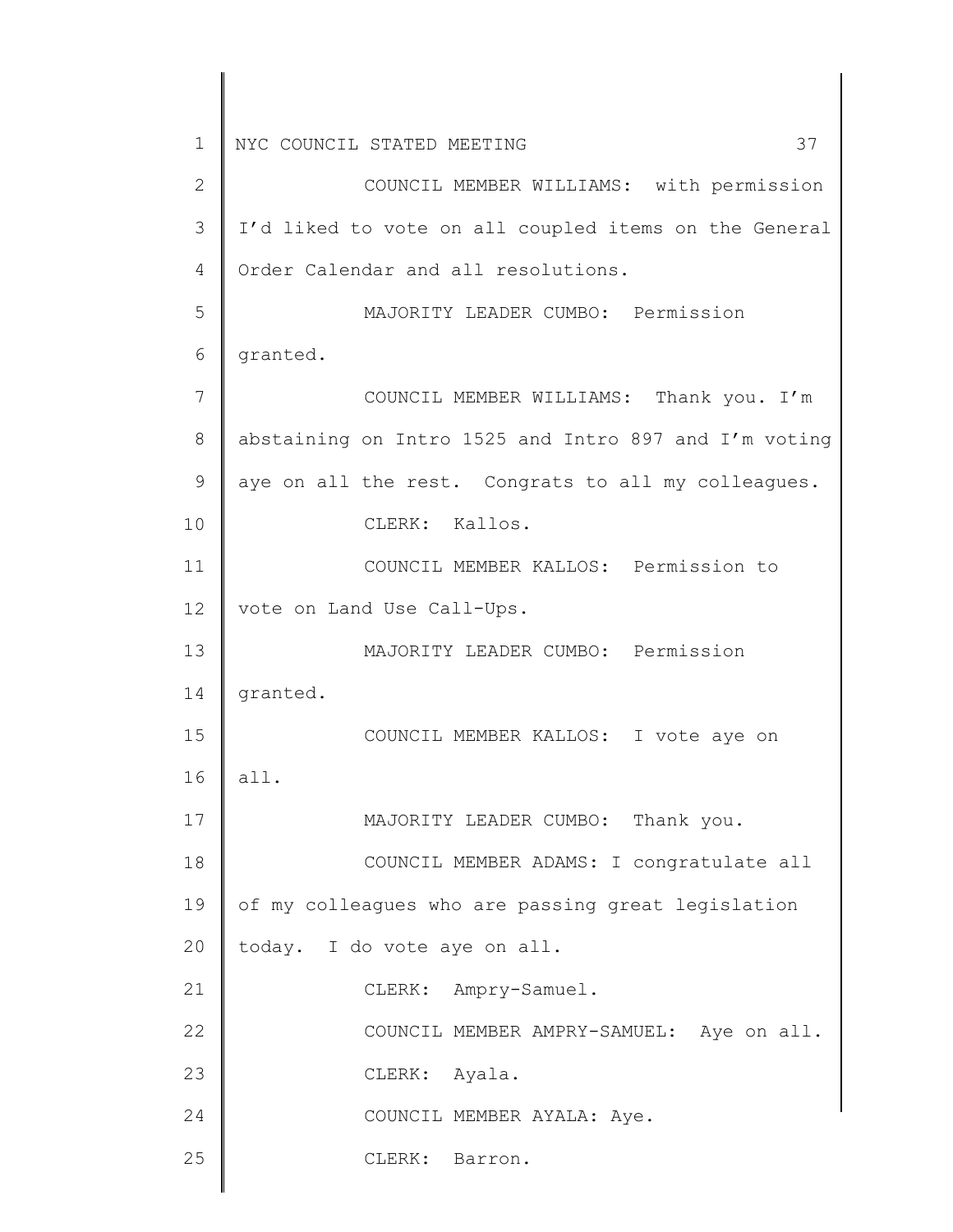COUNCIL MEMBER WILLIAMS: with permission I'd liked to vote on all coupled items on the General Order Calendar and all resolutions.

MAJORITY LEADER CUMBO: Permission granted.

COUNCIL MEMBER WILLIAMS: Thank you. I'm abstaining on Intro 1525 and Intro 897 and I'm voting aye on all the rest. Congrats to all my colleagues.

CLERK: Kallos.

COUNCIL MEMBER KALLOS: Permission to vote on Land Use Call-Ups.

MAJORITY LEADER CUMBO: Permission granted.

COUNCIL MEMBER KALLOS: I vote aye on all.

MAJORITY LEADER CUMBO: Thank you.

COUNCIL MEMBER ADAMS: I congratulate all of my colleagues who are passing great legislation today. I do vote aye on all.

CLERK: Ampry-Samuel.

COUNCIL MEMBER AMPRY-SAMUEL: Aye on all.

CLERK: Ayala.

COUNCIL MEMBER AYALA: Aye.

CLERK: Barron.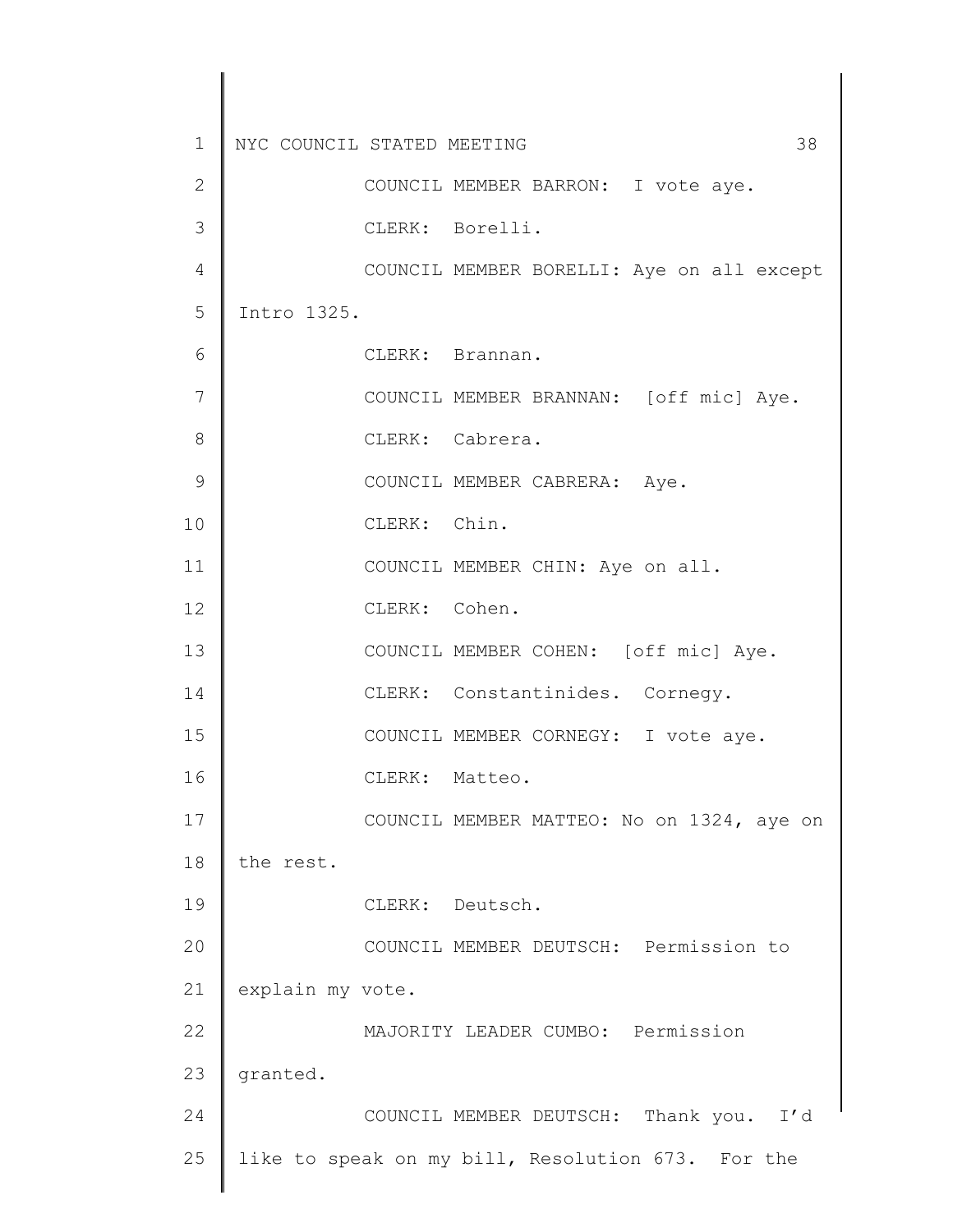COUNCIL MEMBER BARRON: I vote aye.

CLERK: Borelli.

COUNCIL MEMBER BORELLI: Aye on all except Intro 1325.

CLERK: Brannan.

COUNCIL MEMBER BRANNAN: [off mic] Aye.

CLERK: Cabrera.

COUNCIL MEMBER CABRERA: Aye.

CLERK: Chin.

COUNCIL MEMBER CHIN: Aye on all.

CLERK: Cohen.

COUNCIL MEMBER COHEN: [off mic] Aye.

CLERK: Constantinides. Cornegy.

COUNCIL MEMBER CORNEGY: I vote aye.

CLERK: Matteo.

COUNCIL MEMBER MATTEO: No on 1324, aye on the rest.

CLERK: Deutsch.

COUNCIL MEMBER DEUTSCH: Permission to explain my vote.

MAJORITY LEADER CUMBO: Permission granted.

COUNCIL MEMBER DEUTSCH: Thank you. I'd like to speak on my bill, Resolution 673. For the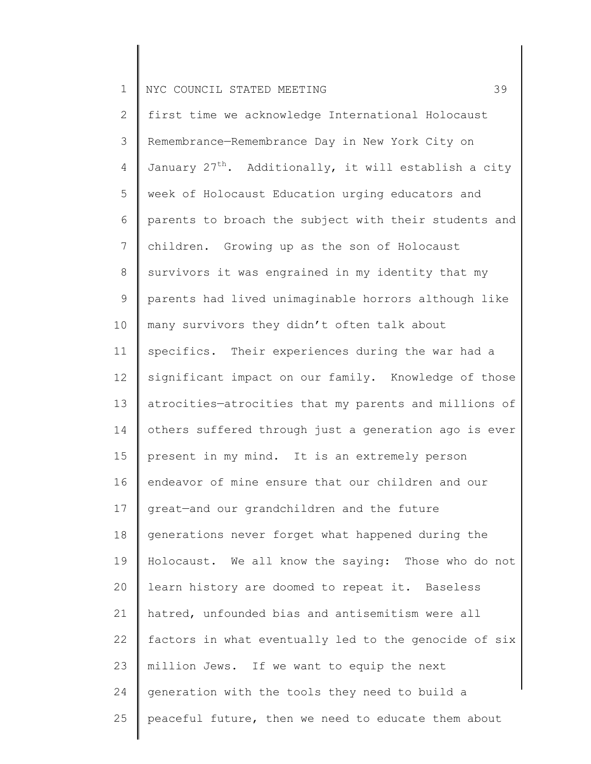first time we acknowledge International Holocaust Remembrance—Remembrance Day in New York City on January 27th. Additionally, it will establish a city week of Holocaust Education urging educators and parents to broach the subject with their students and children. Growing up as the son of Holocaust survivors it was engrained in my identity that my parents had lived unimaginable horrors although like many survivors they didn't often talk about specifics. Their experiences during the war had a significant impact on our family. Knowledge of those atrocities—atrocities that my parents and millions of others suffered through just a generation ago is ever present in my mind. It is an extremely person endeavor of mine ensure that our children and our great—and our grandchildren and the future generations never forget what happened during the Holocaust. We all know the saying: Those who do not learn history are doomed to repeat it. Baseless hatred, unfounded bias and antisemitism were all factors in what eventually led to the genocide of six million Jews. If we want to equip the next generation with the tools they need to build a peaceful future, then we need to educate them about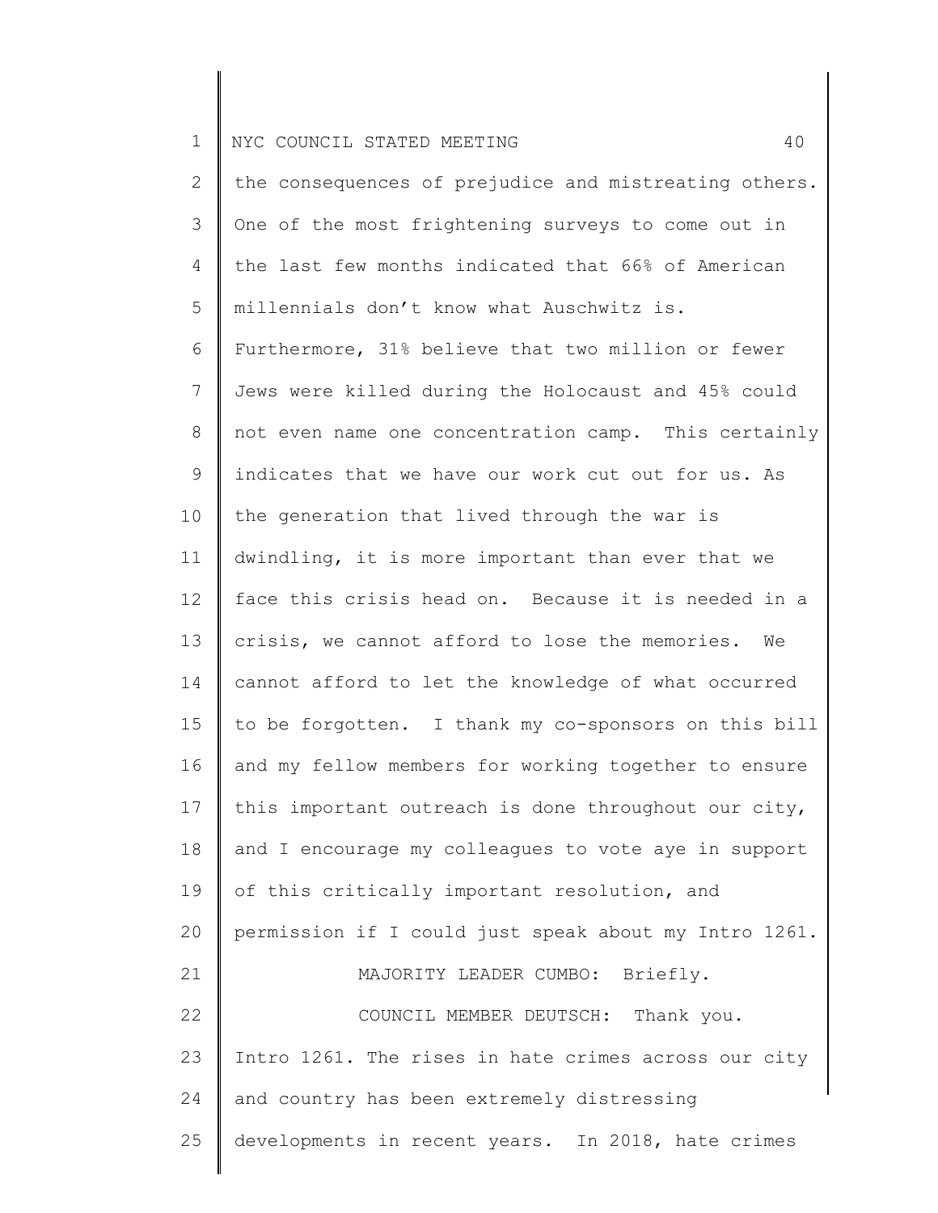the consequences of prejudice and mistreating others. One of the most frightening surveys to come out in the last few months indicated that 66% of American millennials don't know what Auschwitz is. Furthermore, 31% believe that two million or fewer Jews were killed during the Holocaust and 45% could not even name one concentration camp. This certainly indicates that we have our work cut out for us. As the generation that lived through the war is dwindling, it is more important than ever that we face this crisis head on. Because it is needed in a crisis, we cannot afford to lose the memories. We cannot afford to let the knowledge of what occurred to be forgotten. I thank my co-sponsors on this bill and my fellow members for working together to ensure this important outreach is done throughout our city, and I encourage my colleagues to vote aye in support of this critically important resolution, and permission if I could just speak about my Intro 1261.

MAJORITY LEADER CUMBO: Briefly.

COUNCIL MEMBER DEUTSCH: Thank you. Intro 1261. The rises in hate crimes across our city and country has been extremely distressing developments in recent years. In 2018, hate crimes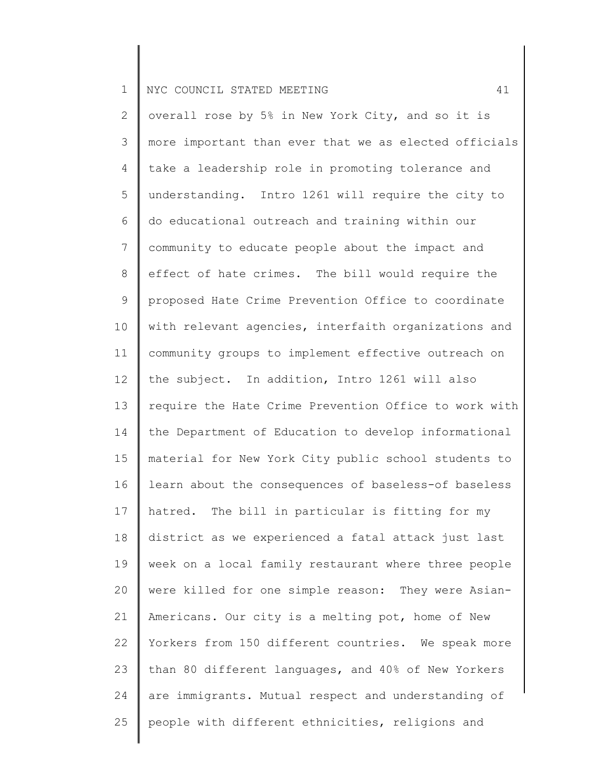overall rose by 5% in New York City, and so it is more important than ever that we as elected officials take a leadership role in promoting tolerance and understanding. Intro 1261 will require the city to do educational outreach and training within our community to educate people about the impact and effect of hate crimes. The bill would require the proposed Hate Crime Prevention Office to coordinate with relevant agencies, interfaith organizations and community groups to implement effective outreach on the subject. In addition, Intro 1261 will also require the Hate Crime Prevention Office to work with the Department of Education to develop informational material for New York City public school students to learn about the consequences of baseless-of baseless hatred. The bill in particular is fitting for my district as we experienced a fatal attack just last week on a local family restaurant where three people were killed for one simple reason: They were Asian-Americans. Our city is a melting pot, home of New Yorkers from 150 different countries. We speak more than 80 different languages, and 40% of New Yorkers are immigrants. Mutual respect and understanding of people with different ethnicities, religions and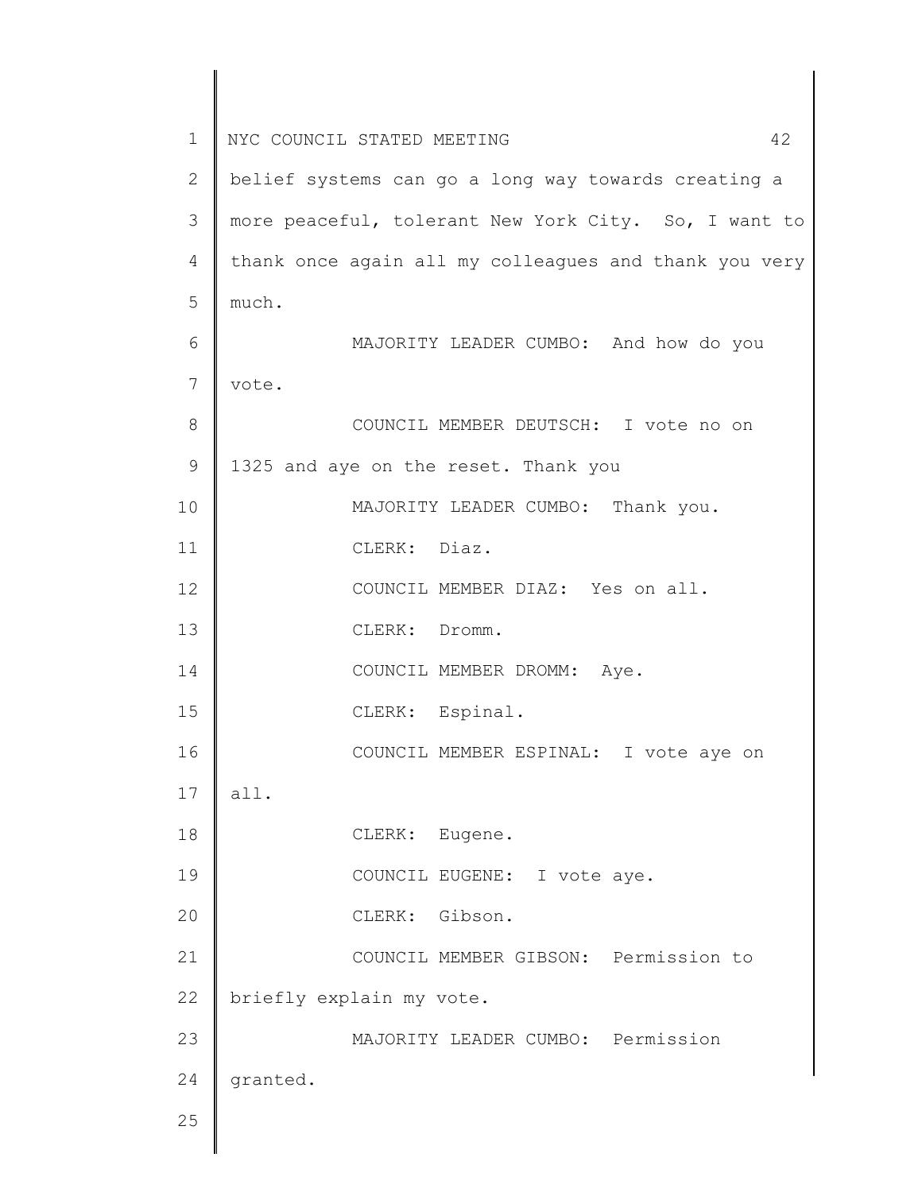belief systems can go a long way towards creating a more peaceful, tolerant New York City. So, I want to thank once again all my colleagues and thank you very much.

MAJORITY LEADER CUMBO: And how do you vote.

COUNCIL MEMBER DEUTSCH: I vote no on 1325 and aye on the reset. Thank you

MAJORITY LEADER CUMBO: Thank you.

CLERK: Diaz.

COUNCIL MEMBER DIAZ: Yes on all.

CLERK: Dromm.

COUNCIL MEMBER DROMM: Aye.

CLERK: Espinal.

COUNCIL MEMBER ESPINAL: I vote aye on all.

CLERK: Eugene.

COUNCIL EUGENE: I vote aye.

CLERK: Gibson.

COUNCIL MEMBER GIBSON: Permission to briefly explain my vote.

MAJORITY LEADER CUMBO: Permission granted.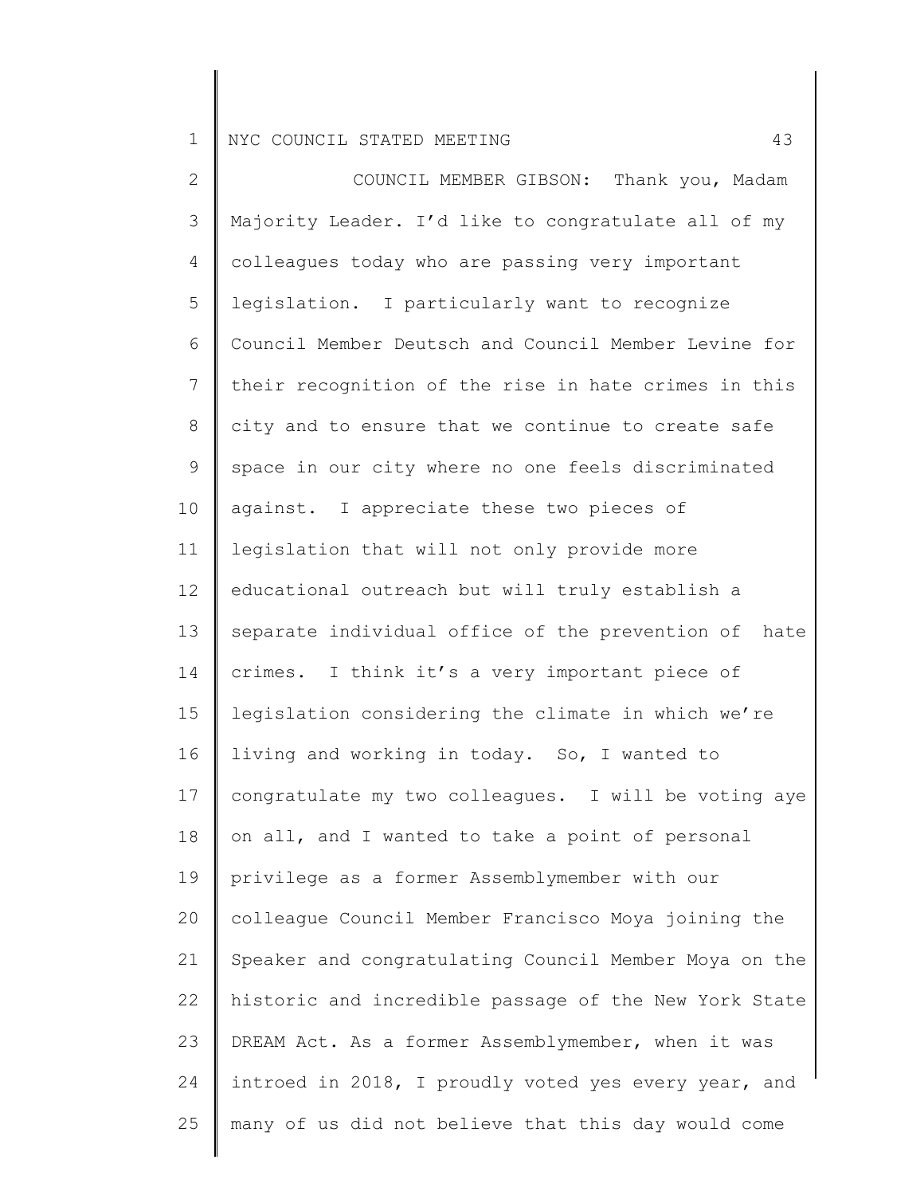COUNCIL MEMBER GIBSON: Thank you, Madam Majority Leader. I'd like to congratulate all of my colleagues today who are passing very important legislation. I particularly want to recognize Council Member Deutsch and Council Member Levine for their recognition of the rise in hate crimes in this city and to ensure that we continue to create safe space in our city where no one feels discriminated against. I appreciate these two pieces of legislation that will not only provide more educational outreach but will truly establish a separate individual office of the prevention of hate crimes. I think it's a very important piece of legislation considering the climate in which we're living and working in today. So, I wanted to congratulate my two colleagues. I will be voting aye on all, and I wanted to take a point of personal privilege as a former Assemblymember with our colleague Council Member Francisco Moya joining the Speaker and congratulating Council Member Moya on the historic and incredible passage of the New York State DREAM Act. As a former Assemblymember, when it was introed in 2018, I proudly voted yes every year, and many of us did not believe that this day would come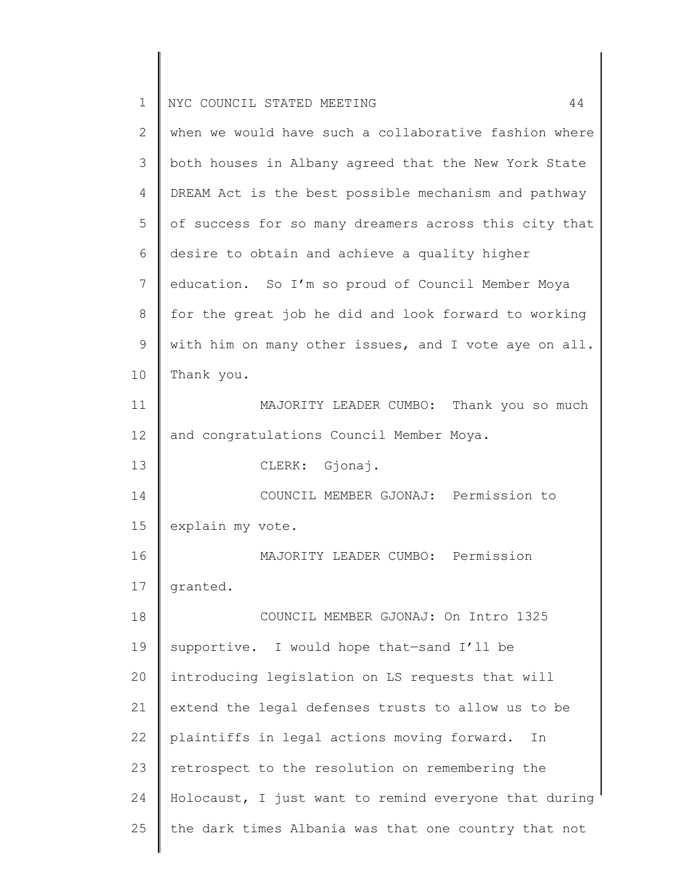when we would have such a collaborative fashion where both houses in Albany agreed that the New York State DREAM Act is the best possible mechanism and pathway of success for so many dreamers across this city that desire to obtain and achieve a quality higher education. So I'm so proud of Council Member Moya for the great job he did and look forward to working with him on many other issues, and I vote aye on all. Thank you.

MAJORITY LEADER CUMBO: Thank you so much and congratulations Council Member Moya.

CLERK: Gjonaj.

COUNCIL MEMBER GJONAJ: Permission to explain my vote.

MAJORITY LEADER CUMBO: Permission granted.

COUNCIL MEMBER GJONAJ: On Intro 1325 supportive. I would hope that—sand I'll be introducing legislation on LS requests that will extend the legal defenses trusts to allow us to be plaintiffs in legal actions moving forward. In retrospect to the resolution on remembering the Holocaust, I just want to remind everyone that during the dark times Albania was that one country that not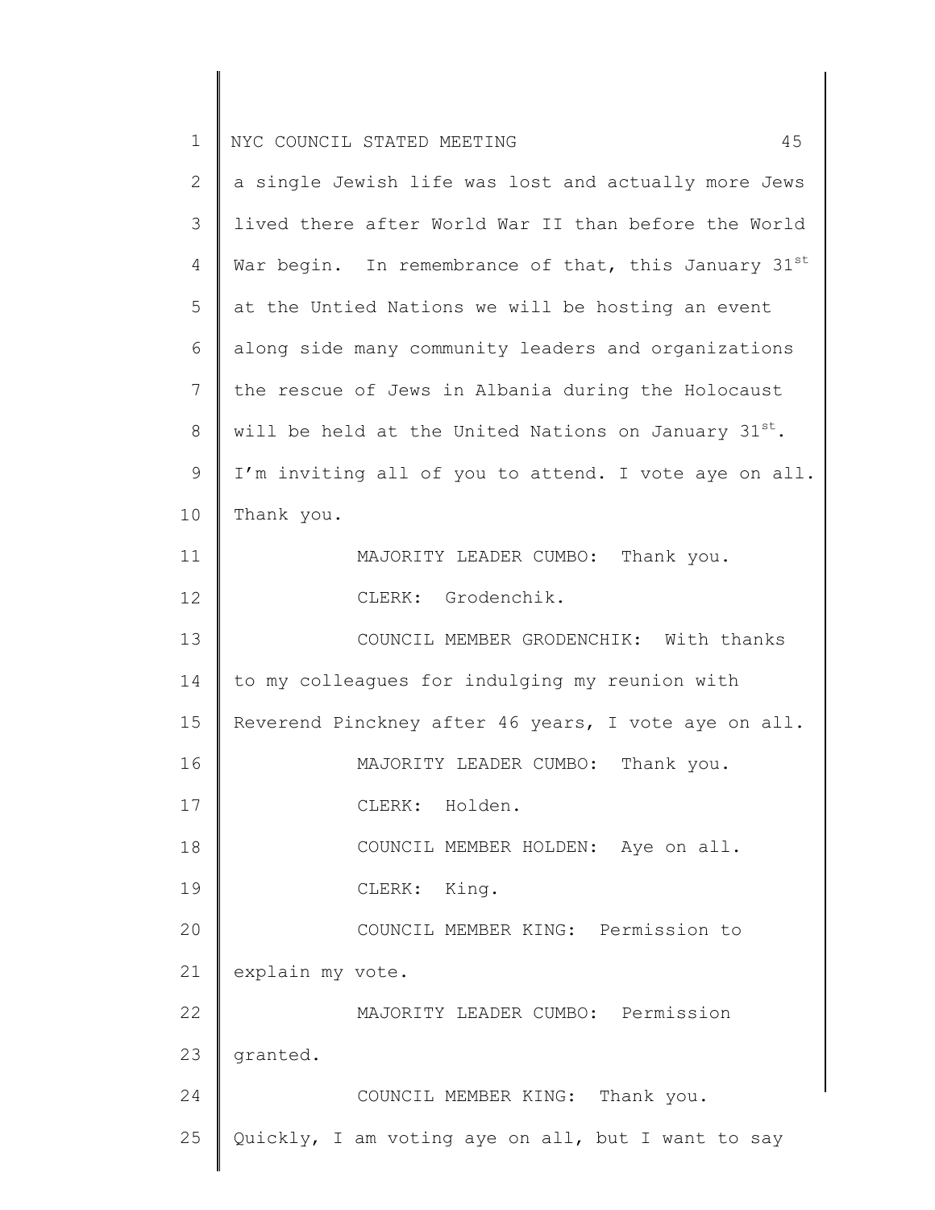a single Jewish life was lost and actually more Jews lived there after World War II than before the World War begin. In remembrance of that, this January 31st at the Untied Nations we will be hosting an event along side many community leaders and organizations the rescue of Jews in Albania during the Holocaust will be held at the United Nations on January 31st. I'm inviting all of you to attend. I vote aye on all. Thank you.

MAJORITY LEADER CUMBO: Thank you.

CLERK: Grodenchik.

COUNCIL MEMBER GRODENCHIK: With thanks to my colleagues for indulging my reunion with Reverend Pinckney after 46 years, I vote aye on all.

MAJORITY LEADER CUMBO: Thank you.

CLERK: Holden.

COUNCIL MEMBER HOLDEN: Aye on all.

CLERK: King.

COUNCIL MEMBER KING: Permission to explain my vote.

MAJORITY LEADER CUMBO: Permission granted.

COUNCIL MEMBER KING: Thank you. Quickly, I am voting aye on all, but I want to say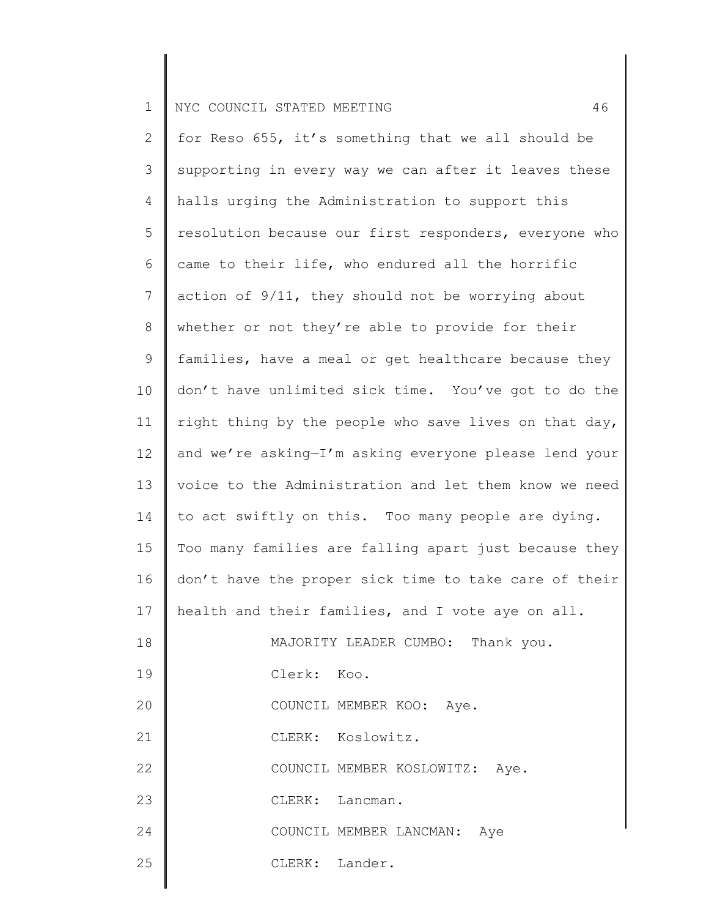for Reso 655, it's something that we all should be supporting in every way we can after it leaves these halls urging the Administration to support this resolution because our first responders, everyone who came to their life, who endured all the horrific action of 9/11, they should not be worrying about whether or not they're able to provide for their families, have a meal or get healthcare because they don't have unlimited sick time. You've got to do the right thing by the people who save lives on that day, and we're asking—I'm asking everyone please lend your voice to the Administration and let them know we need to act swiftly on this. Too many people are dying. Too many families are falling apart just because they don't have the proper sick time to take care of their health and their families, and I vote aye on all.

MAJORITY LEADER CUMBO: Thank you.

Clerk: Koo.

COUNCIL MEMBER KOO: Aye.

CLERK: Koslowitz.

COUNCIL MEMBER KOSLOWITZ: Aye.

CLERK: Lancman.

COUNCIL MEMBER LANCMAN: Aye

CLERK: Lander.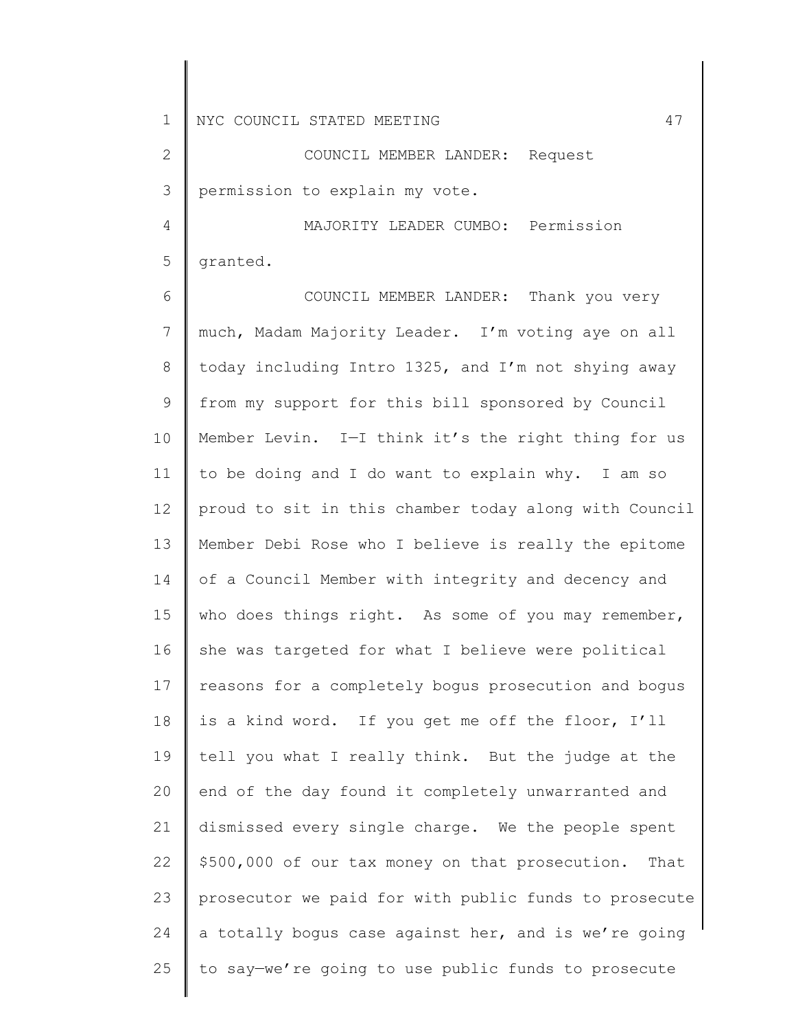COUNCIL MEMBER LANDER: Request permission to explain my vote.

MAJORITY LEADER CUMBO: Permission granted.

COUNCIL MEMBER LANDER: Thank you very much, Madam Majority Leader. I'm voting aye on all today including Intro 1325, and I'm not shying away from my support for this bill sponsored by Council Member Levin. I—I think it's the right thing for us to be doing and I do want to explain why. I am so proud to sit in this chamber today along with Council Member Debi Rose who I believe is really the epitome of a Council Member with integrity and decency and who does things right. As some of you may remember, she was targeted for what I believe were political reasons for a completely bogus prosecution and bogus is a kind word. If you get me off the floor, I'll tell you what I really think. But the judge at the end of the day found it completely unwarranted and dismissed every single charge. We the people spent \$500,000 of our tax money on that prosecution. That prosecutor we paid for with public funds to prosecute a totally bogus case against her, and is we're going to say—we're going to use public funds to prosecute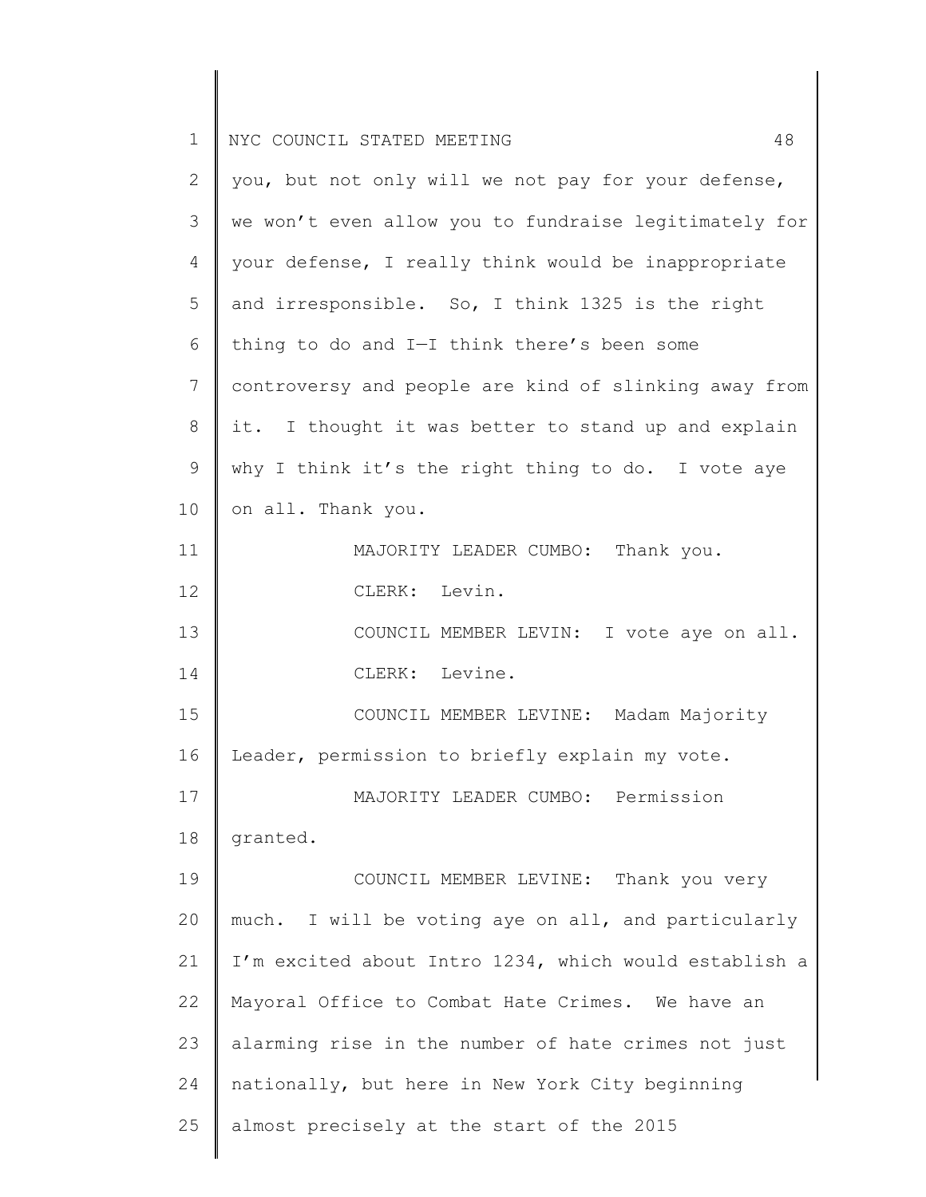you, but not only will we not pay for your defense, we won't even allow you to fundraise legitimately for your defense, I really think would be inappropriate and irresponsible. So, I think 1325 is the right thing to do and I—I think there's been some controversy and people are kind of slinking away from it. I thought it was better to stand up and explain why I think it's the right thing to do. I vote aye on all. Thank you.

MAJORITY LEADER CUMBO: Thank you.

CLERK: Levin.

COUNCIL MEMBER LEVIN: I vote aye on all.

CLERK: Levine.

COUNCIL MEMBER LEVINE: Madam Majority Leader, permission to briefly explain my vote.

MAJORITY LEADER CUMBO: Permission granted.

COUNCIL MEMBER LEVINE: Thank you very much. I will be voting aye on all, and particularly I'm excited about Intro 1234, which would establish a Mayoral Office to Combat Hate Crimes. We have an alarming rise in the number of hate crimes not just nationally, but here in New York City beginning almost precisely at the start of the 2015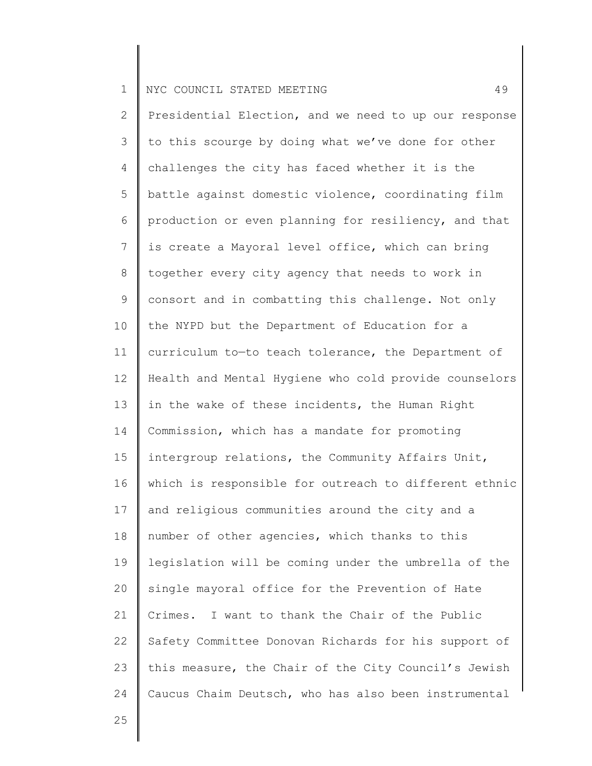Presidential Election, and we need to up our response to this scourge by doing what we've done for other challenges the city has faced whether it is the battle against domestic violence, coordinating film production or even planning for resiliency, and that is create a Mayoral level office, which can bring together every city agency that needs to work in consort and in combatting this challenge. Not only the NYPD but the Department of Education for a curriculum to—to teach tolerance, the Department of Health and Mental Hygiene who cold provide counselors in the wake of these incidents, the Human Right Commission, which has a mandate for promoting intergroup relations, the Community Affairs Unit, which is responsible for outreach to different ethnic and religious communities around the city and a number of other agencies, which thanks to this legislation will be coming under the umbrella of the single mayoral office for the Prevention of Hate Crimes. I want to thank the Chair of the Public Safety Committee Donovan Richards for his support of this measure, the Chair of the City Council's Jewish Caucus Chaim Deutsch, who has also been instrumental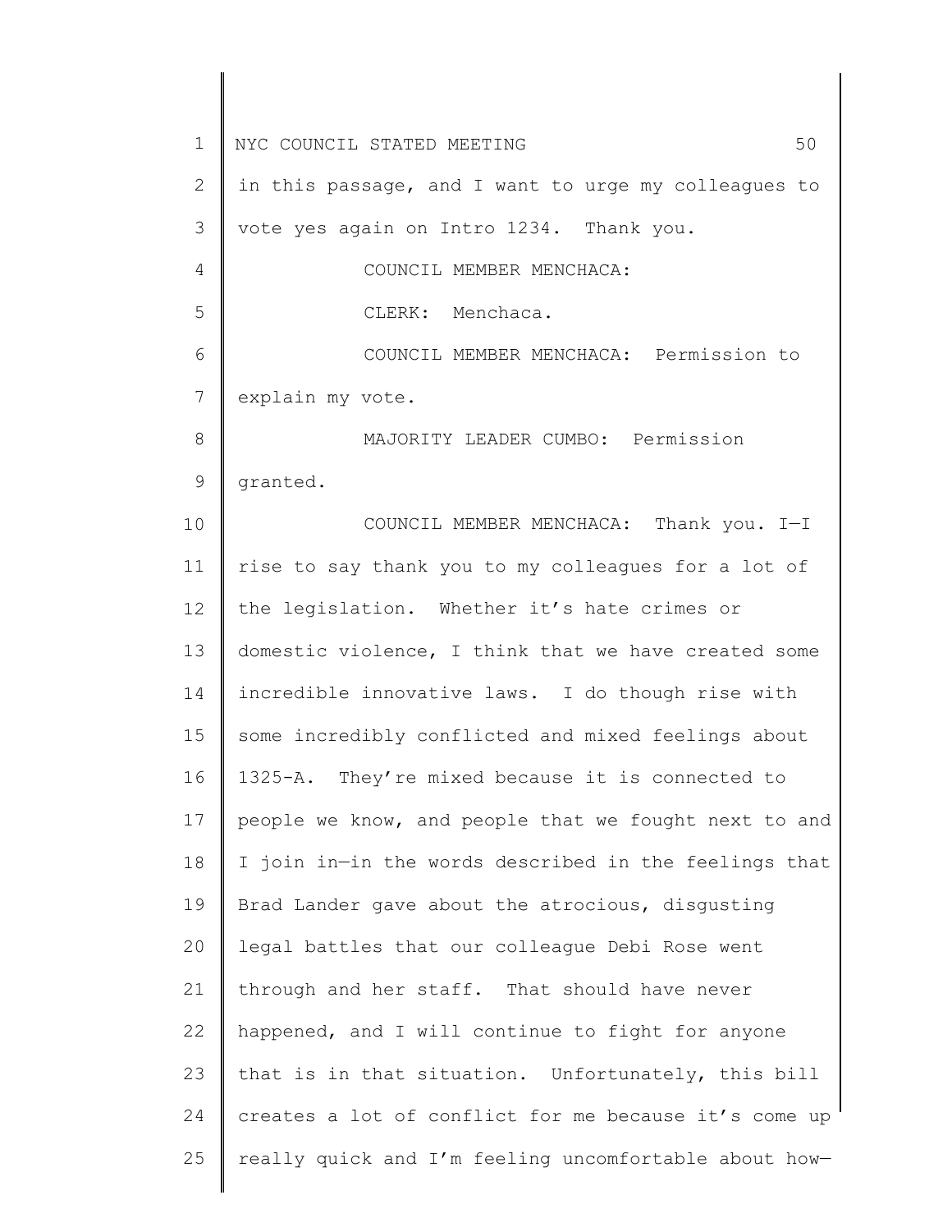in this passage, and I want to urge my colleagues to vote yes again on Intro 1234. Thank you.

COUNCIL MEMBER MENCHACA:

CLERK: Menchaca.

COUNCIL MEMBER MENCHACA: Permission to explain my vote.

MAJORITY LEADER CUMBO: Permission granted.

COUNCIL MEMBER MENCHACA: Thank you. I—I rise to say thank you to my colleagues for a lot of the legislation. Whether it's hate crimes or domestic violence, I think that we have created some incredible innovative laws. I do though rise with some incredibly conflicted and mixed feelings about 1325-A. They're mixed because it is connected to people we know, and people that we fought next to and I join in—in the words described in the feelings that Brad Lander gave about the atrocious, disgusting legal battles that our colleague Debi Rose went through and her staff. That should have never happened, and I will continue to fight for anyone that is in that situation. Unfortunately, this bill creates a lot of conflict for me because it's come up really quick and I'm feeling uncomfortable about how—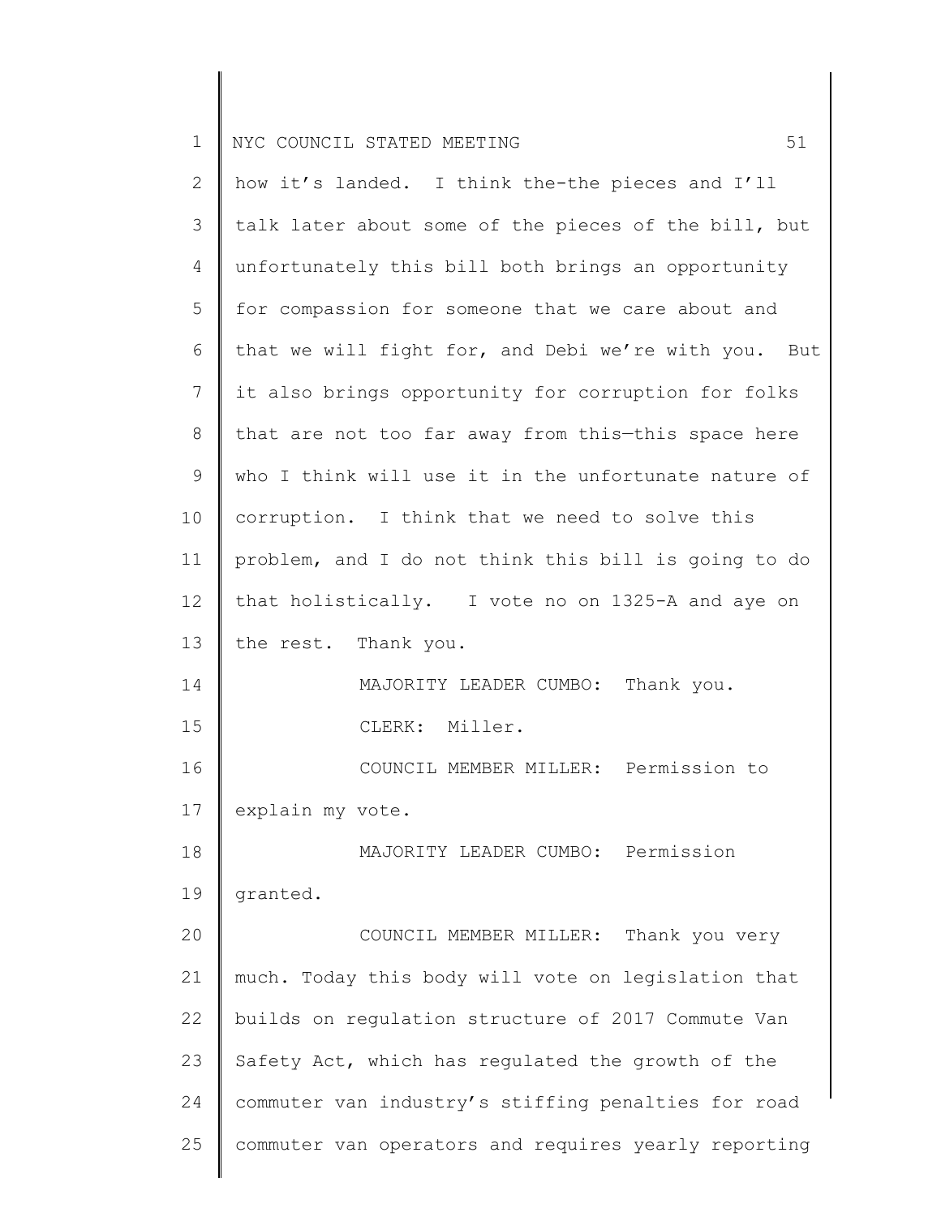how it's landed. I think the-the pieces and I'll talk later about some of the pieces of the bill, but unfortunately this bill both brings an opportunity for compassion for someone that we care about and that we will fight for, and Debi we're with you. But it also brings opportunity for corruption for folks that are not too far away from this—this space here who I think will use it in the unfortunate nature of corruption. I think that we need to solve this problem, and I do not think this bill is going to do that holistically. I vote no on 1325-A and aye on the rest. Thank you.

MAJORITY LEADER CUMBO: Thank you.

CLERK: Miller.

COUNCIL MEMBER MILLER: Permission to explain my vote.

MAJORITY LEADER CUMBO: Permission granted.

COUNCIL MEMBER MILLER: Thank you very much. Today this body will vote on legislation that builds on regulation structure of 2017 Commute Van Safety Act, which has regulated the growth of the commuter van industry's stiffing penalties for road commuter van operators and requires yearly reporting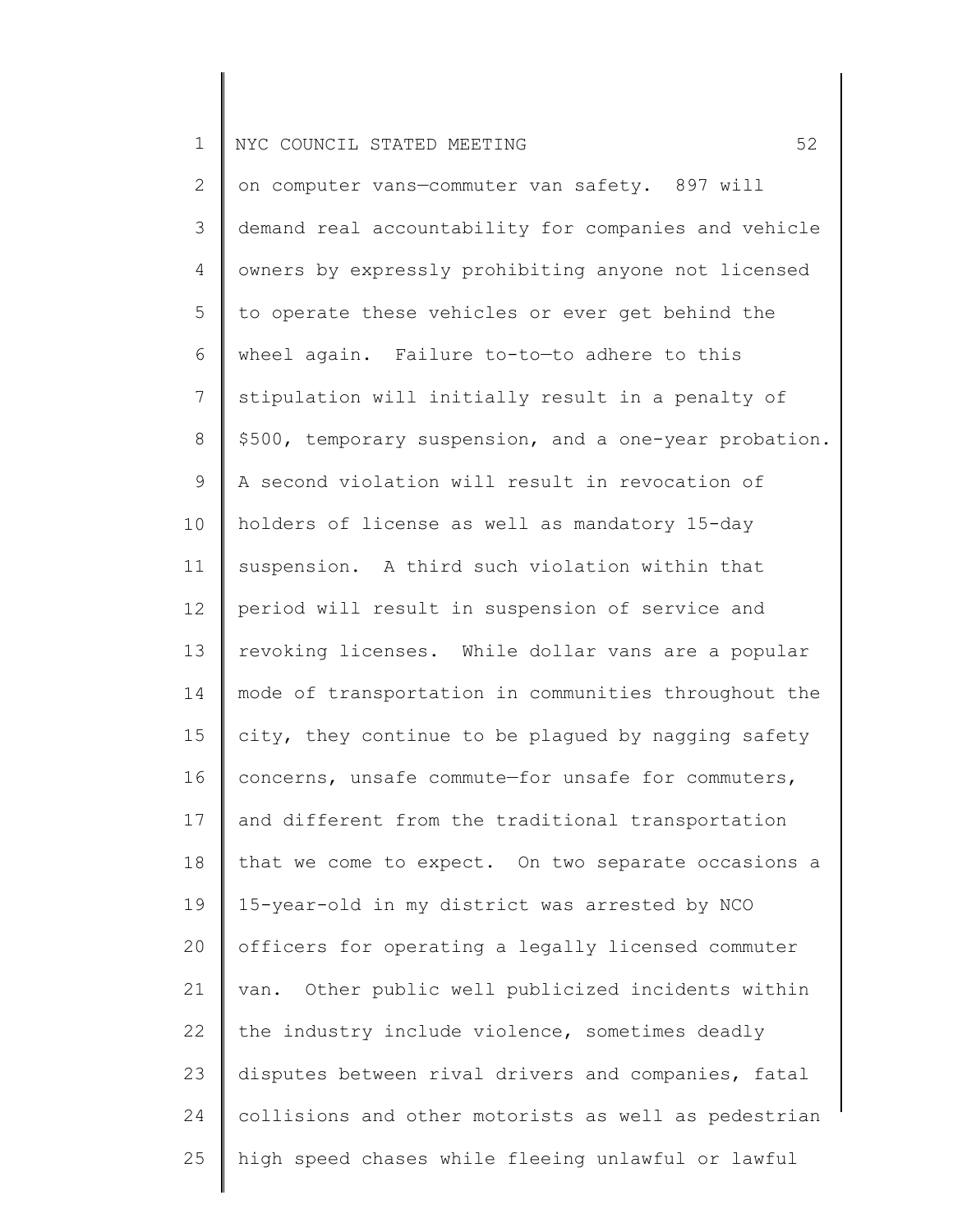on computer vans—commuter van safety. 897 will demand real accountability for companies and vehicle owners by expressly prohibiting anyone not licensed to operate these vehicles or ever get behind the wheel again. Failure to-to—to adhere to this stipulation will initially result in a penalty of $500, temporary suspension, and a one-year probation. A second violation will result in revocation of holders of license as well as mandatory 15-day suspension. A third such violation within that period will result in suspension of service and revoking licenses. While dollar vans are a popular mode of transportation in communities throughout the city, they continue to be plagued by nagging safety concerns, unsafe commute—for unsafe for commuters, and different from the traditional transportation that we come to expect. On two separate occasions a 15-year-old in my district was arrested by NCO officers for operating a legally licensed commuter van. Other public well publicized incidents within the industry include violence, sometimes deadly disputes between rival drivers and companies, fatal collisions and other motorists as well as pedestrian high speed chases while fleeing unlawful or lawful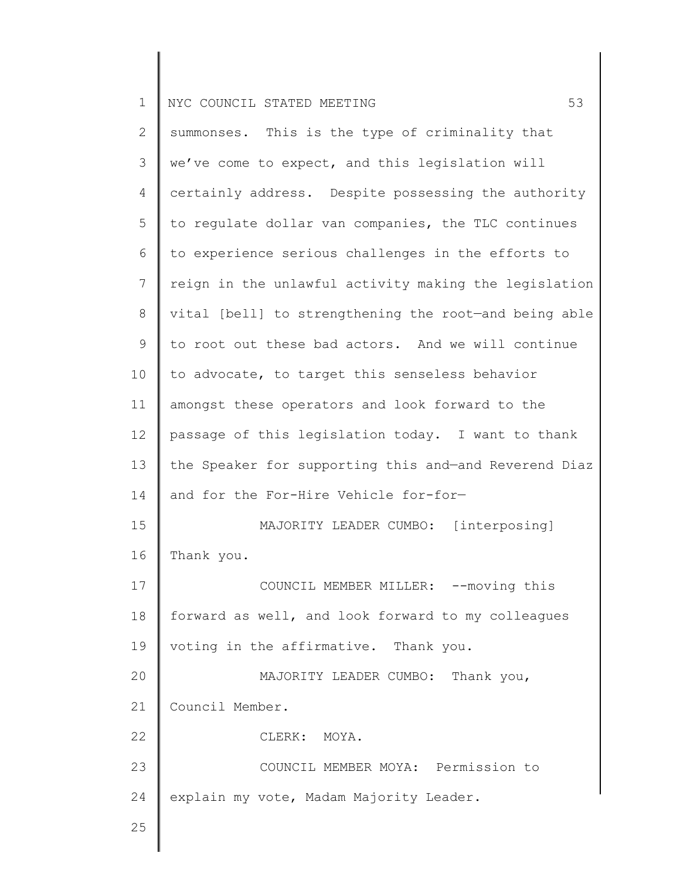summonses. This is the type of criminality that we've come to expect, and this legislation will certainly address. Despite possessing the authority to regulate dollar van companies, the TLC continues to experience serious challenges in the efforts to reign in the unlawful activity making the legislation vital [bell] to strengthening the root—and being able to root out these bad actors. And we will continue to advocate, to target this senseless behavior amongst these operators and look forward to the passage of this legislation today. I want to thank the Speaker for supporting this and—and Reverend Diaz and for the For-Hire Vehicle for-for—

MAJORITY LEADER CUMBO: [interposing] Thank you.

COUNCIL MEMBER MILLER: --moving this forward as well, and look forward to my colleagues voting in the affirmative. Thank you.

MAJORITY LEADER CUMBO: Thank you, Council Member.

CLERK: MOYA.

COUNCIL MEMBER MOYA: Permission to explain my vote, Madam Majority Leader.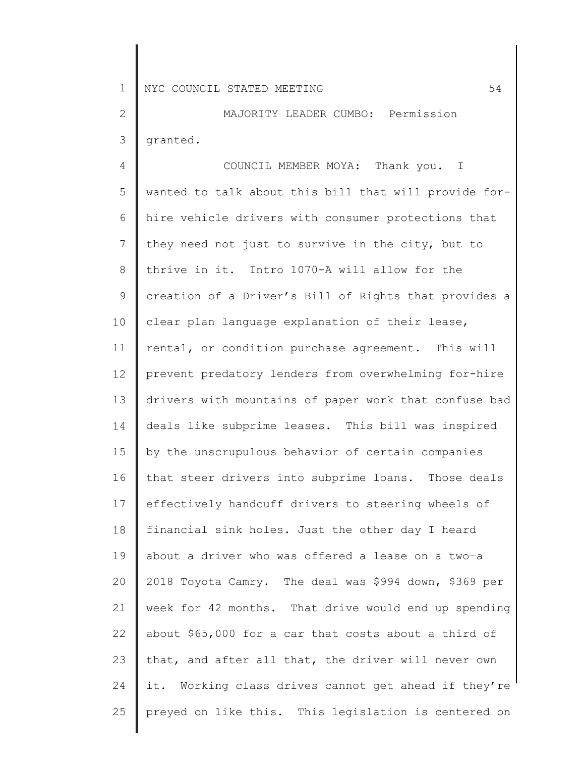MAJORITY LEADER CUMBO: Permission granted.

COUNCIL MEMBER MOYA: Thank you. I wanted to talk about this bill that will provide for-hire vehicle drivers with consumer protections that they need not just to survive in the city, but to thrive in it. Intro 1070-A will allow for the creation of a Driver's Bill of Rights that provides a clear plan language explanation of their lease, rental, or condition purchase agreement. This will prevent predatory lenders from overwhelming for-hire drivers with mountains of paper work that confuse bad deals like subprime leases. This bill was inspired by the unscrupulous behavior of certain companies that steer drivers into subprime loans. Those deals effectively handcuff drivers to steering wheels of financial sink holes. Just the other day I heard about a driver who was offered a lease on a two—a 2018 Toyota Camry. The deal was $994 down, $369 per week for 42 months. That drive would end up spending about $65,000 for a car that costs about a third of that, and after all that, the driver will never own it. Working class drives cannot get ahead if they're preyed on like this. This legislation is centered on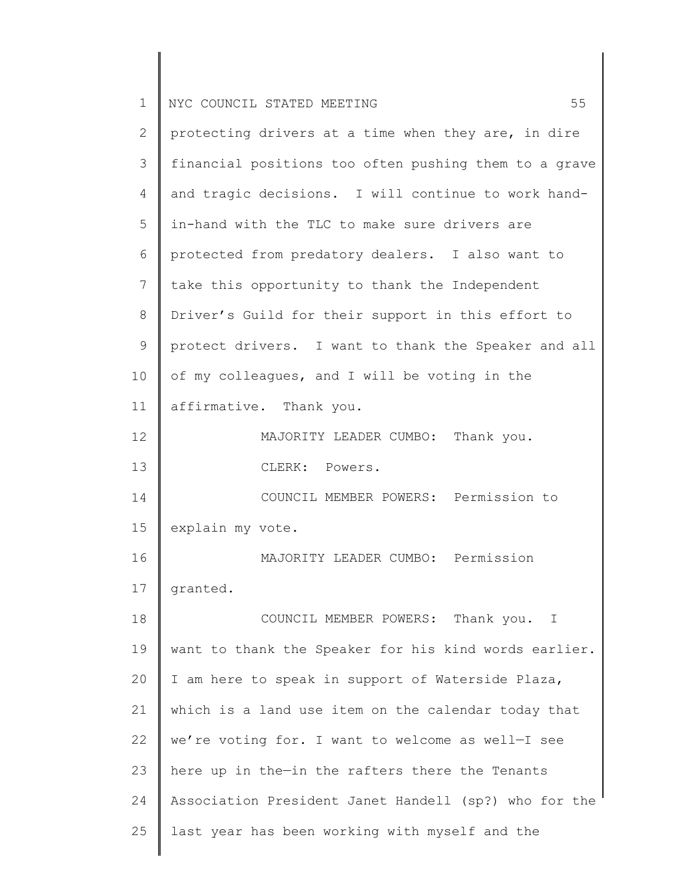protecting drivers at a time when they are, in dire financial positions too often pushing them to a grave and tragic decisions. I will continue to work hand-in-hand with the TLC to make sure drivers are protected from predatory dealers. I also want to take this opportunity to thank the Independent Driver's Guild for their support in this effort to protect drivers. I want to thank the Speaker and all of my colleagues, and I will be voting in the affirmative. Thank you.

MAJORITY LEADER CUMBO: Thank you.

CLERK: Powers.

COUNCIL MEMBER POWERS: Permission to explain my vote.

MAJORITY LEADER CUMBO: Permission granted.

COUNCIL MEMBER POWERS: Thank you. I want to thank the Speaker for his kind words earlier. I am here to speak in support of Waterside Plaza, which is a land use item on the calendar today that we're voting for. I want to welcome as well—I see here up in the—in the rafters there the Tenants Association President Janet Handell (sp?) who for the last year has been working with myself and the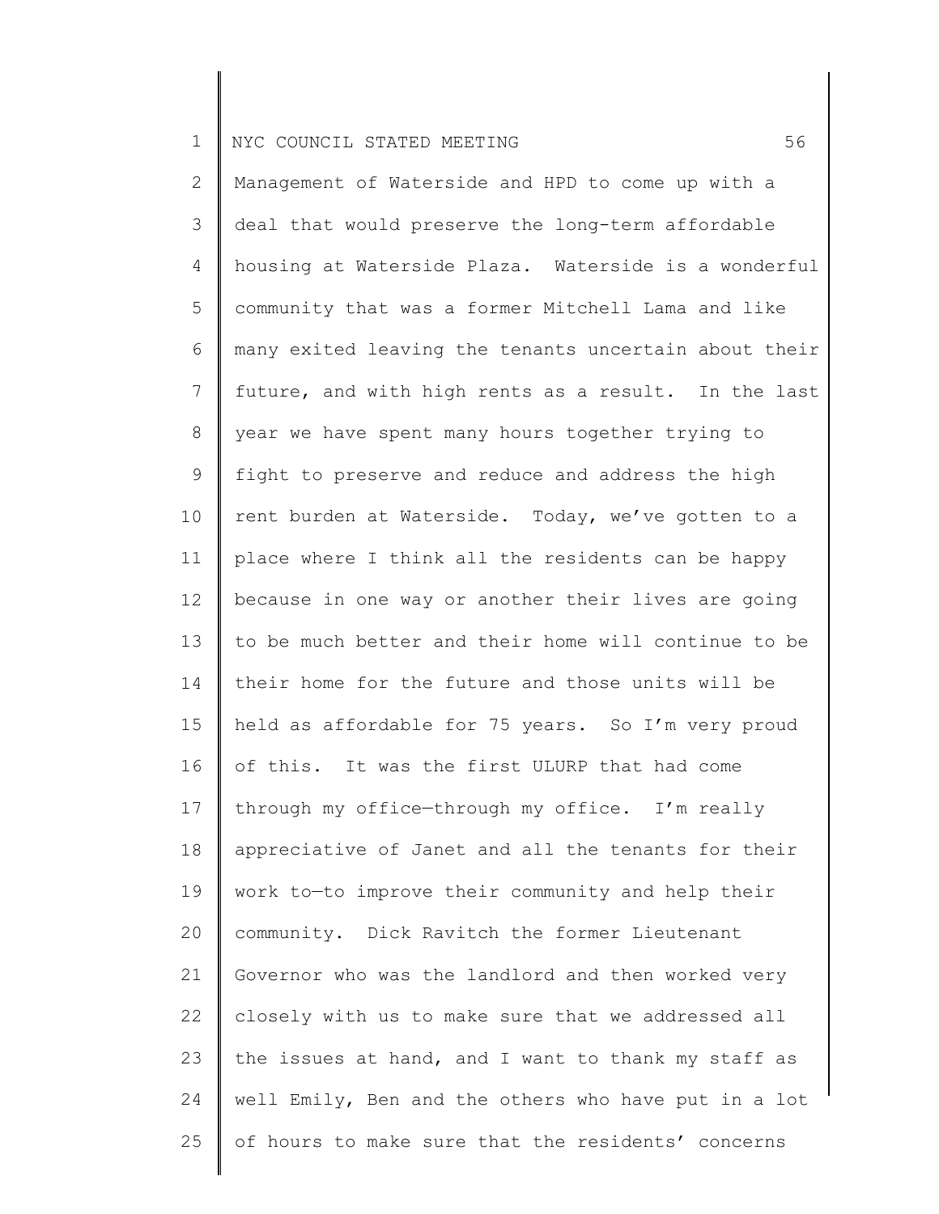Management of Waterside and HPD to come up with a deal that would preserve the long-term affordable housing at Waterside Plaza. Waterside is a wonderful community that was a former Mitchell Lama and like many exited leaving the tenants uncertain about their future, and with high rents as a result. In the last year we have spent many hours together trying to fight to preserve and reduce and address the high rent burden at Waterside. Today, we've gotten to a place where I think all the residents can be happy because in one way or another their lives are going to be much better and their home will continue to be their home for the future and those units will be held as affordable for 75 years. So I'm very proud of this. It was the first ULURP that had come through my office—through my office. I'm really appreciative of Janet and all the tenants for their work to—to improve their community and help their community. Dick Ravitch the former Lieutenant Governor who was the landlord and then worked very closely with us to make sure that we addressed all the issues at hand, and I want to thank my staff as well Emily, Ben and the others who have put in a lot of hours to make sure that the residents' concerns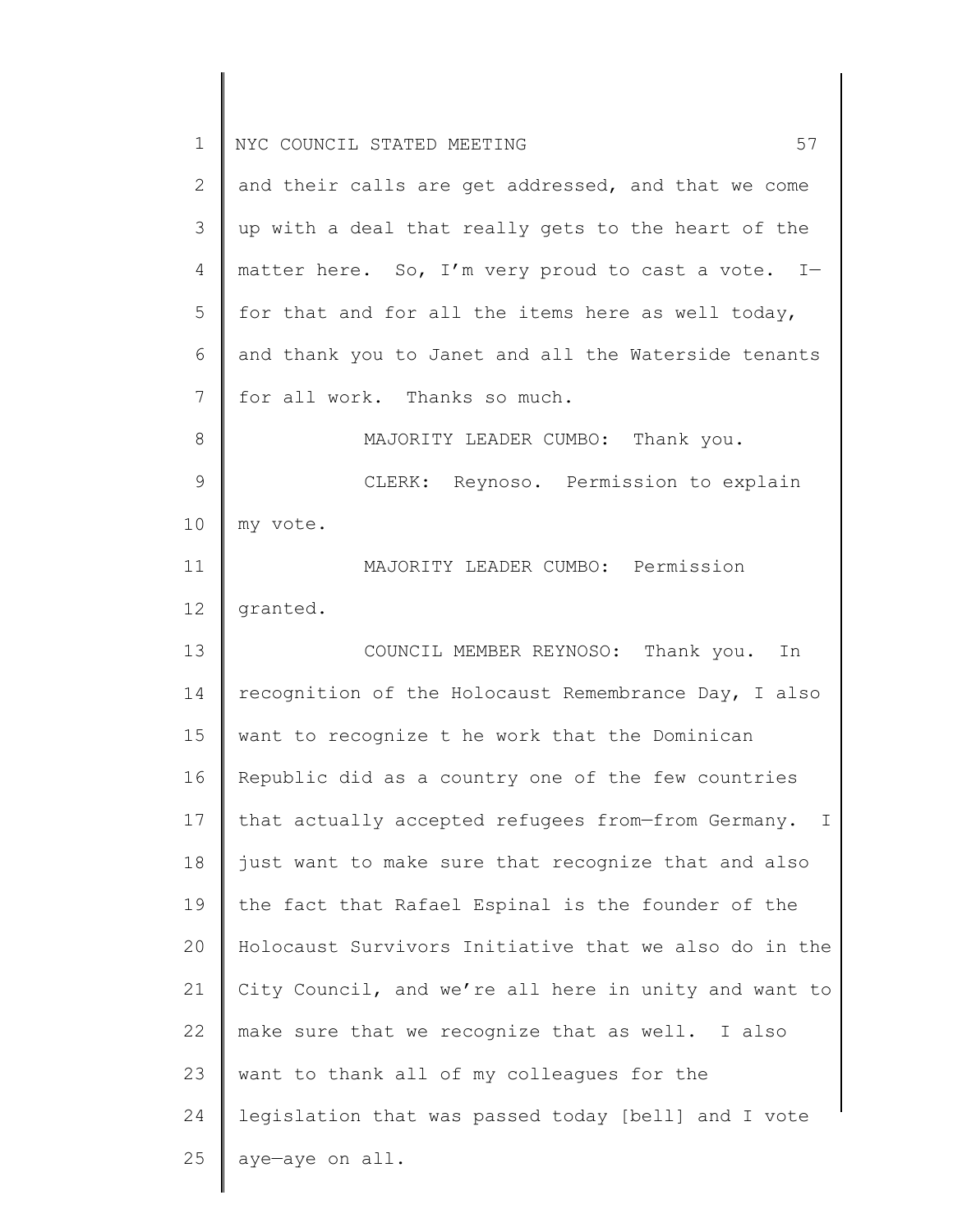and their calls are get addressed, and that we come up with a deal that really gets to the heart of the matter here. So, I'm very proud to cast a vote. I—for that and for all the items here as well today, and thank you to Janet and all the Waterside tenants for all work. Thanks so much.

MAJORITY LEADER CUMBO: Thank you.

CLERK: Reynoso. Permission to explain my vote.

MAJORITY LEADER CUMBO: Permission granted.

COUNCIL MEMBER REYNOSO: Thank you. In recognition of the Holocaust Remembrance Day, I also want to recognize t he work that the Dominican Republic did as a country one of the few countries that actually accepted refugees from—from Germany. I just want to make sure that recognize that and also the fact that Rafael Espinal is the founder of the Holocaust Survivors Initiative that we also do in the City Council, and we're all here in unity and want to make sure that we recognize that as well. I also want to thank all of my colleagues for the legislation that was passed today [bell] and I vote aye—aye on all.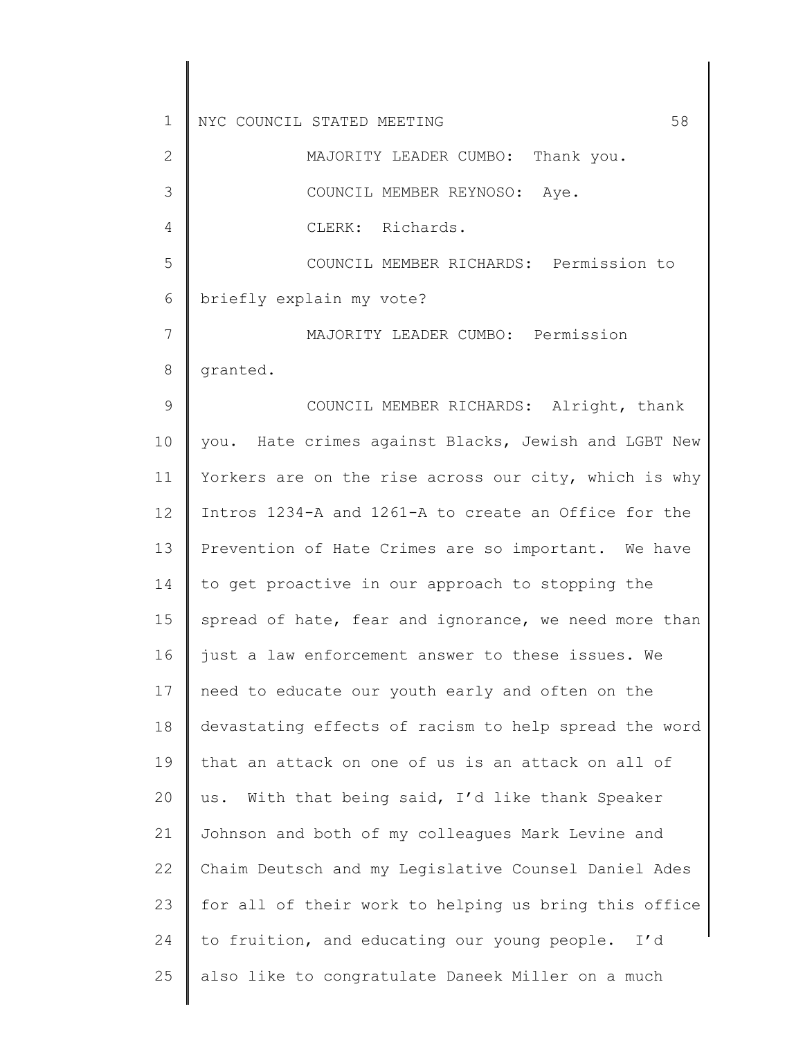MAJORITY LEADER CUMBO: Thank you.

COUNCIL MEMBER REYNOSO: Aye.

CLERK: Richards.

COUNCIL MEMBER RICHARDS: Permission to briefly explain my vote?

MAJORITY LEADER CUMBO: Permission granted.

COUNCIL MEMBER RICHARDS: Alright, thank you. Hate crimes against Blacks, Jewish and LGBT New Yorkers are on the rise across our city, which is why Intros 1234-A and 1261-A to create an Office for the Prevention of Hate Crimes are so important. We have to get proactive in our approach to stopping the spread of hate, fear and ignorance, we need more than just a law enforcement answer to these issues. We need to educate our youth early and often on the devastating effects of racism to help spread the word that an attack on one of us is an attack on all of us. With that being said, I'd like thank Speaker Johnson and both of my colleagues Mark Levine and Chaim Deutsch and my Legislative Counsel Daniel Ades for all of their work to helping us bring this office to fruition, and educating our young people. I'd also like to congratulate Daneek Miller on a much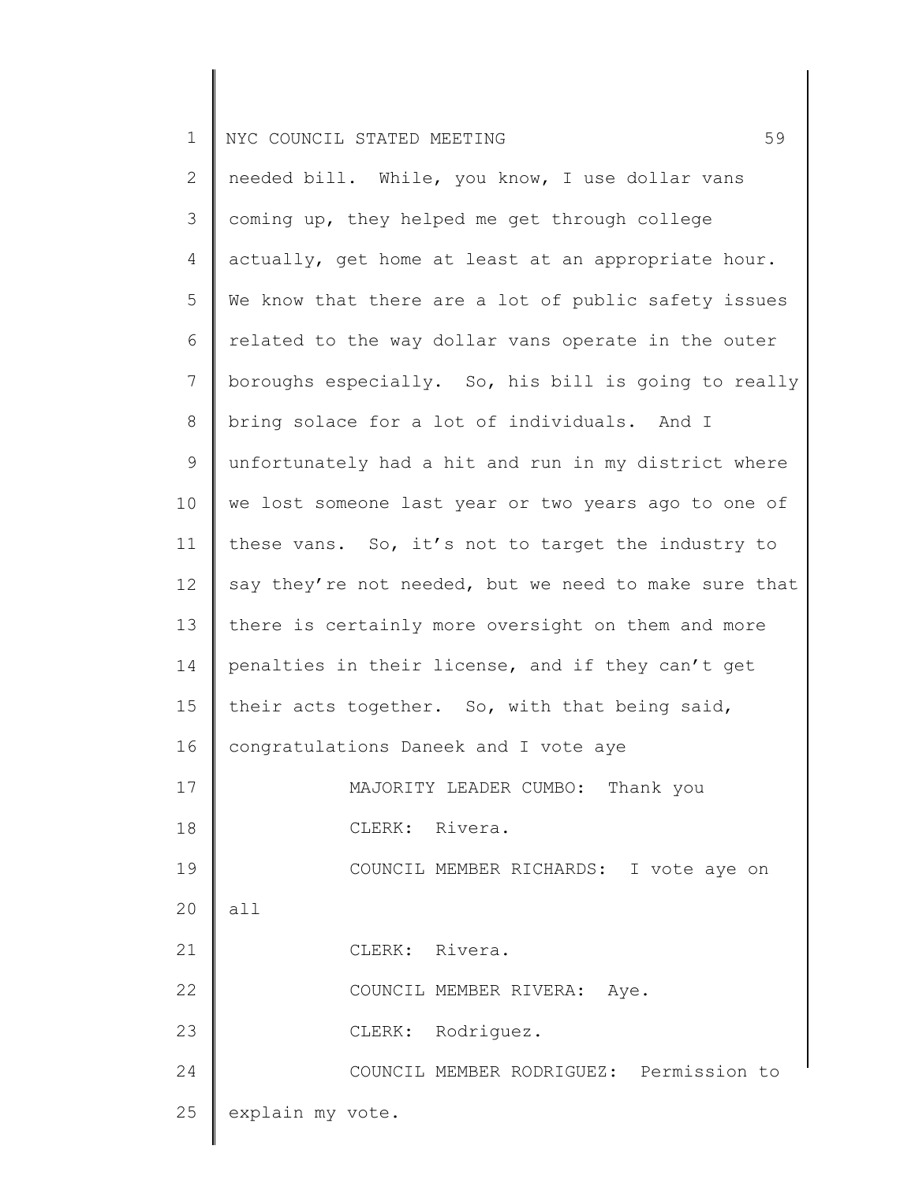needed bill. While, you know, I use dollar vans coming up, they helped me get through college actually, get home at least at an appropriate hour. We know that there are a lot of public safety issues related to the way dollar vans operate in the outer boroughs especially. So, his bill is going to really bring solace for a lot of individuals. And I unfortunately had a hit and run in my district where we lost someone last year or two years ago to one of these vans. So, it's not to target the industry to say they're not needed, but we need to make sure that there is certainly more oversight on them and more penalties in their license, and if they can't get their acts together. So, with that being said, congratulations Daneek and I vote aye

MAJORITY LEADER CUMBO: Thank you

CLERK: Rivera.

COUNCIL MEMBER RICHARDS: I vote aye on all

CLERK: Rivera.

COUNCIL MEMBER RIVERA: Aye.

CLERK: Rodriguez.

COUNCIL MEMBER RODRIGUEZ: Permission to explain my vote.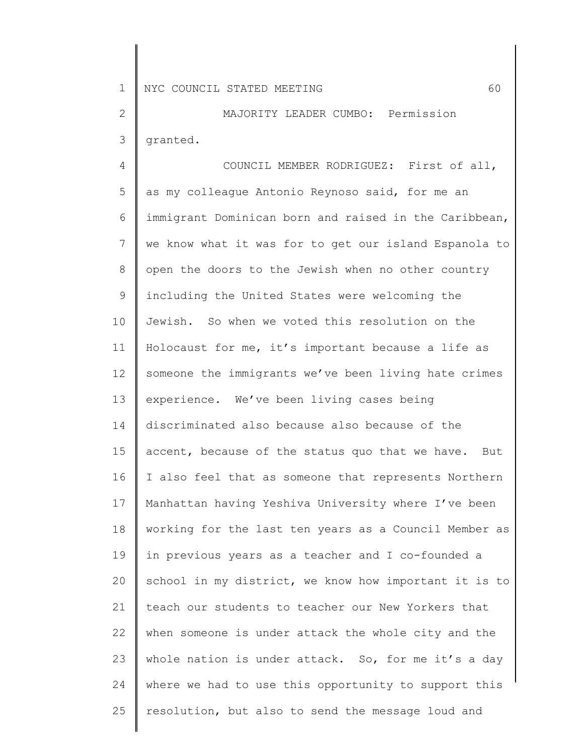MAJORITY LEADER CUMBO: Permission granted.

COUNCIL MEMBER RODRIGUEZ: First of all, as my colleague Antonio Reynoso said, for me an immigrant Dominican born and raised in the Caribbean, we know what it was for to get our island Espanola to open the doors to the Jewish when no other country including the United States were welcoming the Jewish. So when we voted this resolution on the Holocaust for me, it's important because a life as someone the immigrants we've been living hate crimes experience. We've been living cases being discriminated also because also because of the accent, because of the status quo that we have. But I also feel that as someone that represents Northern Manhattan having Yeshiva University where I've been working for the last ten years as a Council Member as in previous years as a teacher and I co-founded a school in my district, we know how important it is to teach our students to teacher our New Yorkers that when someone is under attack the whole city and the whole nation is under attack. So, for me it's a day where we had to use this opportunity to support this resolution, but also to send the message loud and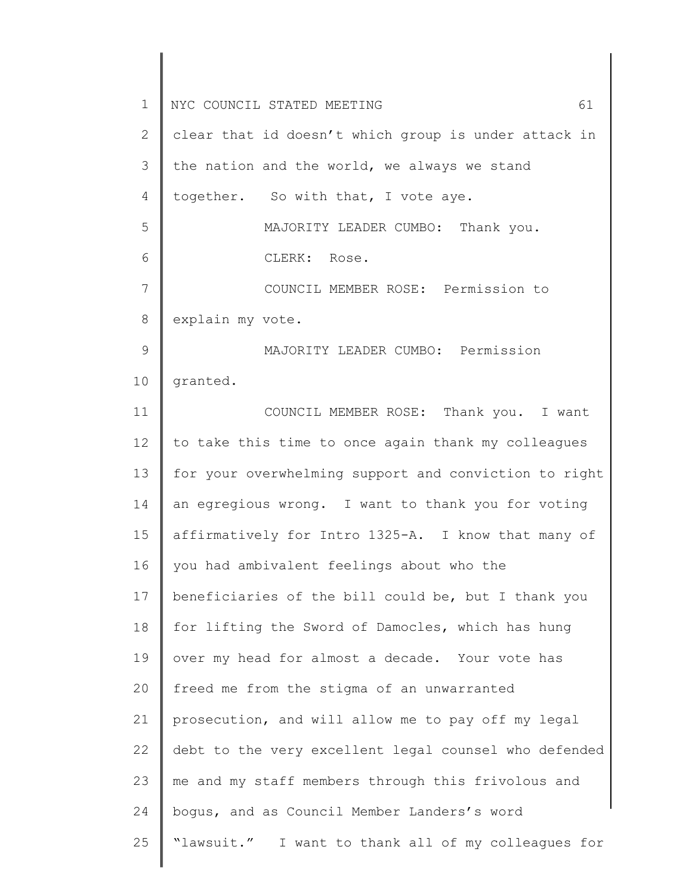clear that id doesn't which group is under attack in the nation and the world, we always we stand together. So with that, I vote aye.

MAJORITY LEADER CUMBO: Thank you.

CLERK: Rose.

COUNCIL MEMBER ROSE: Permission to explain my vote.

MAJORITY LEADER CUMBO: Permission granted.

COUNCIL MEMBER ROSE: Thank you. I want to take this time to once again thank my colleagues for your overwhelming support and conviction to right an egregious wrong. I want to thank you for voting affirmatively for Intro 1325-A. I know that many of you had ambivalent feelings about who the beneficiaries of the bill could be, but I thank you for lifting the Sword of Damocles, which has hung over my head for almost a decade. Your vote has freed me from the stigma of an unwarranted prosecution, and will allow me to pay off my legal debt to the very excellent legal counsel who defended me and my staff members through this frivolous and bogus, and as Council Member Landers's word "lawsuit." I want to thank all of my colleagues for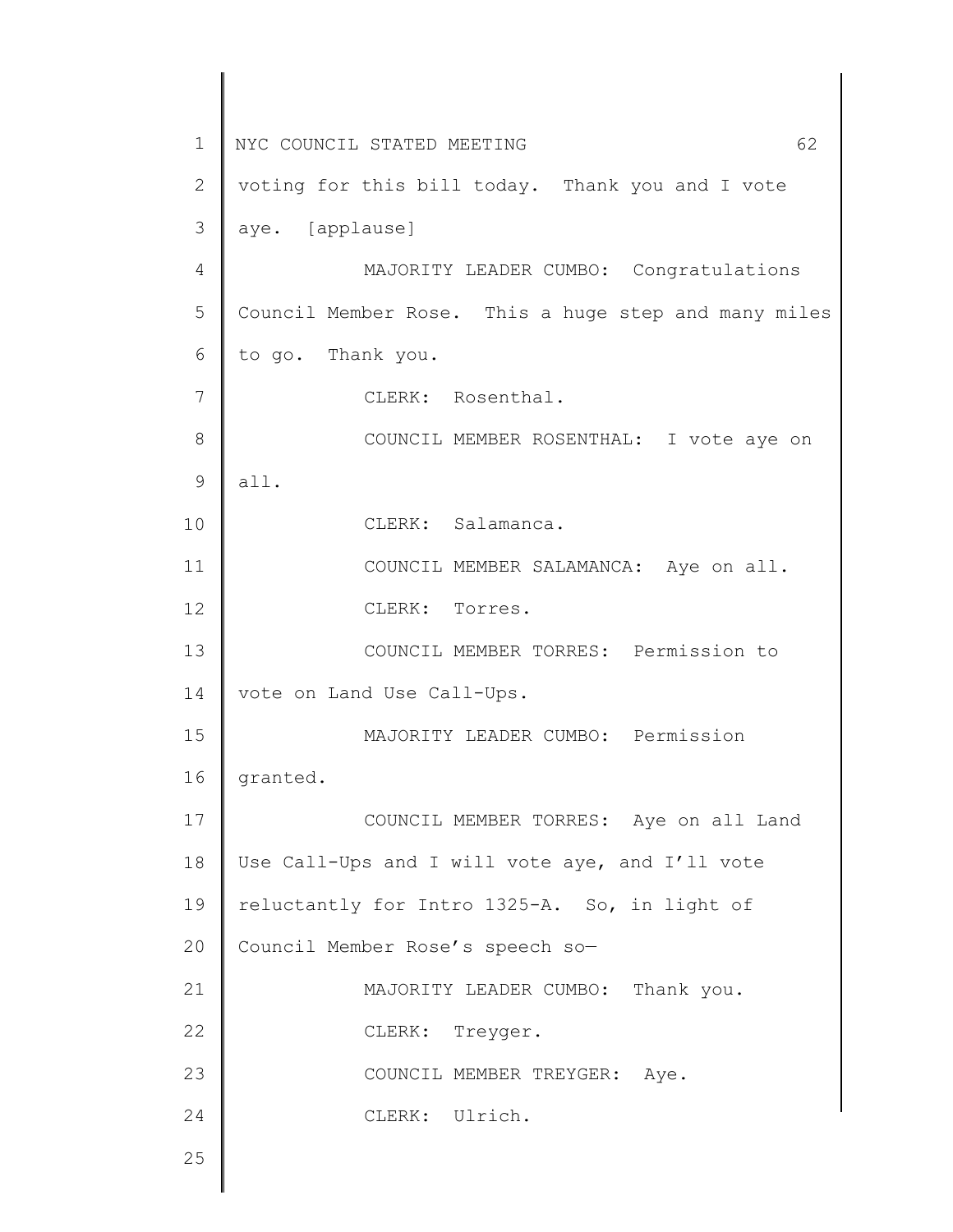voting for this bill today. Thank you and I vote aye. [applause]

MAJORITY LEADER CUMBO: Congratulations Council Member Rose. This a huge step and many miles to go. Thank you.

CLERK: Rosenthal.

COUNCIL MEMBER ROSENTHAL: I vote aye on all.

CLERK: Salamanca.

COUNCIL MEMBER SALAMANCA: Aye on all.

CLERK: Torres.

COUNCIL MEMBER TORRES: Permission to vote on Land Use Call-Ups.

MAJORITY LEADER CUMBO: Permission granted.

COUNCIL MEMBER TORRES: Aye on all Land Use Call-Ups and I will vote aye, and I'll vote reluctantly for Intro 1325-A. So, in light of Council Member Rose's speech so—

MAJORITY LEADER CUMBO: Thank you.

CLERK: Treyger.

COUNCIL MEMBER TREYGER: Aye.

CLERK: Ulrich.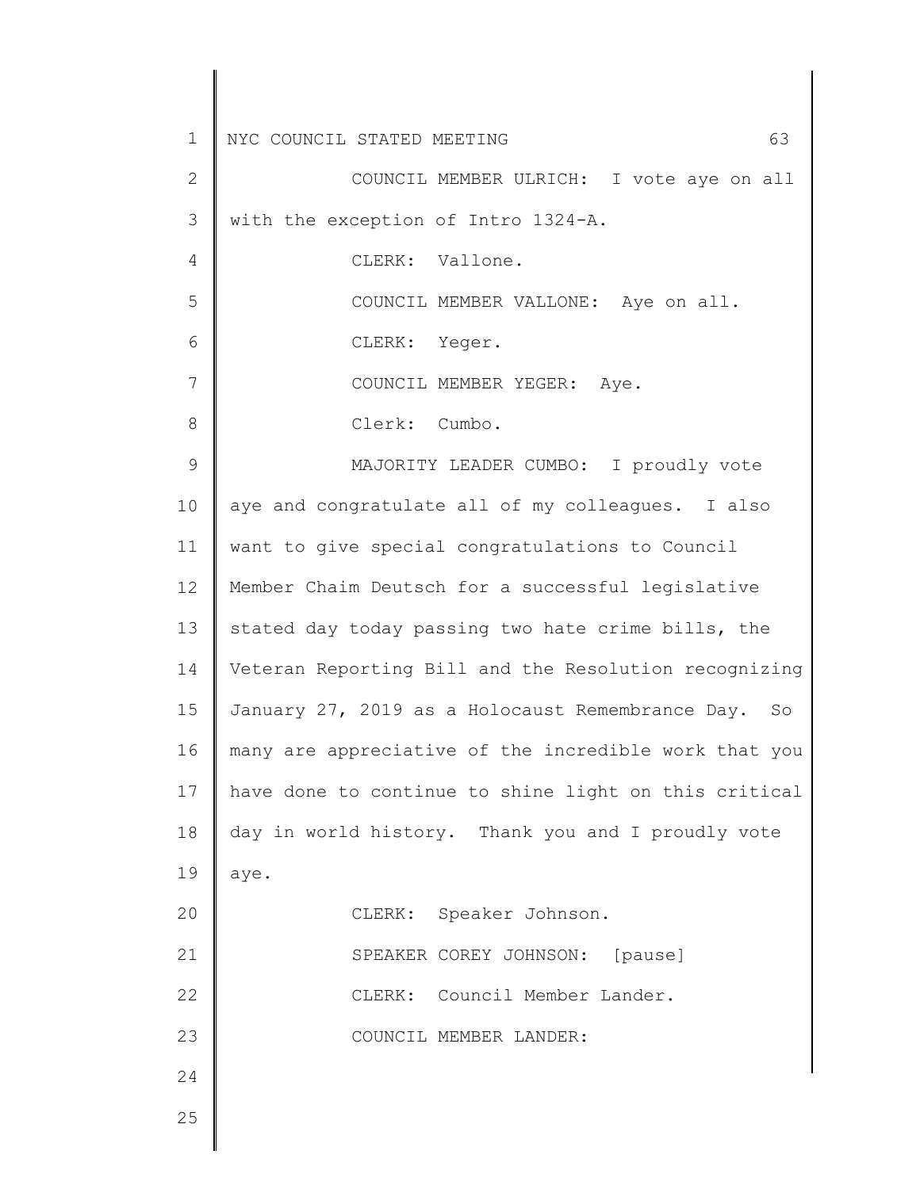COUNCIL MEMBER ULRICH: I vote aye on all with the exception of Intro 1324-A.

CLERK: Vallone.

COUNCIL MEMBER VALLONE: Aye on all.

CLERK: Yeger.

COUNCIL MEMBER YEGER: Aye.

Clerk: Cumbo.

MAJORITY LEADER CUMBO: I proudly vote aye and congratulate all of my colleagues. I also want to give special congratulations to Council Member Chaim Deutsch for a successful legislative stated day today passing two hate crime bills, the Veteran Reporting Bill and the Resolution recognizing January 27, 2019 as a Holocaust Remembrance Day. So many are appreciative of the incredible work that you have done to continue to shine light on this critical day in world history. Thank you and I proudly vote aye.

CLERK: Speaker Johnson.

SPEAKER COREY JOHNSON: [pause]

CLERK: Council Member Lander.

COUNCIL MEMBER LANDER: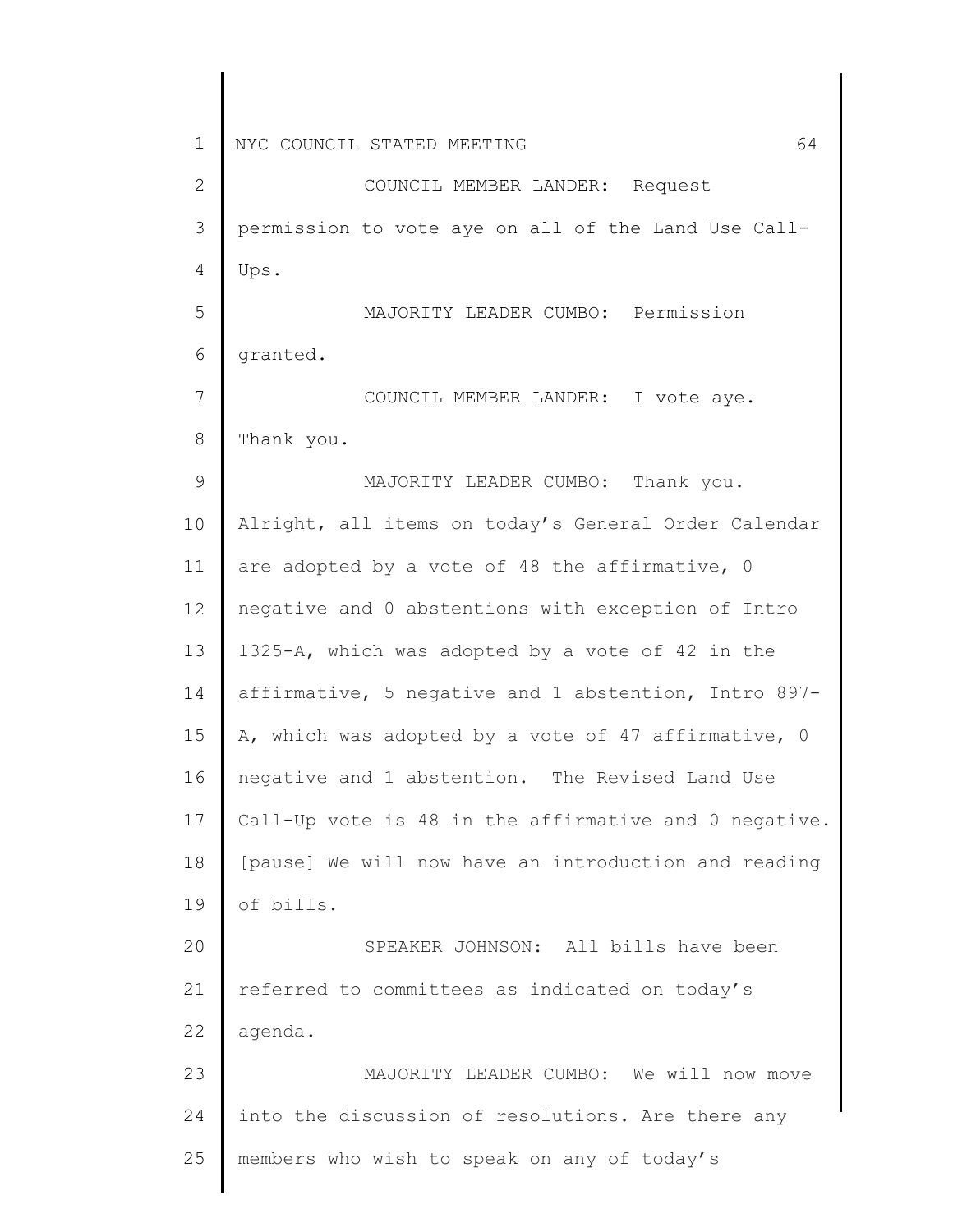COUNCIL MEMBER LANDER: Request permission to vote aye on all of the Land Use Call-Ups.

MAJORITY LEADER CUMBO: Permission granted.

COUNCIL MEMBER LANDER: I vote aye. Thank you.

MAJORITY LEADER CUMBO: Thank you. Alright, all items on today's General Order Calendar are adopted by a vote of 48 the affirmative, 0 negative and 0 abstentions with exception of Intro 1325-A, which was adopted by a vote of 42 in the affirmative, 5 negative and 1 abstention, Intro 897-A, which was adopted by a vote of 47 affirmative, 0 negative and 1 abstention. The Revised Land Use Call-Up vote is 48 in the affirmative and 0 negative. [pause] We will now have an introduction and reading of bills.

SPEAKER JOHNSON: All bills have been referred to committees as indicated on today's agenda.

MAJORITY LEADER CUMBO: We will now move into the discussion of resolutions. Are there any members who wish to speak on any of today's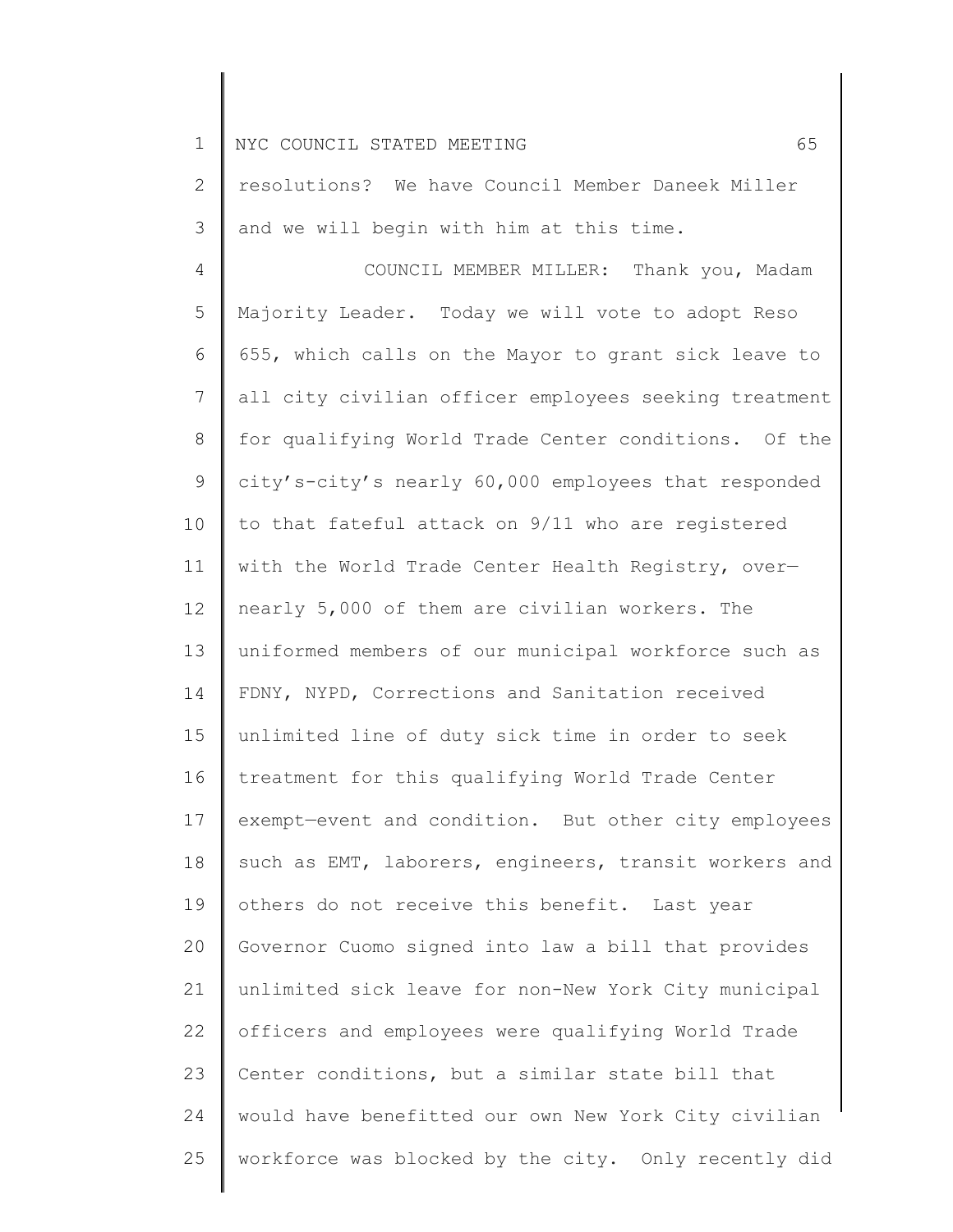resolutions? We have Council Member Daneek Miller and we will begin with him at this time.

COUNCIL MEMBER MILLER: Thank you, Madam Majority Leader. Today we will vote to adopt Reso 655, which calls on the Mayor to grant sick leave to all city civilian officer employees seeking treatment for qualifying World Trade Center conditions. Of the city's-city's nearly 60,000 employees that responded to that fateful attack on 9/11 who are registered with the World Trade Center Health Registry, over—nearly 5,000 of them are civilian workers. The uniformed members of our municipal workforce such as FDNY, NYPD, Corrections and Sanitation received unlimited line of duty sick time in order to seek treatment for this qualifying World Trade Center exempt—event and condition. But other city employees such as EMT, laborers, engineers, transit workers and others do not receive this benefit. Last year Governor Cuomo signed into law a bill that provides unlimited sick leave for non-New York City municipal officers and employees were qualifying World Trade Center conditions, but a similar state bill that would have benefitted our own New York City civilian workforce was blocked by the city. Only recently did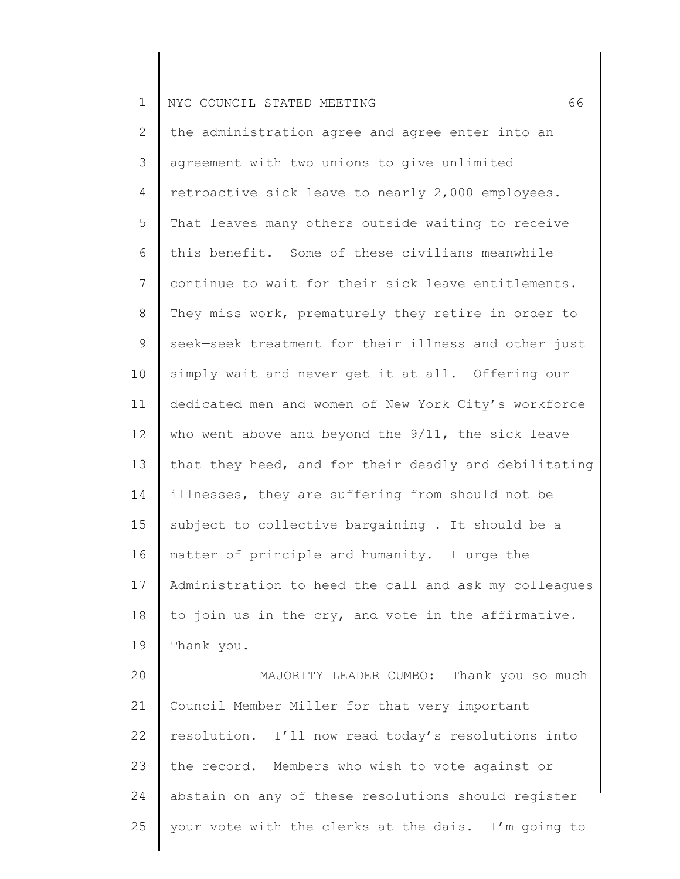the administration agree—and agree—enter into an agreement with two unions to give unlimited retroactive sick leave to nearly 2,000 employees. That leaves many others outside waiting to receive this benefit. Some of these civilians meanwhile continue to wait for their sick leave entitlements. They miss work, prematurely they retire in order to seek—seek treatment for their illness and other just simply wait and never get it at all. Offering our dedicated men and women of New York City's workforce who went above and beyond the 9/11, the sick leave that they heed, and for their deadly and debilitating illnesses, they are suffering from should not be subject to collective bargaining . It should be a matter of principle and humanity. I urge the Administration to heed the call and ask my colleagues to join us in the cry, and vote in the affirmative. Thank you.

MAJORITY LEADER CUMBO: Thank you so much Council Member Miller for that very important resolution. I'll now read today's resolutions into the record. Members who wish to vote against or abstain on any of these resolutions should register your vote with the clerks at the dais. I'm going to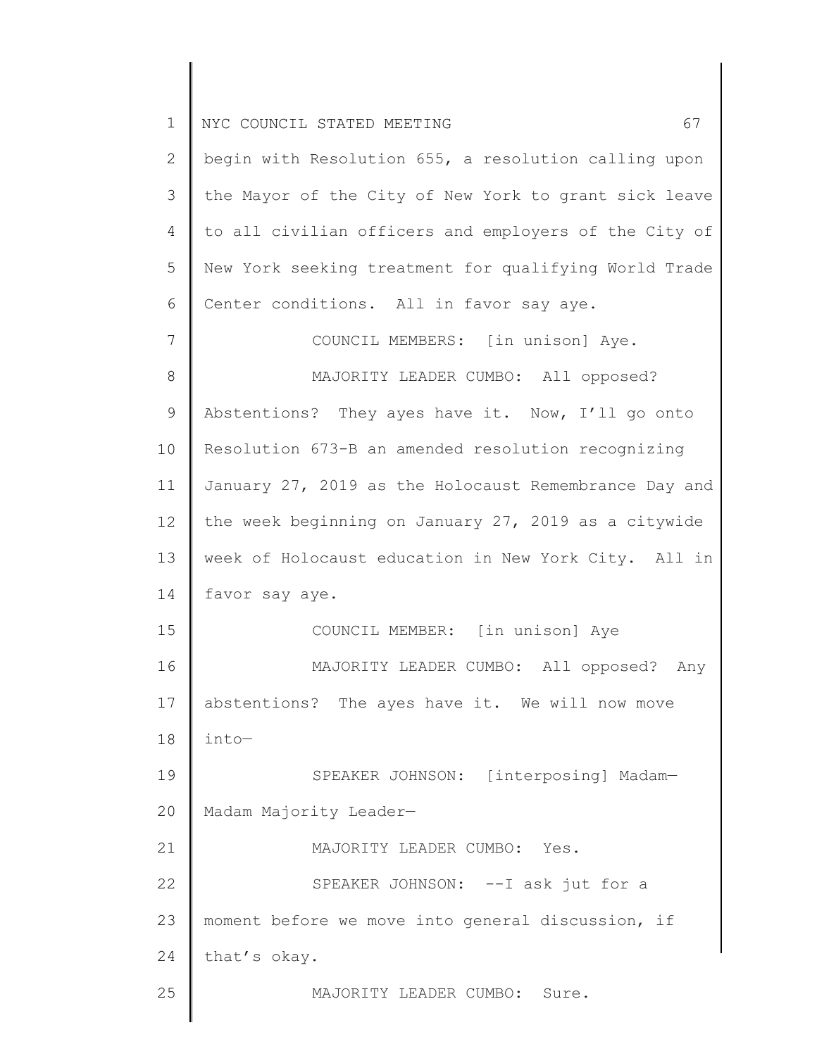begin with Resolution 655, a resolution calling upon the Mayor of the City of New York to grant sick leave to all civilian officers and employers of the City of New York seeking treatment for qualifying World Trade Center conditions. All in favor say aye.

COUNCIL MEMBERS: [in unison] Aye.

MAJORITY LEADER CUMBO: All opposed? Abstentions? They ayes have it. Now, I'll go onto Resolution 673-B an amended resolution recognizing January 27, 2019 as the Holocaust Remembrance Day and the week beginning on January 27, 2019 as a citywide week of Holocaust education in New York City. All in favor say aye.

COUNCIL MEMBER: [in unison] Aye

MAJORITY LEADER CUMBO: All opposed? Any abstentions? The ayes have it. We will now move into—

SPEAKER JOHNSON: [interposing] Madam—Madam Majority Leader—

MAJORITY LEADER CUMBO: Yes.

SPEAKER JOHNSON: --I ask jut for a moment before we move into general discussion, if that's okay.

MAJORITY LEADER CUMBO: Sure.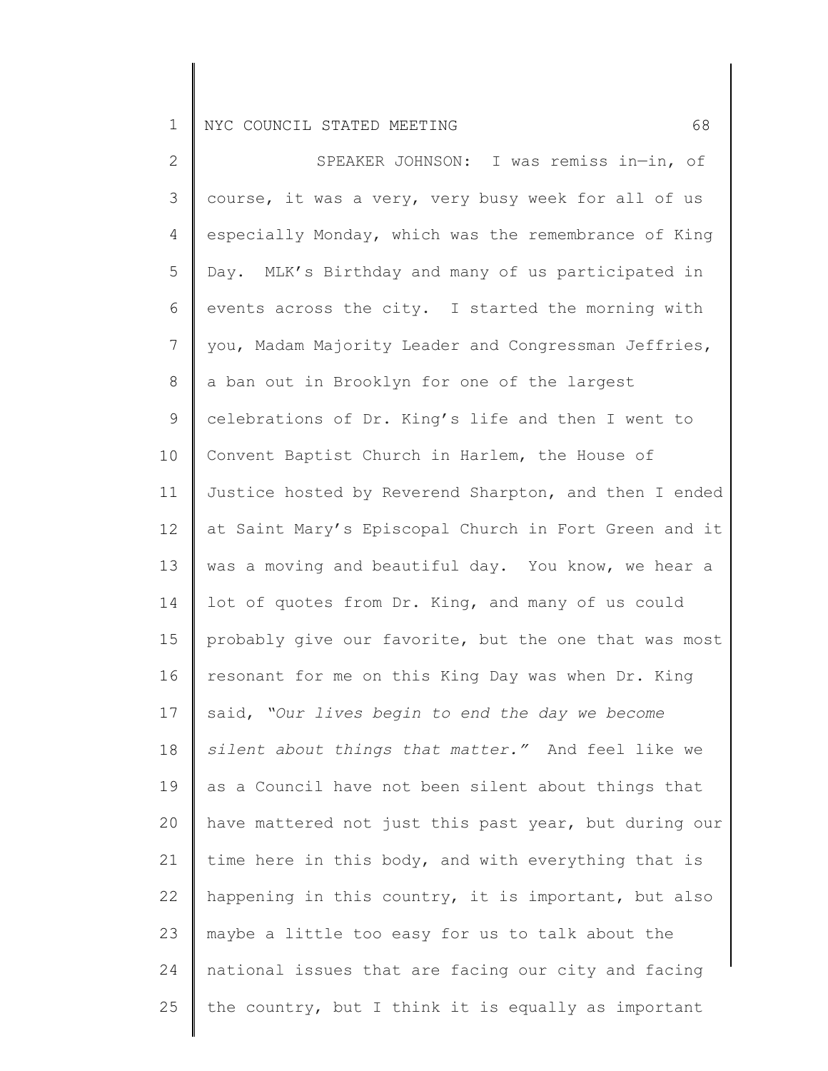SPEAKER JOHNSON: I was remiss in—in, of course, it was a very, very busy week for all of us especially Monday, which was the remembrance of King Day. MLK's Birthday and many of us participated in events across the city. I started the morning with you, Madam Majority Leader and Congressman Jeffries, a ban out in Brooklyn for one of the largest celebrations of Dr. King's life and then I went to Convent Baptist Church in Harlem, the House of Justice hosted by Reverend Sharpton, and then I ended at Saint Mary's Episcopal Church in Fort Green and it was a moving and beautiful day. You know, we hear a lot of quotes from Dr. King, and many of us could probably give our favorite, but the one that was most resonant for me on this King Day was when Dr. King said, *"Our lives begin to end the day we become silent about things that matter."* And feel like we as a Council have not been silent about things that have mattered not just this past year, but during our time here in this body, and with everything that is happening in this country, it is important, but also maybe a little too easy for us to talk about the national issues that are facing our city and facing the country, but I think it is equally as important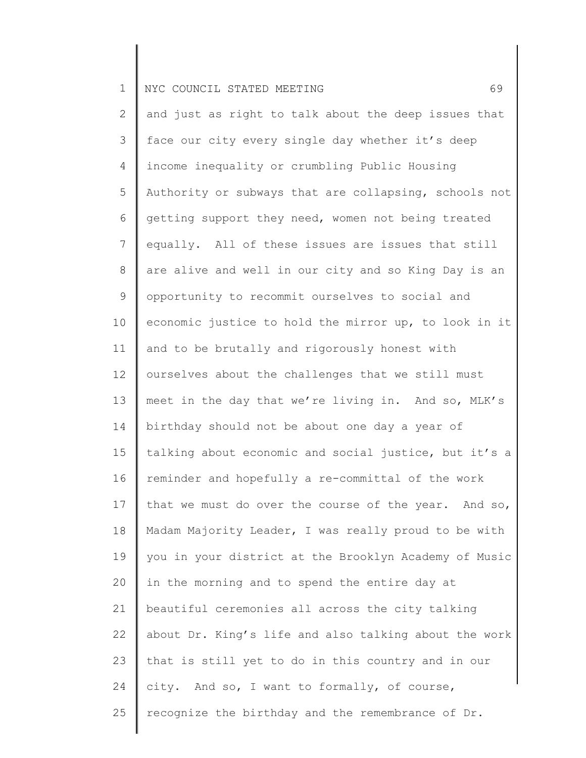and just as right to talk about the deep issues that face our city every single day whether it's deep income inequality or crumbling Public Housing Authority or subways that are collapsing, schools not getting support they need, women not being treated equally. All of these issues are issues that still are alive and well in our city and so King Day is an opportunity to recommit ourselves to social and economic justice to hold the mirror up, to look in it and to be brutally and rigorously honest with ourselves about the challenges that we still must meet in the day that we're living in. And so, MLK's birthday should not be about one day a year of talking about economic and social justice, but it's a reminder and hopefully a re-committal of the work that we must do over the course of the year. And so, Madam Majority Leader, I was really proud to be with you in your district at the Brooklyn Academy of Music in the morning and to spend the entire day at beautiful ceremonies all across the city talking about Dr. King's life and also talking about the work that is still yet to do in this country and in our city. And so, I want to formally, of course, recognize the birthday and the remembrance of Dr.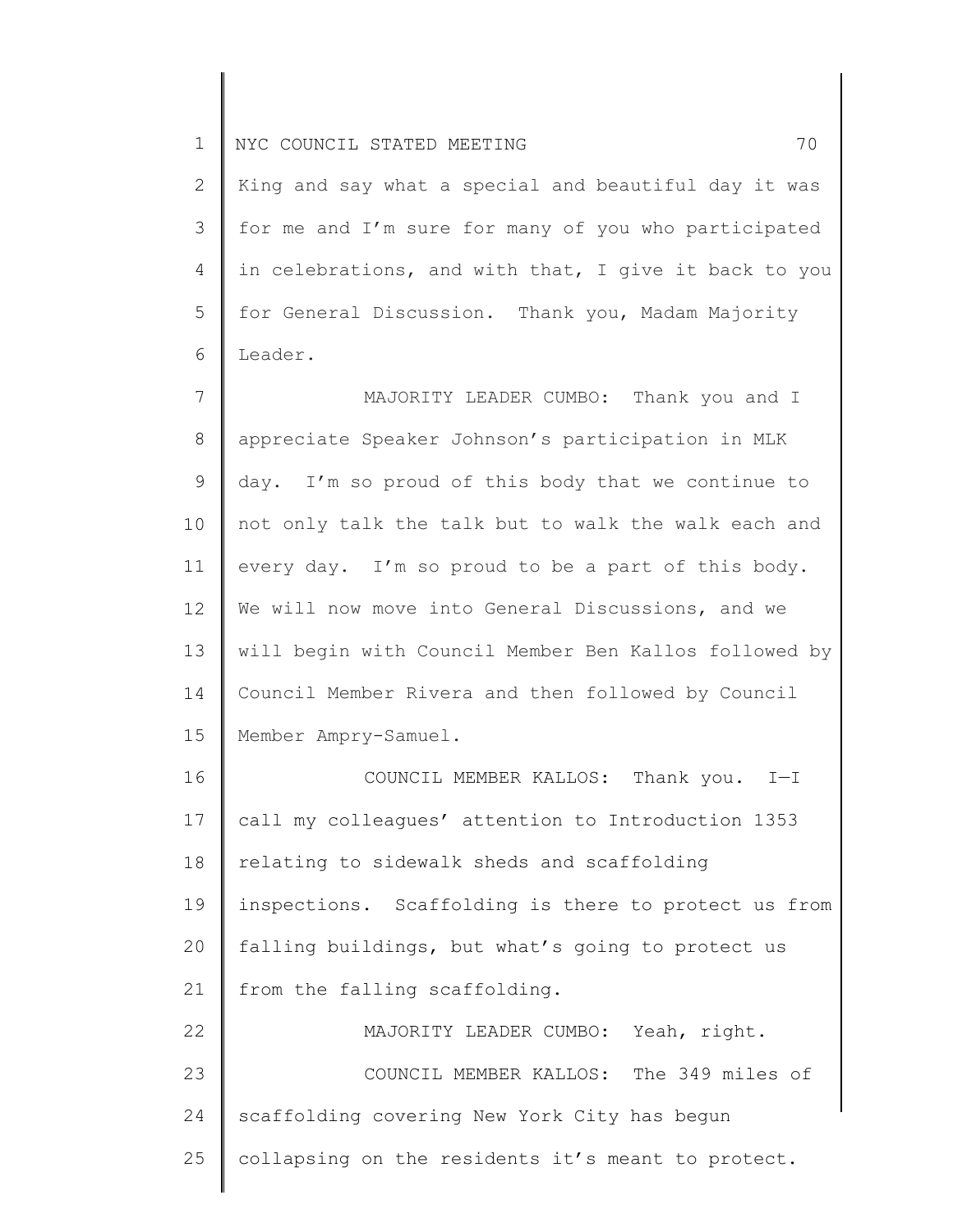King and say what a special and beautiful day it was for me and I'm sure for many of you who participated in celebrations, and with that, I give it back to you for General Discussion. Thank you, Madam Majority Leader.

MAJORITY LEADER CUMBO: Thank you and I appreciate Speaker Johnson's participation in MLK day. I'm so proud of this body that we continue to not only talk the talk but to walk the walk each and every day. I'm so proud to be a part of this body. We will now move into General Discussions, and we will begin with Council Member Ben Kallos followed by Council Member Rivera and then followed by Council Member Ampry-Samuel.

COUNCIL MEMBER KALLOS: Thank you. I—I call my colleagues' attention to Introduction 1353 relating to sidewalk sheds and scaffolding inspections. Scaffolding is there to protect us from falling buildings, but what's going to protect us from the falling scaffolding.

MAJORITY LEADER CUMBO: Yeah, right.

COUNCIL MEMBER KALLOS: The 349 miles of scaffolding covering New York City has begun collapsing on the residents it's meant to protect.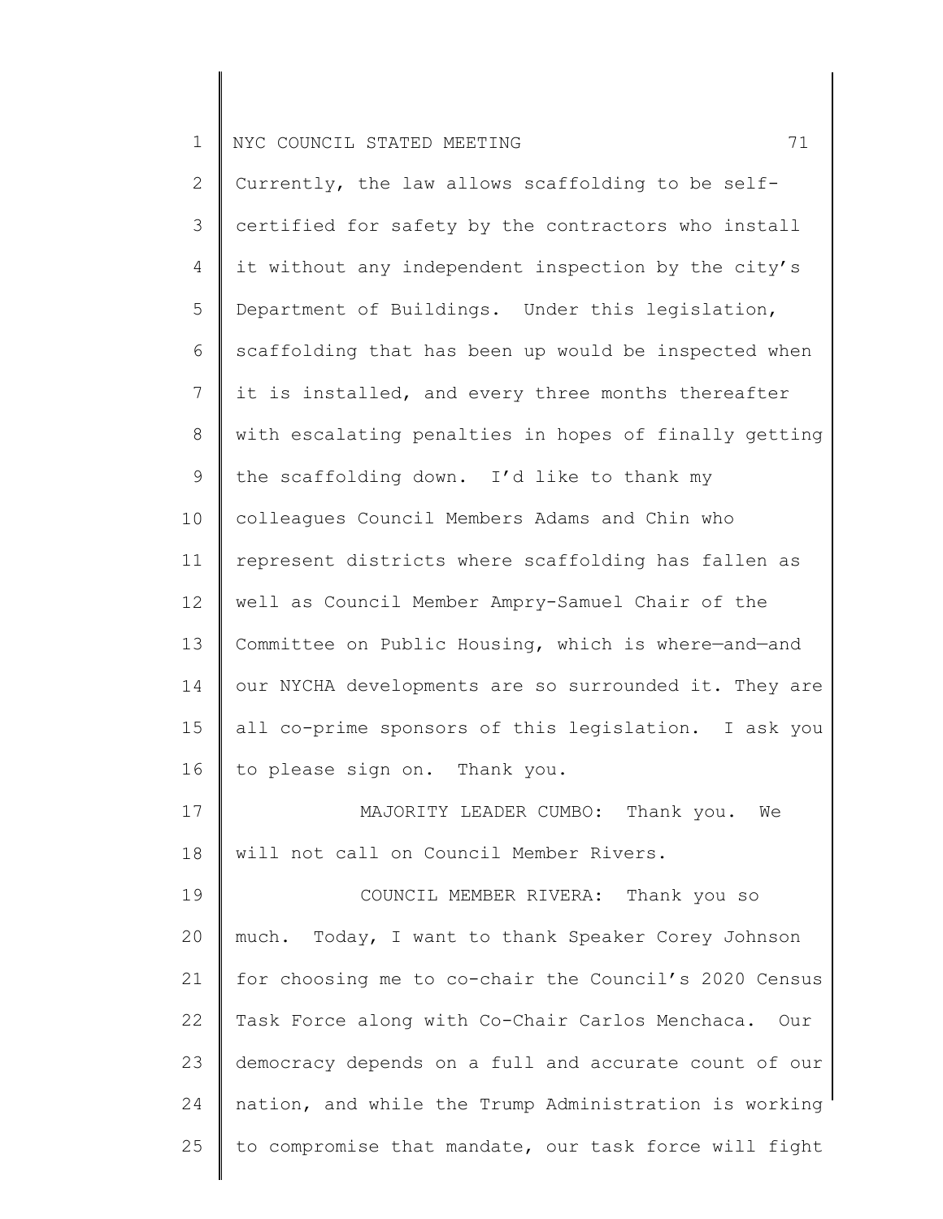Currently, the law allows scaffolding to be self-certified for safety by the contractors who install it without any independent inspection by the city's Department of Buildings. Under this legislation, scaffolding that has been up would be inspected when it is installed, and every three months thereafter with escalating penalties in hopes of finally getting the scaffolding down. I'd like to thank my colleagues Council Members Adams and Chin who represent districts where scaffolding has fallen as well as Council Member Ampry-Samuel Chair of the Committee on Public Housing, which is where—and—and our NYCHA developments are so surrounded it. They are all co-prime sponsors of this legislation. I ask you to please sign on. Thank you.

MAJORITY LEADER CUMBO: Thank you. We will not call on Council Member Rivers.

COUNCIL MEMBER RIVERA: Thank you so much. Today, I want to thank Speaker Corey Johnson for choosing me to co-chair the Council's 2020 Census Task Force along with Co-Chair Carlos Menchaca. Our democracy depends on a full and accurate count of our nation, and while the Trump Administration is working to compromise that mandate, our task force will fight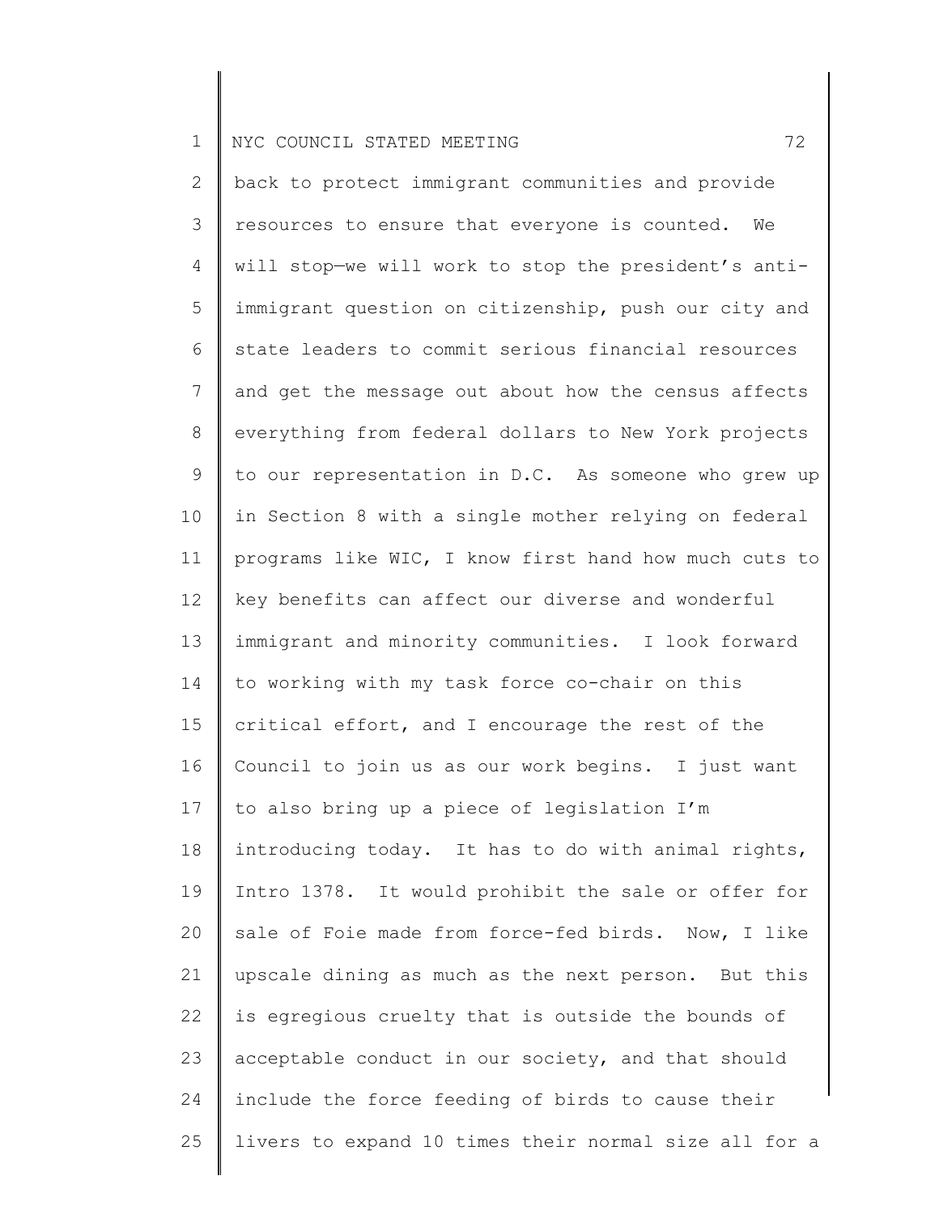back to protect immigrant communities and provide resources to ensure that everyone is counted. We will stop—we will work to stop the president's anti-immigrant question on citizenship, push our city and state leaders to commit serious financial resources and get the message out about how the census affects everything from federal dollars to New York projects to our representation in D.C. As someone who grew up in Section 8 with a single mother relying on federal programs like WIC, I know first hand how much cuts to key benefits can affect our diverse and wonderful immigrant and minority communities. I look forward to working with my task force co-chair on this critical effort, and I encourage the rest of the Council to join us as our work begins. I just want to also bring up a piece of legislation I'm introducing today. It has to do with animal rights, Intro 1378. It would prohibit the sale or offer for sale of Foie made from force-fed birds. Now, I like upscale dining as much as the next person. But this is egregious cruelty that is outside the bounds of acceptable conduct in our society, and that should include the force feeding of birds to cause their livers to expand 10 times their normal size all for a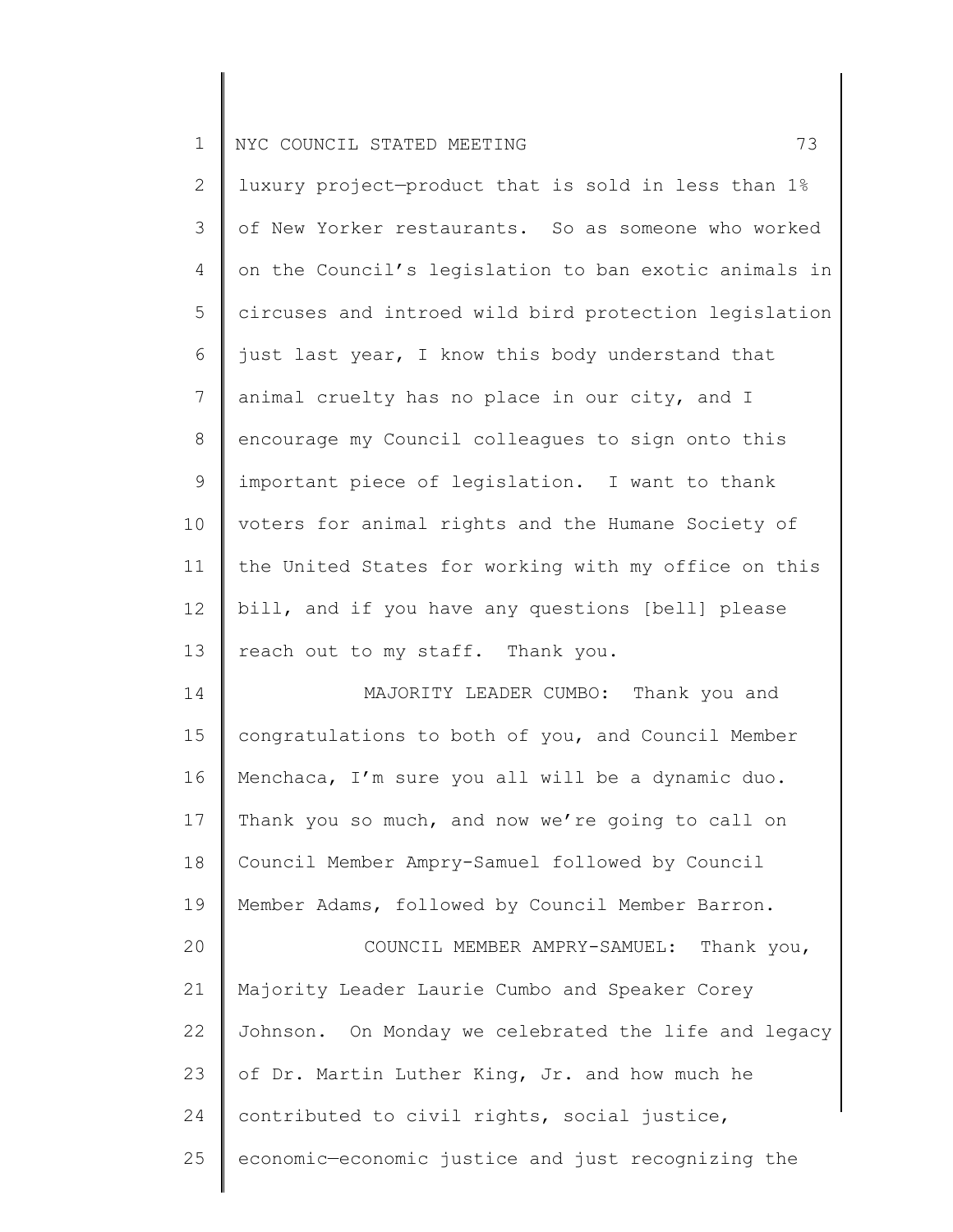luxury project—product that is sold in less than 1% of New Yorker restaurants. So as someone who worked on the Council's legislation to ban exotic animals in circuses and introed wild bird protection legislation just last year, I know this body understand that animal cruelty has no place in our city, and I encourage my Council colleagues to sign onto this important piece of legislation. I want to thank voters for animal rights and the Humane Society of the United States for working with my office on this bill, and if you have any questions [bell] please reach out to my staff. Thank you.

MAJORITY LEADER CUMBO: Thank you and congratulations to both of you, and Council Member Menchaca, I'm sure you all will be a dynamic duo. Thank you so much, and now we're going to call on Council Member Ampry-Samuel followed by Council Member Adams, followed by Council Member Barron.

COUNCIL MEMBER AMPRY-SAMUEL: Thank you, Majority Leader Laurie Cumbo and Speaker Corey Johnson. On Monday we celebrated the life and legacy of Dr. Martin Luther King, Jr. and how much he contributed to civil rights, social justice, economic—economic justice and just recognizing the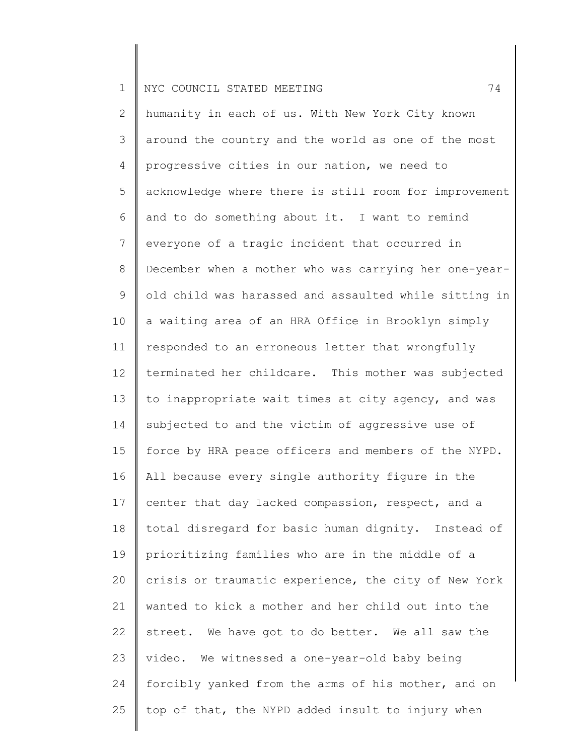humanity in each of us. With New York City known around the country and the world as one of the most progressive cities in our nation, we need to acknowledge where there is still room for improvement and to do something about it. I want to remind everyone of a tragic incident that occurred in December when a mother who was carrying her one-year-old child was harassed and assaulted while sitting in a waiting area of an HRA Office in Brooklyn simply responded to an erroneous letter that wrongfully terminated her childcare. This mother was subjected to inappropriate wait times at city agency, and was subjected to and the victim of aggressive use of force by HRA peace officers and members of the NYPD. All because every single authority figure in the center that day lacked compassion, respect, and a total disregard for basic human dignity. Instead of prioritizing families who are in the middle of a crisis or traumatic experience, the city of New York wanted to kick a mother and her child out into the street. We have got to do better. We all saw the video. We witnessed a one-year-old baby being forcibly yanked from the arms of his mother, and on top of that, the NYPD added insult to injury when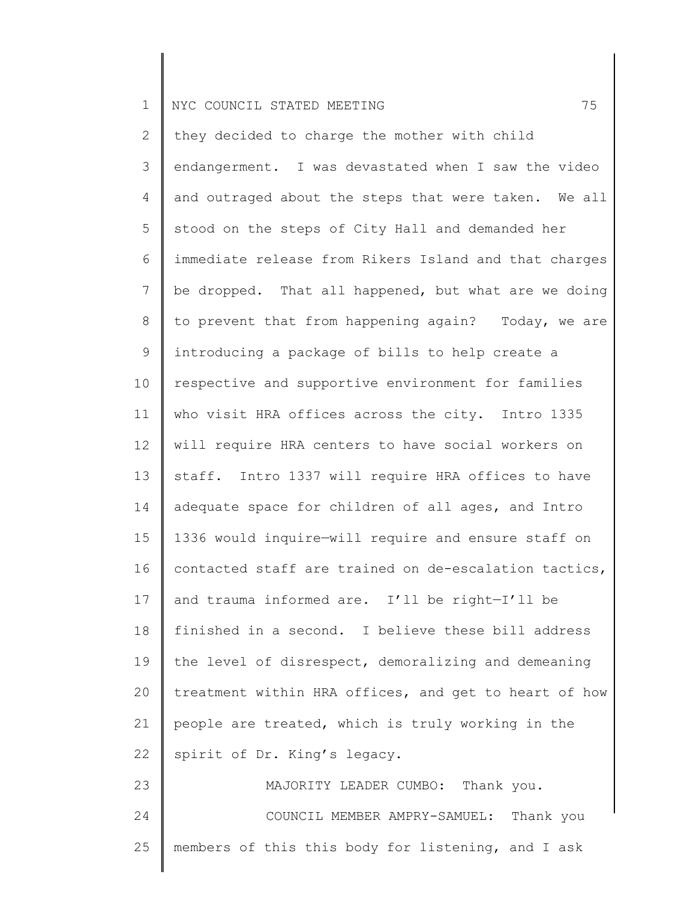they decided to charge the mother with child endangerment. I was devastated when I saw the video and outraged about the steps that were taken. We all stood on the steps of City Hall and demanded her immediate release from Rikers Island and that charges be dropped. That all happened, but what are we doing to prevent that from happening again? Today, we are introducing a package of bills to help create a respective and supportive environment for families who visit HRA offices across the city. Intro 1335 will require HRA centers to have social workers on staff. Intro 1337 will require HRA offices to have adequate space for children of all ages, and Intro 1336 would inquire—will require and ensure staff on contacted staff are trained on de-escalation tactics, and trauma informed are. I'll be right—I'll be finished in a second. I believe these bill address the level of disrespect, demoralizing and demeaning treatment within HRA offices, and get to heart of how people are treated, which is truly working in the spirit of Dr. King's legacy.

MAJORITY LEADER CUMBO: Thank you.

COUNCIL MEMBER AMPRY-SAMUEL: Thank you members of this this body for listening, and I ask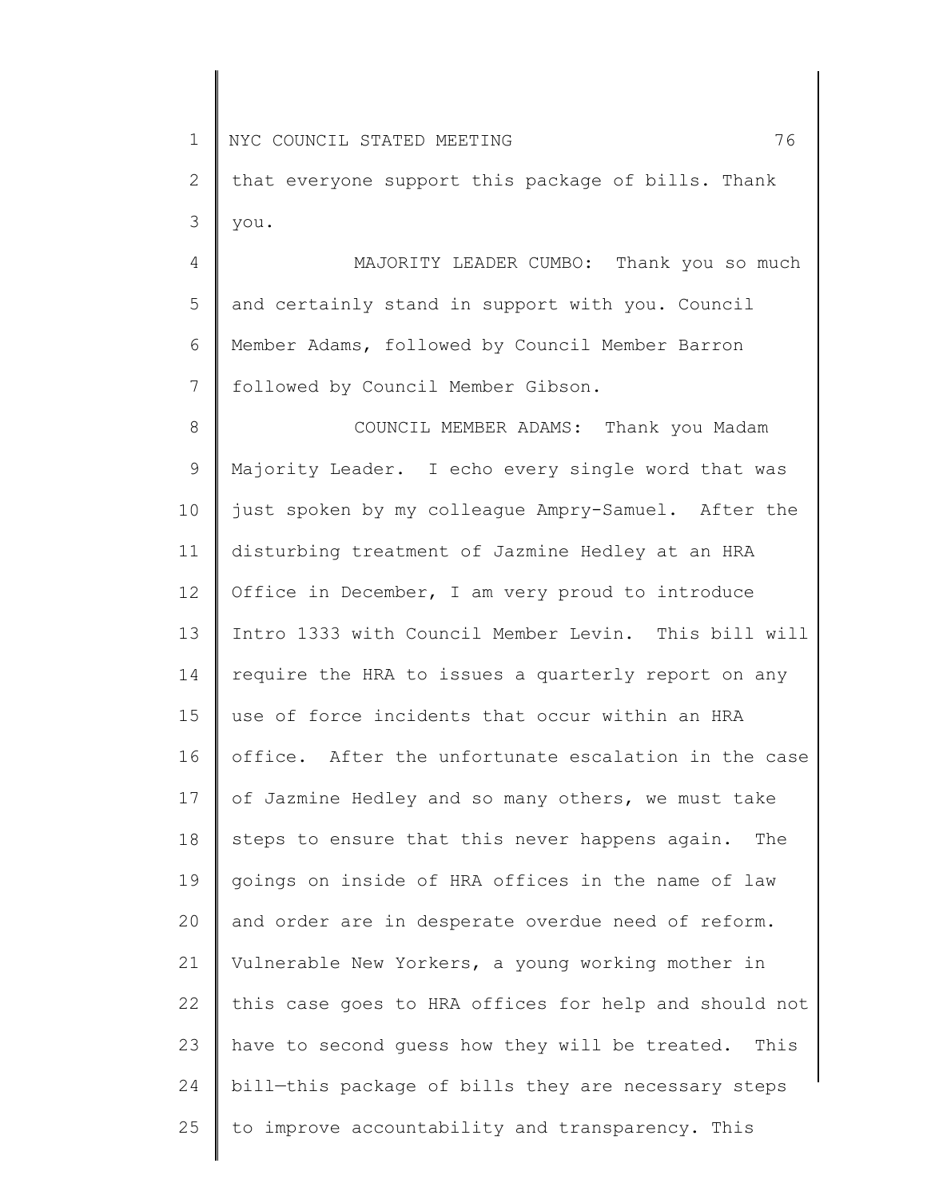that everyone support this package of bills. Thank you.

MAJORITY LEADER CUMBO: Thank you so much and certainly stand in support with you. Council Member Adams, followed by Council Member Barron followed by Council Member Gibson.

COUNCIL MEMBER ADAMS: Thank you Madam Majority Leader. I echo every single word that was just spoken by my colleague Ampry-Samuel. After the disturbing treatment of Jazmine Hedley at an HRA Office in December, I am very proud to introduce Intro 1333 with Council Member Levin. This bill will require the HRA to issues a quarterly report on any use of force incidents that occur within an HRA office. After the unfortunate escalation in the case of Jazmine Hedley and so many others, we must take steps to ensure that this never happens again. The goings on inside of HRA offices in the name of law and order are in desperate overdue need of reform. Vulnerable New Yorkers, a young working mother in this case goes to HRA offices for help and should not have to second guess how they will be treated. This bill—this package of bills they are necessary steps to improve accountability and transparency. This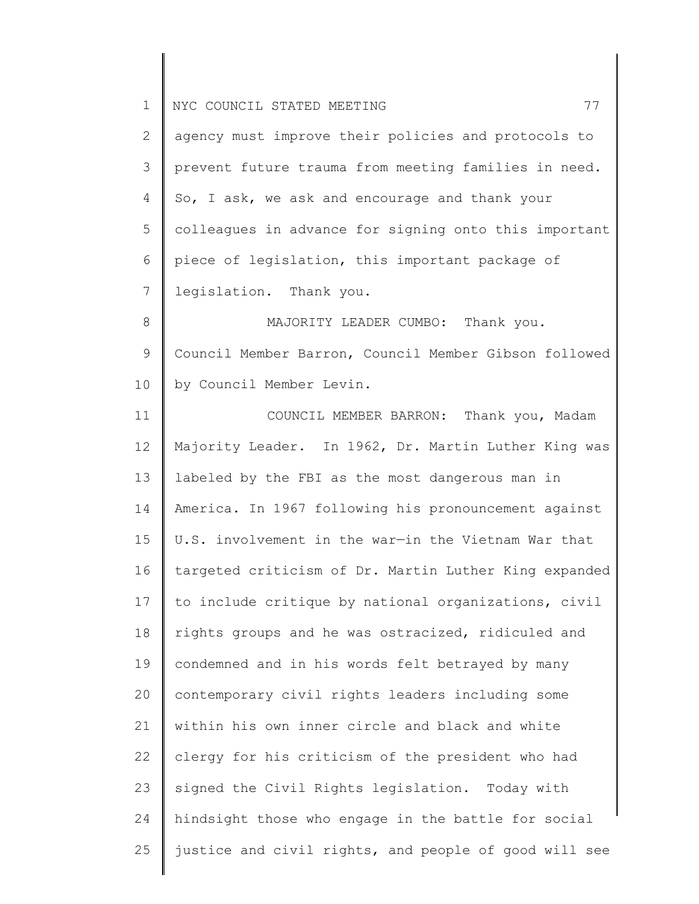agency must improve their policies and protocols to prevent future trauma from meeting families in need. So, I ask, we ask and encourage and thank your colleagues in advance for signing onto this important piece of legislation, this important package of legislation. Thank you.

MAJORITY LEADER CUMBO: Thank you. Council Member Barron, Council Member Gibson followed by Council Member Levin.

COUNCIL MEMBER BARRON: Thank you, Madam Majority Leader. In 1962, Dr. Martin Luther King was labeled by the FBI as the most dangerous man in America. In 1967 following his pronouncement against U.S. involvement in the war—in the Vietnam War that targeted criticism of Dr. Martin Luther King expanded to include critique by national organizations, civil rights groups and he was ostracized, ridiculed and condemned and in his words felt betrayed by many contemporary civil rights leaders including some within his own inner circle and black and white clergy for his criticism of the president who had signed the Civil Rights legislation. Today with hindsight those who engage in the battle for social justice and civil rights, and people of good will see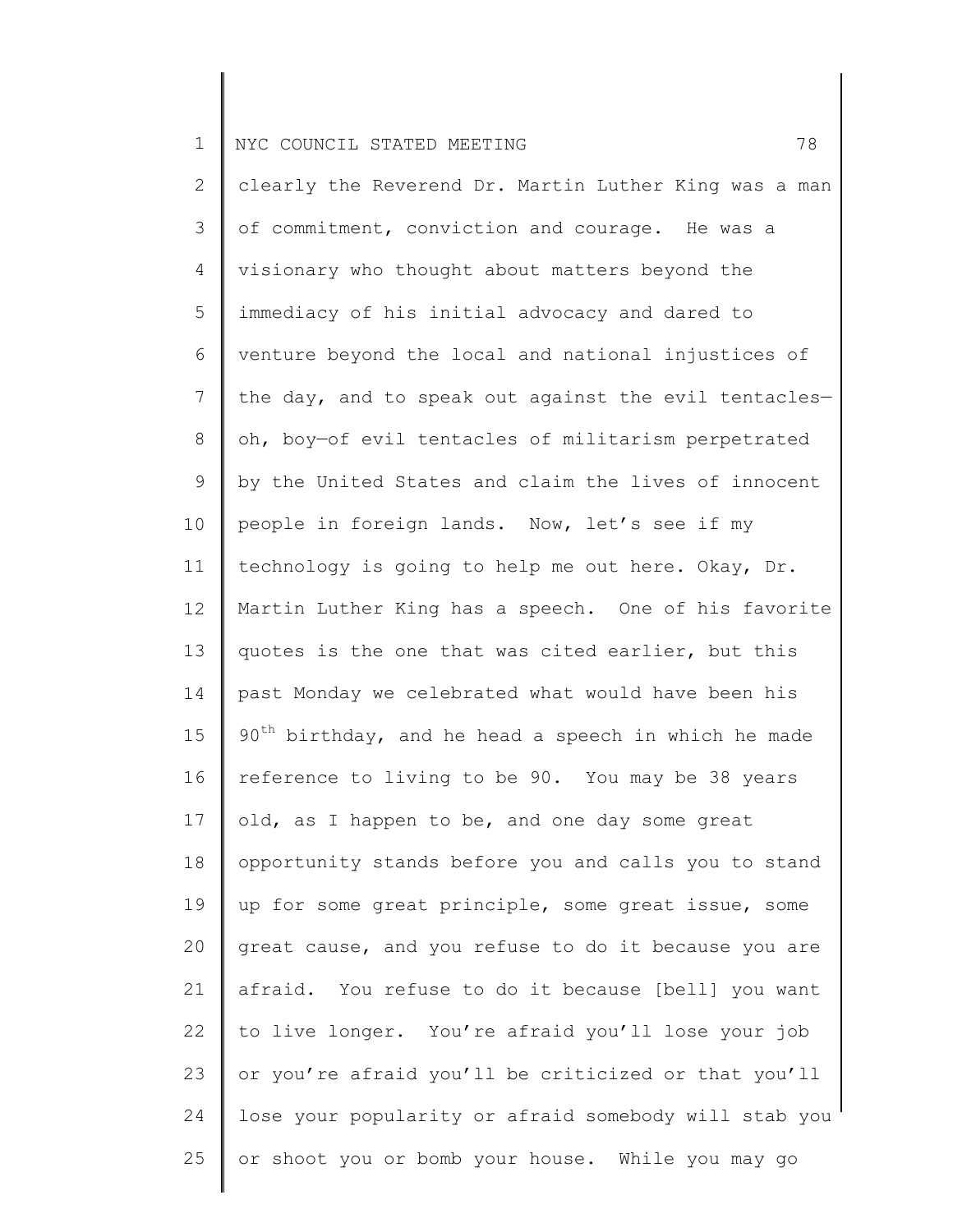clearly the Reverend Dr. Martin Luther King was a man of commitment, conviction and courage. He was a visionary who thought about matters beyond the immediacy of his initial advocacy and dared to venture beyond the local and national injustices of the day, and to speak out against the evil tentacles—oh, boy—of evil tentacles of militarism perpetrated by the United States and claim the lives of innocent people in foreign lands. Now, let's see if my technology is going to help me out here. Okay, Dr. Martin Luther King has a speech. One of his favorite quotes is the one that was cited earlier, but this past Monday we celebrated what would have been his $90^{th}$ birthday, and he head a speech in which he made reference to living to be 90. You may be 38 years old, as I happen to be, and one day some great opportunity stands before you and calls you to stand up for some great principle, some great issue, some great cause, and you refuse to do it because you are afraid. You refuse to do it because [bell] you want to live longer. You're afraid you'll lose your job or you're afraid you'll be criticized or that you'll lose your popularity or afraid somebody will stab you or shoot you or bomb your house. While you may go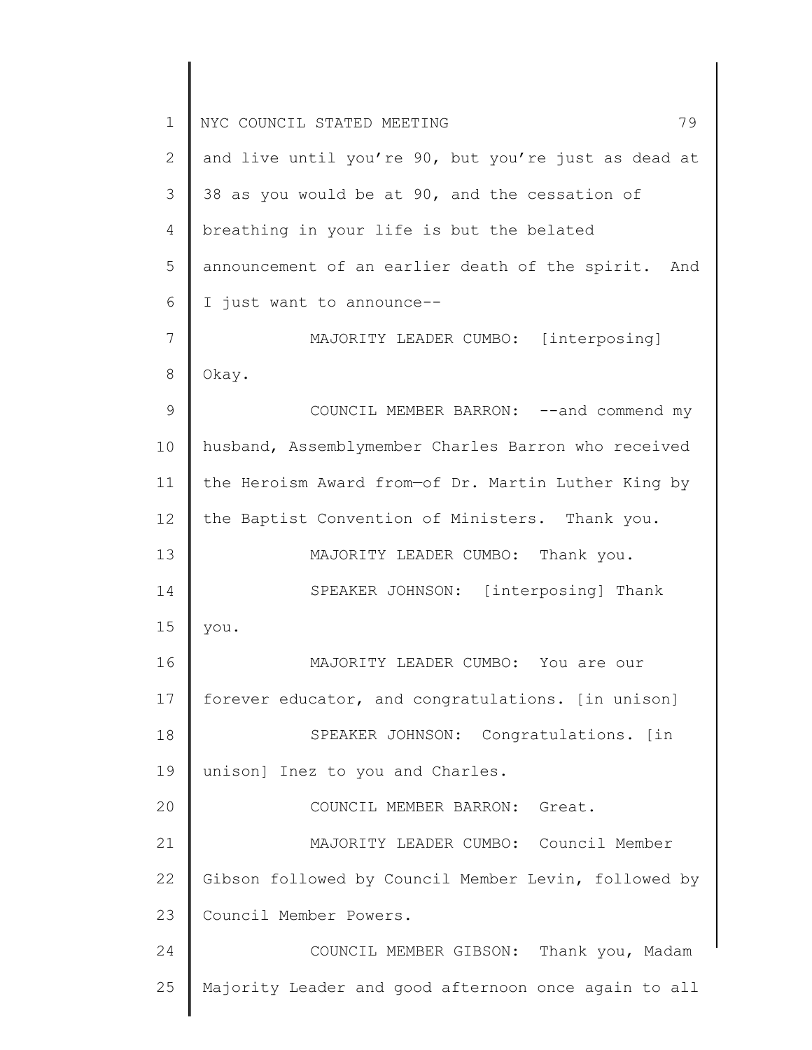and live until you're 90, but you're just as dead at 38 as you would be at 90, and the cessation of breathing in your life is but the belated announcement of an earlier death of the spirit. And I just want to announce--

MAJORITY LEADER CUMBO: [interposing] Okay.

COUNCIL MEMBER BARRON: --and commend my husband, Assemblymember Charles Barron who received the Heroism Award from—of Dr. Martin Luther King by the Baptist Convention of Ministers. Thank you.

MAJORITY LEADER CUMBO: Thank you.

SPEAKER JOHNSON: [interposing] Thank you.

MAJORITY LEADER CUMBO: You are our forever educator, and congratulations. [in unison]

SPEAKER JOHNSON: Congratulations. [in unison] Inez to you and Charles.

COUNCIL MEMBER BARRON: Great.

MAJORITY LEADER CUMBO: Council Member Gibson followed by Council Member Levin, followed by Council Member Powers.

COUNCIL MEMBER GIBSON: Thank you, Madam Majority Leader and good afternoon once again to all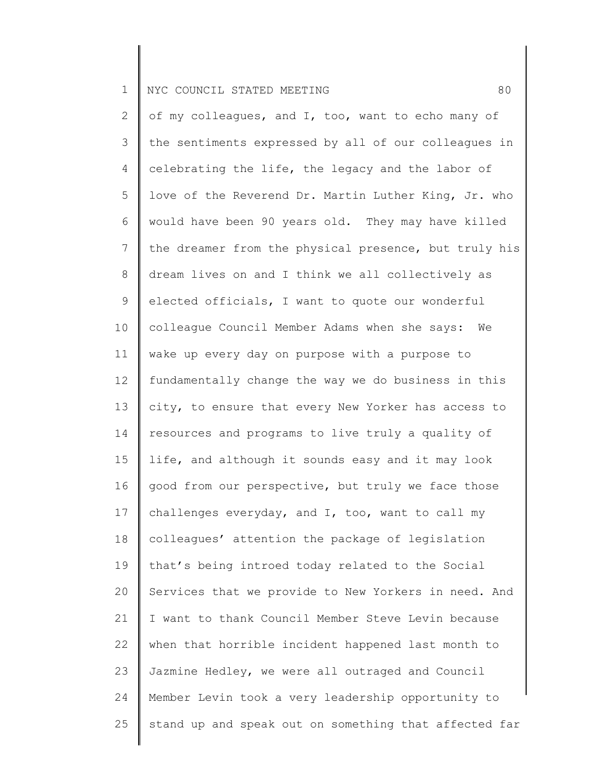of my colleagues, and I, too, want to echo many of the sentiments expressed by all of our colleagues in celebrating the life, the legacy and the labor of love of the Reverend Dr. Martin Luther King, Jr. who would have been 90 years old. They may have killed the dreamer from the physical presence, but truly his dream lives on and I think we all collectively as elected officials, I want to quote our wonderful colleague Council Member Adams when she says: We wake up every day on purpose with a purpose to fundamentally change the way we do business in this city, to ensure that every New Yorker has access to resources and programs to live truly a quality of life, and although it sounds easy and it may look good from our perspective, but truly we face those challenges everyday, and I, too, want to call my colleagues' attention the package of legislation that's being introed today related to the Social Services that we provide to New Yorkers in need. And I want to thank Council Member Steve Levin because when that horrible incident happened last month to Jazmine Hedley, we were all outraged and Council Member Levin took a very leadership opportunity to stand up and speak out on something that affected far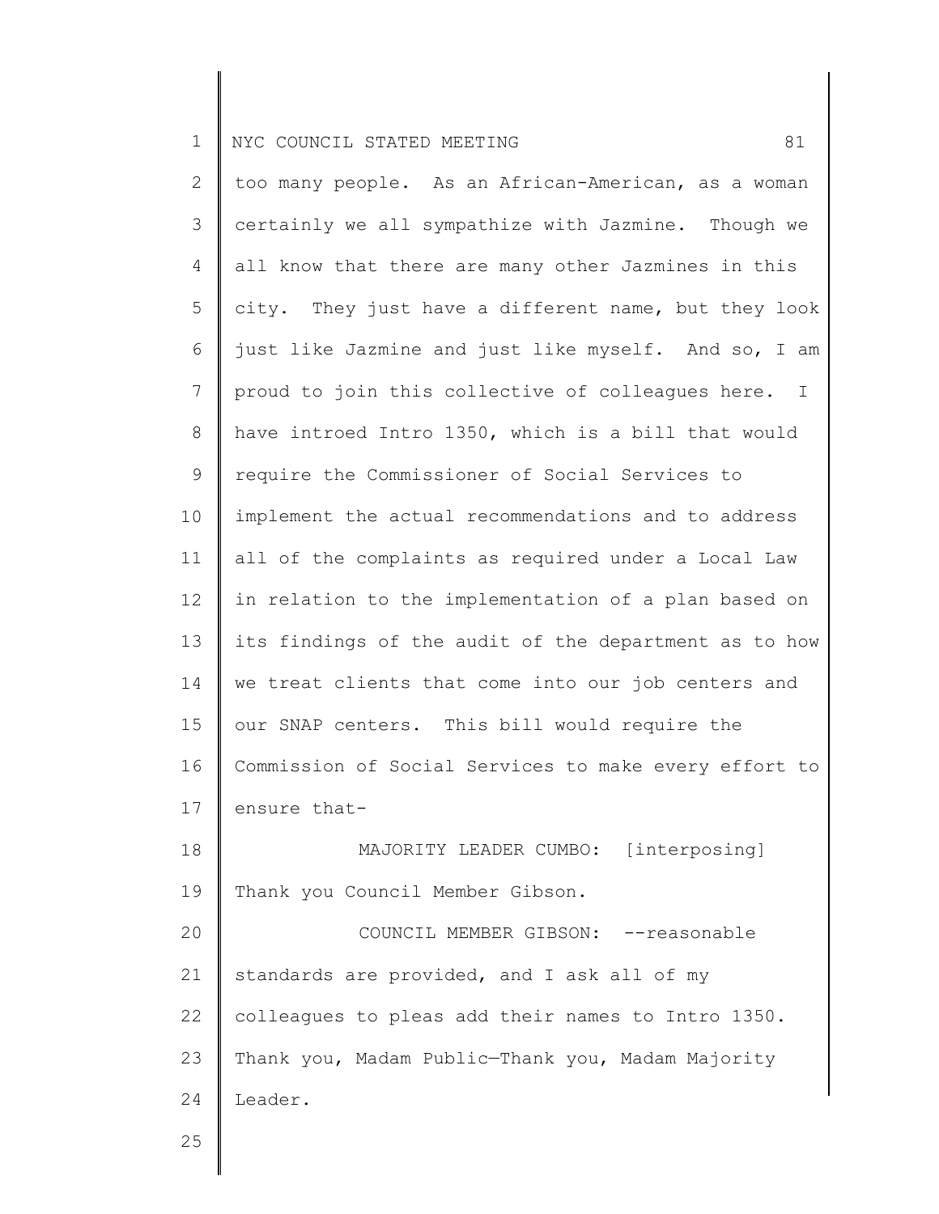too many people. As an African-American, as a woman certainly we all sympathize with Jazmine. Though we all know that there are many other Jazmines in this city. They just have a different name, but they look just like Jazmine and just like myself. And so, I am proud to join this collective of colleagues here. I have introed Intro 1350, which is a bill that would require the Commissioner of Social Services to implement the actual recommendations and to address all of the complaints as required under a Local Law in relation to the implementation of a plan based on its findings of the audit of the department as to how we treat clients that come into our job centers and our SNAP centers. This bill would require the Commission of Social Services to make every effort to ensure that-

MAJORITY LEADER CUMBO: [interposing] Thank you Council Member Gibson.

COUNCIL MEMBER GIBSON: --reasonable standards are provided, and I ask all of my colleagues to pleas add their names to Intro 1350. Thank you, Madam Public—Thank you, Madam Majority Leader.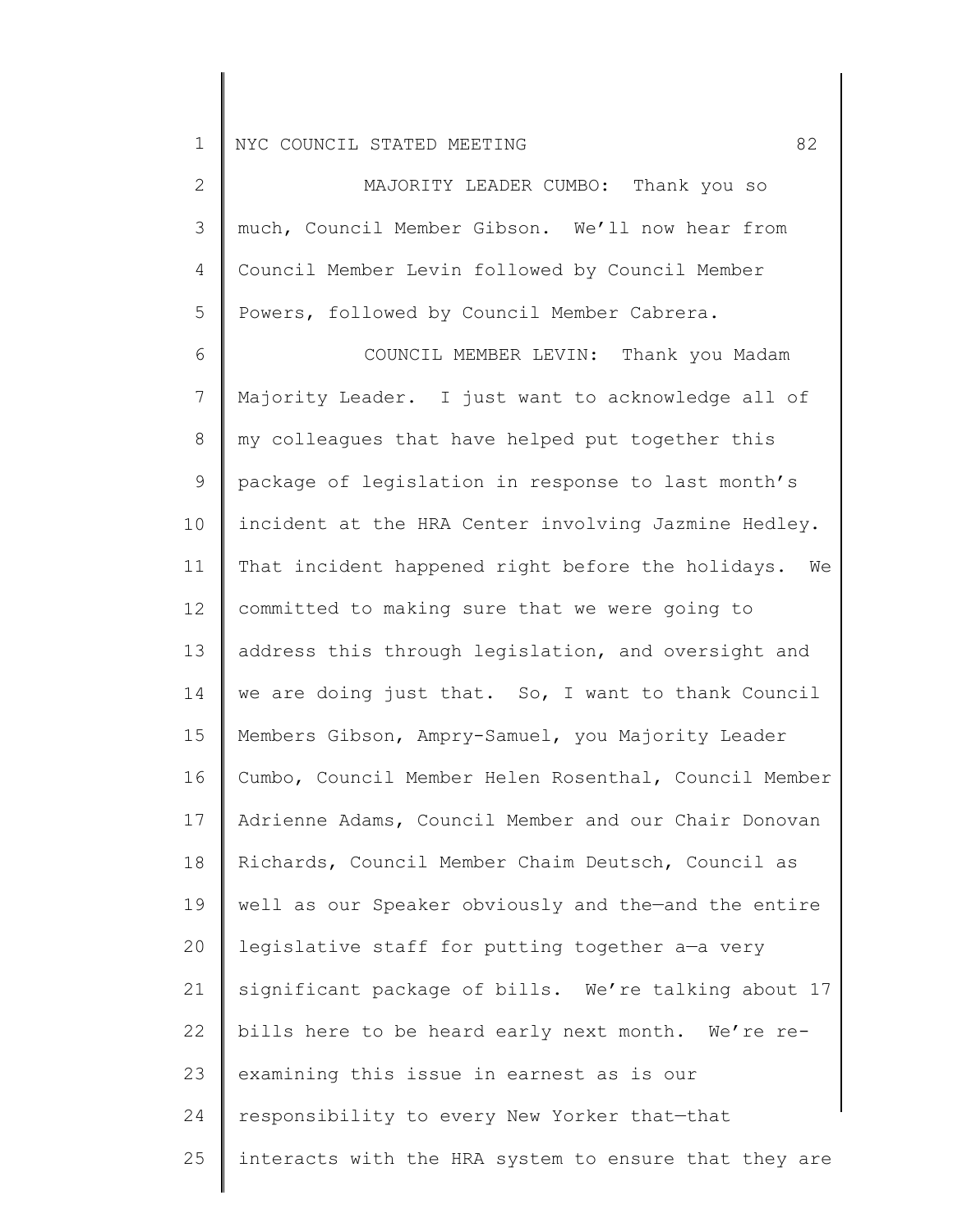MAJORITY LEADER CUMBO: Thank you so much, Council Member Gibson. We'll now hear from Council Member Levin followed by Council Member Powers, followed by Council Member Cabrera.

COUNCIL MEMBER LEVIN: Thank you Madam Majority Leader. I just want to acknowledge all of my colleagues that have helped put together this package of legislation in response to last month's incident at the HRA Center involving Jazmine Hedley. That incident happened right before the holidays. We committed to making sure that we were going to address this through legislation, and oversight and we are doing just that. So, I want to thank Council Members Gibson, Ampry-Samuel, you Majority Leader Cumbo, Council Member Helen Rosenthal, Council Member Adrienne Adams, Council Member and our Chair Donovan Richards, Council Member Chaim Deutsch, Council as well as our Speaker obviously and the—and the entire legislative staff for putting together a—a very significant package of bills. We're talking about 17 bills here to be heard early next month. We're re-examining this issue in earnest as is our responsibility to every New Yorker that—that interacts with the HRA system to ensure that they are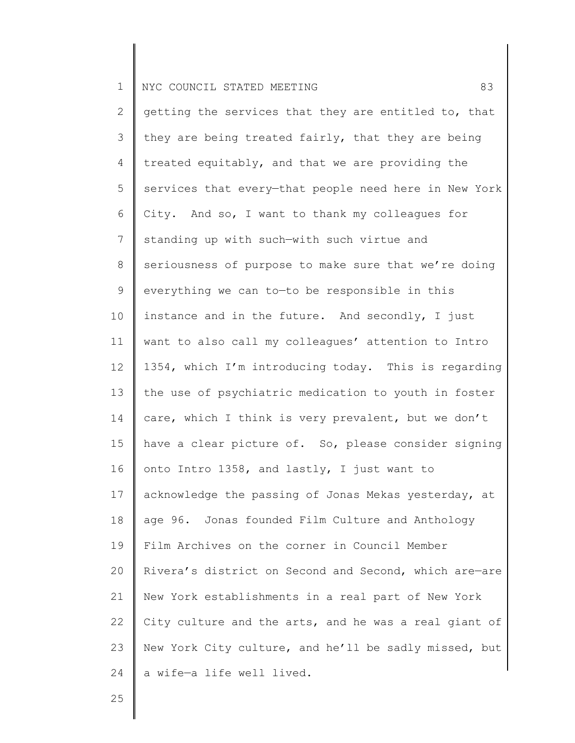getting the services that they are entitled to, that they are being treated fairly, that they are being treated equitably, and that we are providing the services that every—that people need here in New York City. And so, I want to thank my colleagues for standing up with such—with such virtue and seriousness of purpose to make sure that we're doing everything we can to—to be responsible in this instance and in the future. And secondly, I just want to also call my colleagues' attention to Intro 1354, which I'm introducing today. This is regarding the use of psychiatric medication to youth in foster care, which I think is very prevalent, but we don't have a clear picture of. So, please consider signing onto Intro 1358, and lastly, I just want to acknowledge the passing of Jonas Mekas yesterday, at age 96. Jonas founded Film Culture and Anthology Film Archives on the corner in Council Member Rivera's district on Second and Second, which are—are New York establishments in a real part of New York City culture and the arts, and he was a real giant of New York City culture, and he'll be sadly missed, but a wife—a life well lived.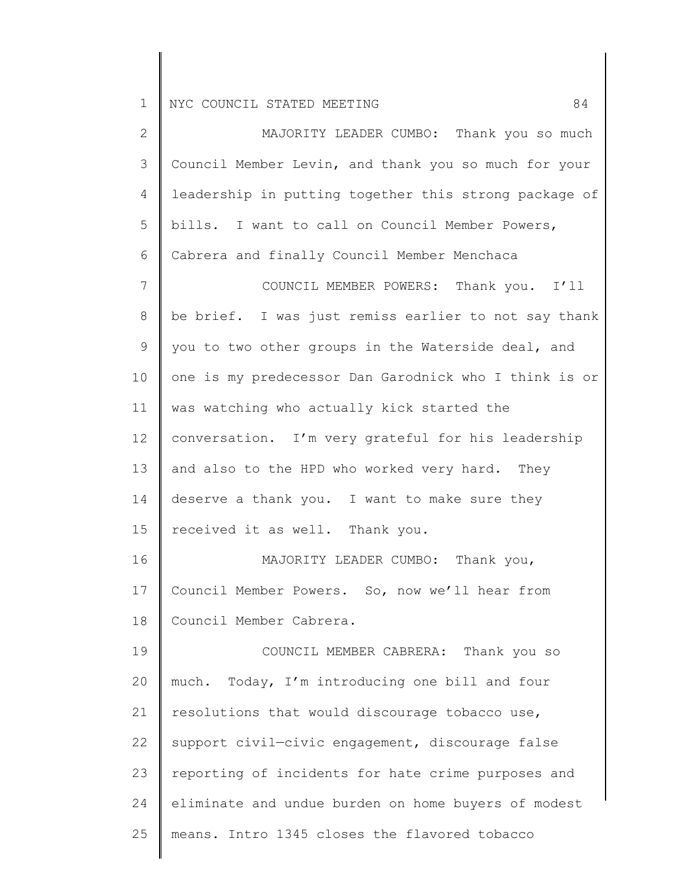MAJORITY LEADER CUMBO: Thank you so much Council Member Levin, and thank you so much for your leadership in putting together this strong package of bills. I want to call on Council Member Powers, Cabrera and finally Council Member Menchaca

COUNCIL MEMBER POWERS: Thank you. I'll be brief. I was just remiss earlier to not say thank you to two other groups in the Waterside deal, and one is my predecessor Dan Garodnick who I think is or was watching who actually kick started the conversation. I'm very grateful for his leadership and also to the HPD who worked very hard. They deserve a thank you. I want to make sure they received it as well. Thank you.

MAJORITY LEADER CUMBO: Thank you, Council Member Powers. So, now we'll hear from Council Member Cabrera.

COUNCIL MEMBER CABRERA: Thank you so much. Today, I'm introducing one bill and four resolutions that would discourage tobacco use, support civil—civic engagement, discourage false reporting of incidents for hate crime purposes and eliminate and undue burden on home buyers of modest means. Intro 1345 closes the flavored tobacco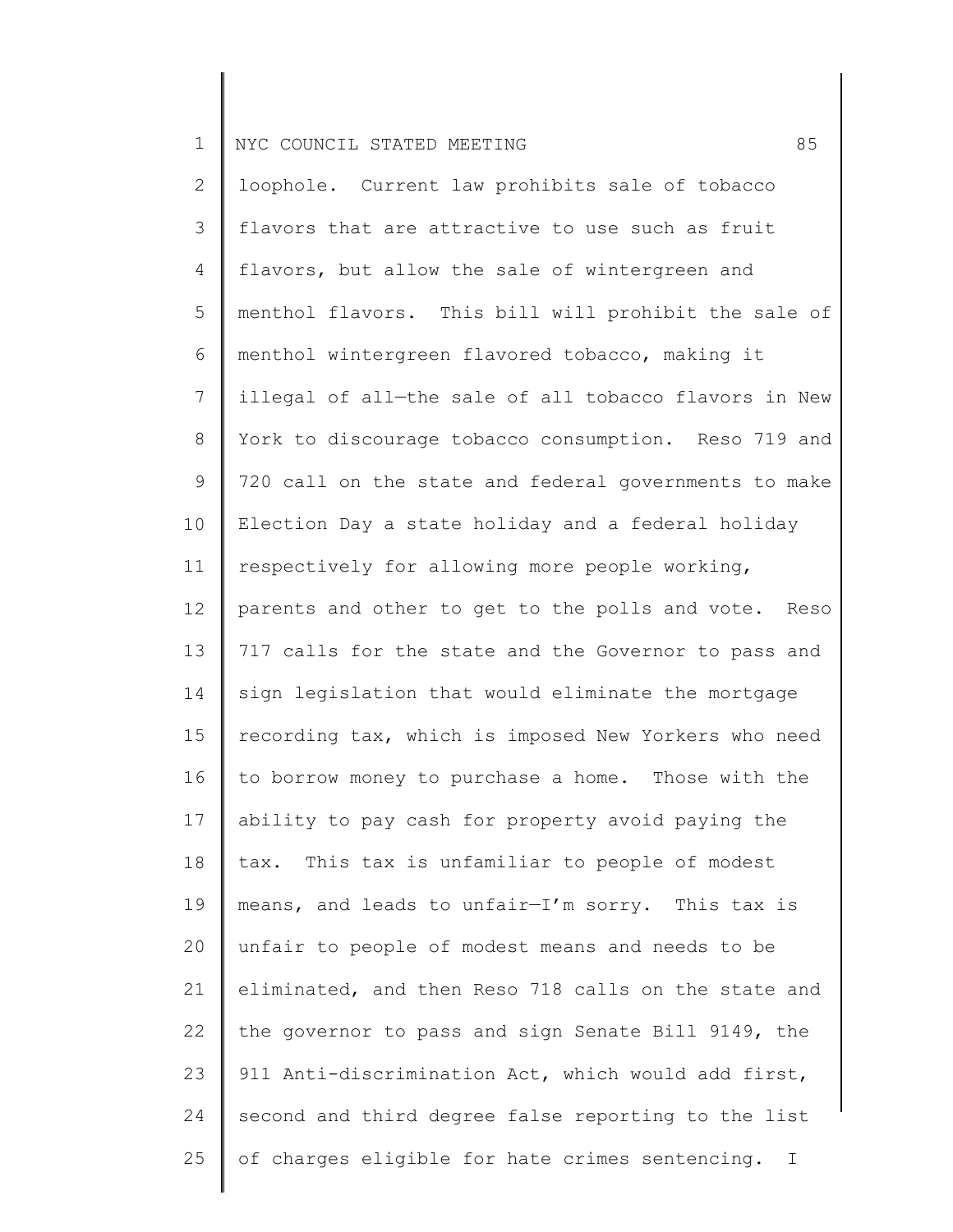loophole. Current law prohibits sale of tobacco flavors that are attractive to use such as fruit flavors, but allow the sale of wintergreen and menthol flavors. This bill will prohibit the sale of menthol wintergreen flavored tobacco, making it illegal of all—the sale of all tobacco flavors in New York to discourage tobacco consumption. Reso 719 and 720 call on the state and federal governments to make Election Day a state holiday and a federal holiday respectively for allowing more people working, parents and other to get to the polls and vote. Reso 717 calls for the state and the Governor to pass and sign legislation that would eliminate the mortgage recording tax, which is imposed New Yorkers who need to borrow money to purchase a home. Those with the ability to pay cash for property avoid paying the tax. This tax is unfamiliar to people of modest means, and leads to unfair—I'm sorry. This tax is unfair to people of modest means and needs to be eliminated, and then Reso 718 calls on the state and the governor to pass and sign Senate Bill 9149, the 911 Anti-discrimination Act, which would add first, second and third degree false reporting to the list of charges eligible for hate crimes sentencing. I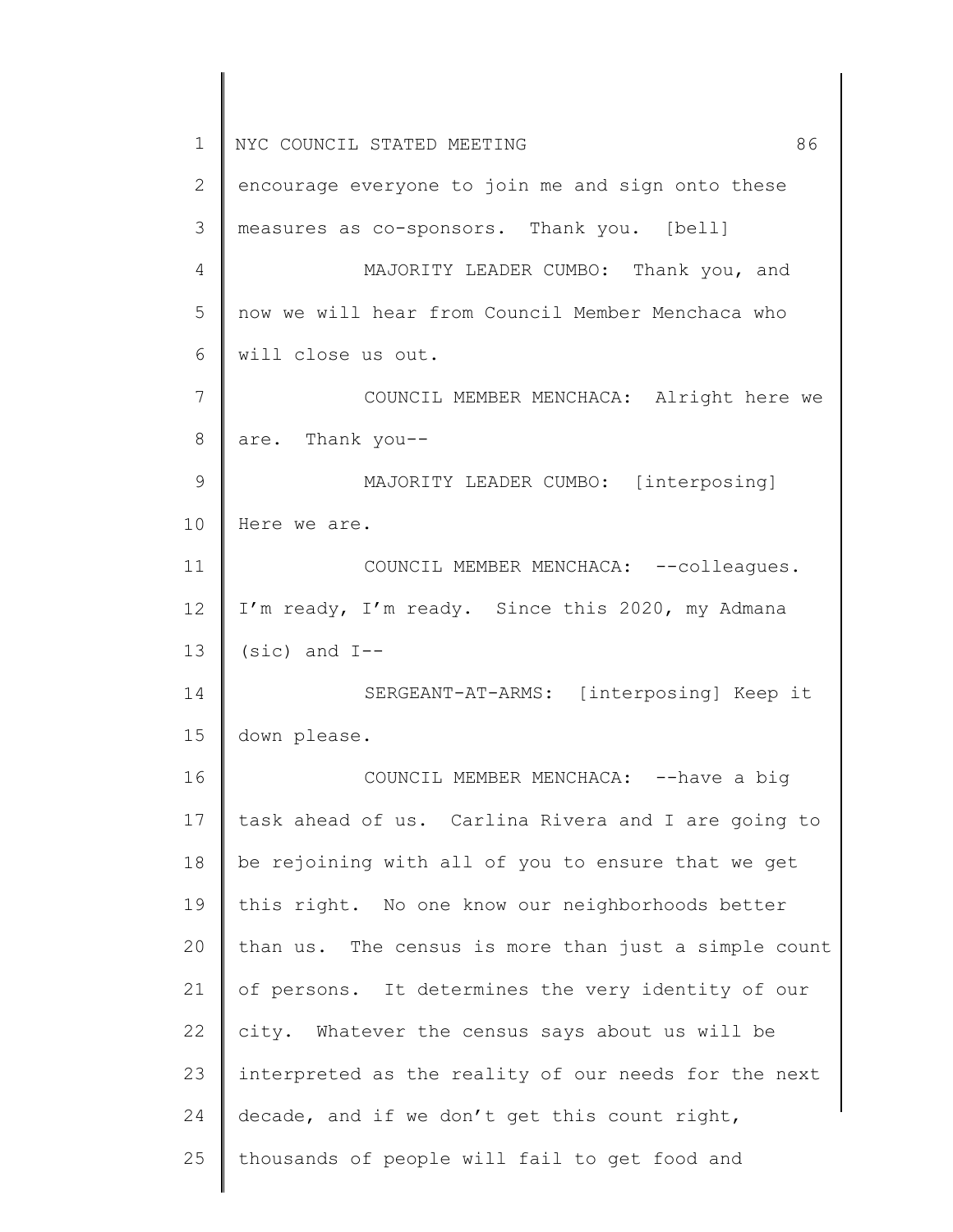encourage everyone to join me and sign onto these measures as co-sponsors. Thank you. [bell]

MAJORITY LEADER CUMBO: Thank you, and now we will hear from Council Member Menchaca who will close us out.

COUNCIL MEMBER MENCHACA: Alright here we are. Thank you--

MAJORITY LEADER CUMBO: [interposing] Here we are.

COUNCIL MEMBER MENCHACA: --colleagues. I'm ready, I'm ready. Since this 2020, my Admana (sic) and I--

SERGEANT-AT-ARMS: [interposing] Keep it down please.

COUNCIL MEMBER MENCHACA: --have a big task ahead of us. Carlina Rivera and I are going to be rejoining with all of you to ensure that we get this right. No one know our neighborhoods better than us. The census is more than just a simple count of persons. It determines the very identity of our city. Whatever the census says about us will be interpreted as the reality of our needs for the next decade, and if we don't get this count right, thousands of people will fail to get food and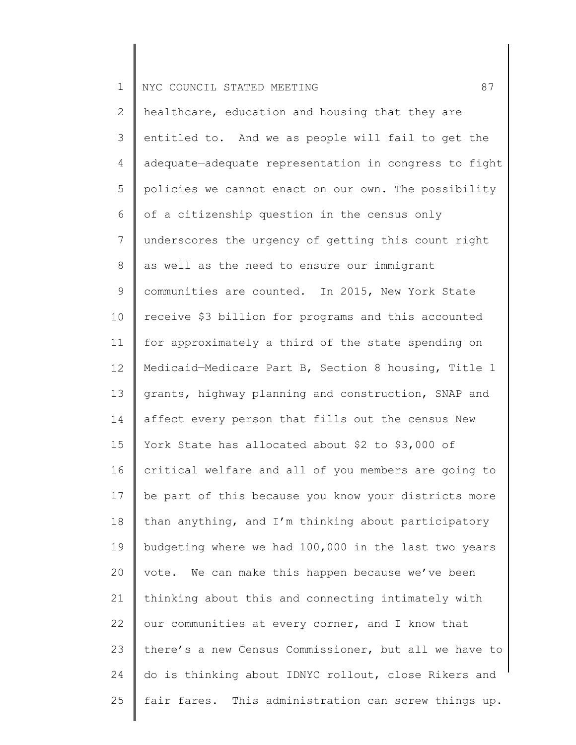healthcare, education and housing that they are entitled to. And we as people will fail to get the adequate—adequate representation in congress to fight policies we cannot enact on our own. The possibility of a citizenship question in the census only underscores the urgency of getting this count right as well as the need to ensure our immigrant communities are counted. In 2015, New York State receive $3 billion for programs and this accounted for approximately a third of the state spending on Medicaid—Medicare Part B, Section 8 housing, Title 1 grants, highway planning and construction, SNAP and affect every person that fills out the census New York State has allocated about $2 to $3,000 of critical welfare and all of you members are going to be part of this because you know your districts more than anything, and I'm thinking about participatory budgeting where we had 100,000 in the last two years vote. We can make this happen because we've been thinking about this and connecting intimately with our communities at every corner, and I know that there's a new Census Commissioner, but all we have to do is thinking about IDNYC rollout, close Rikers and fair fares. This administration can screw things up.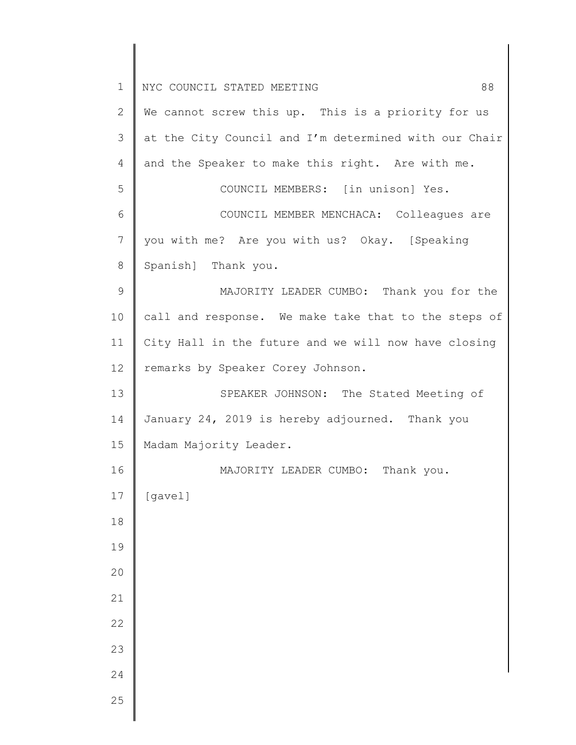We cannot screw this up. This is a priority for us at the City Council and I'm determined with our Chair and the Speaker to make this right. Are with me.

COUNCIL MEMBERS: [in unison] Yes.

COUNCIL MEMBER MENCHACA: Colleagues are you with me? Are you with us? Okay. [Speaking Spanish] Thank you.

MAJORITY LEADER CUMBO: Thank you for the call and response. We make take that to the steps of City Hall in the future and we will now have closing remarks by Speaker Corey Johnson.

SPEAKER JOHNSON: The Stated Meeting of January 24, 2019 is hereby adjourned. Thank you Madam Majority Leader.

MAJORITY LEADER CUMBO: Thank you.

[gavel]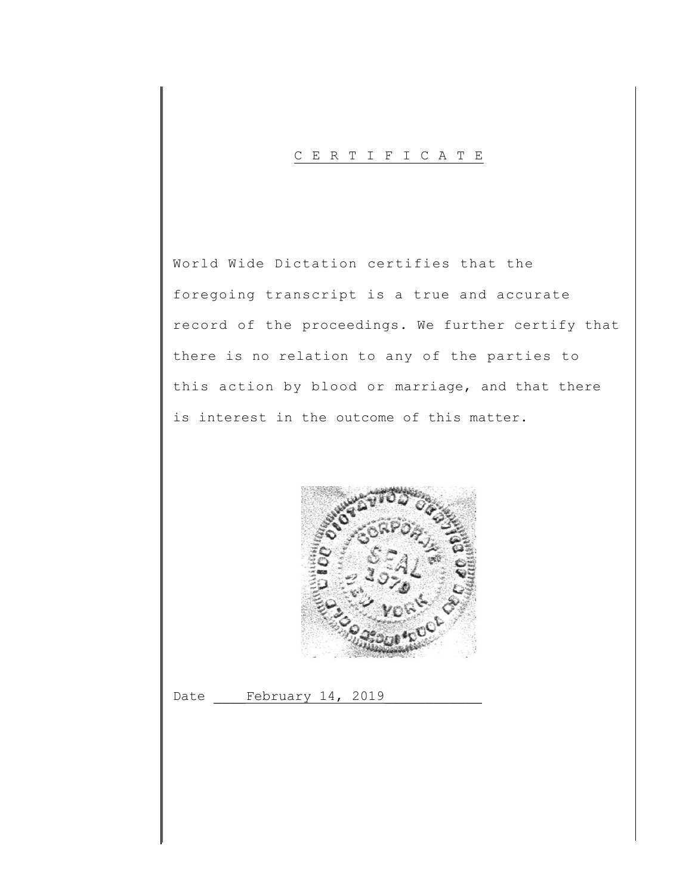<u>C E R T I F I C A T E</u>

World Wide Dictation certifies that the foregoing transcript is a true and accurate record of the proceedings. We further certify that there is no relation to any of the parties to this action by blood or marriage, and that there is interest in the outcome of this matter.

Date ____February 14, 2019___________